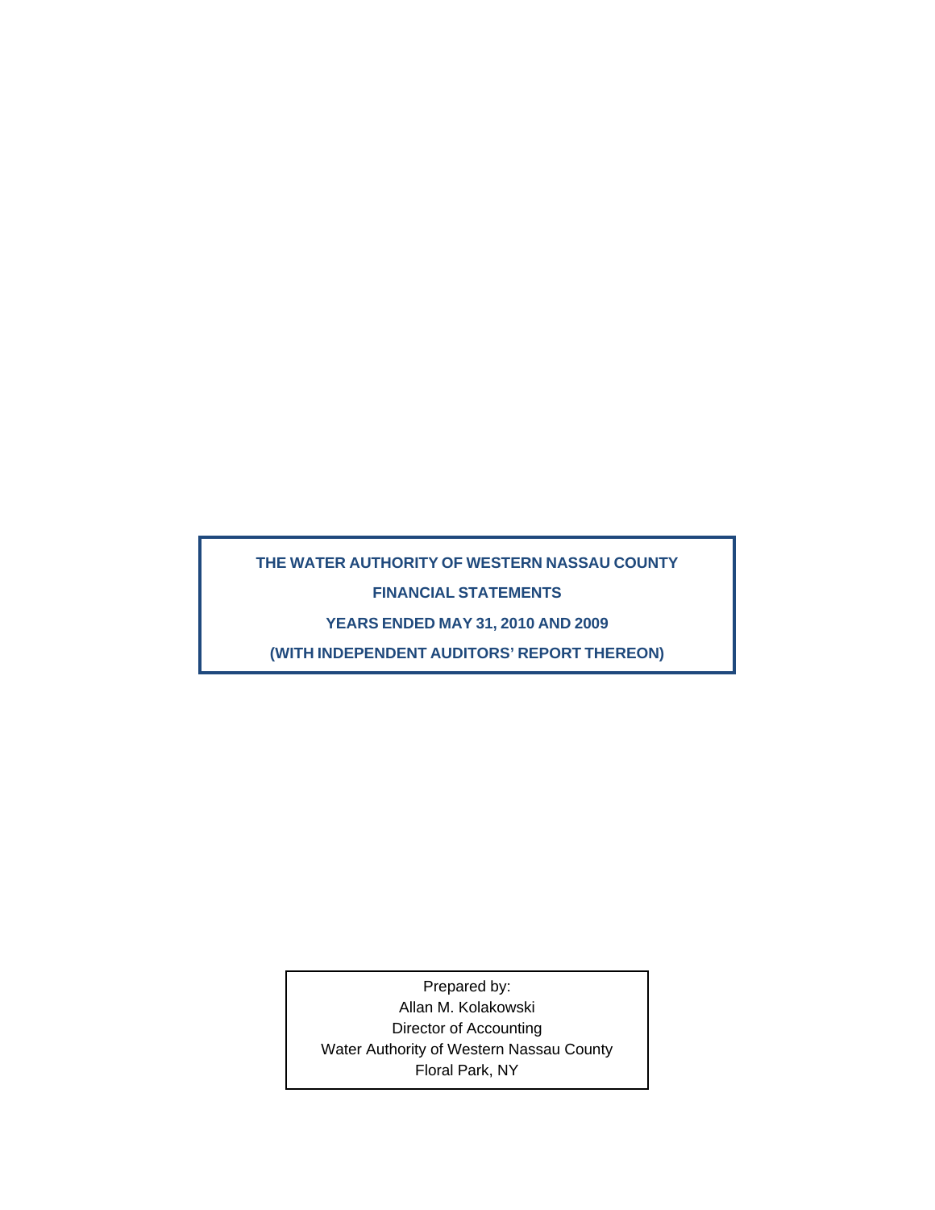# THE WATER AUTHORITY OF WESTERN NASSAU COUNTY

## FINANCIAL STATEMENTS

## YEARS ENDED MAY 31, 2010 AND 2009

## (WITH INDEPENDENT AUDITORS' REPORT THEREON)

Prepared by:
Allan M. Kolakowski
Director of Accounting
Water Authority of Western Nassau County
Floral Park, NY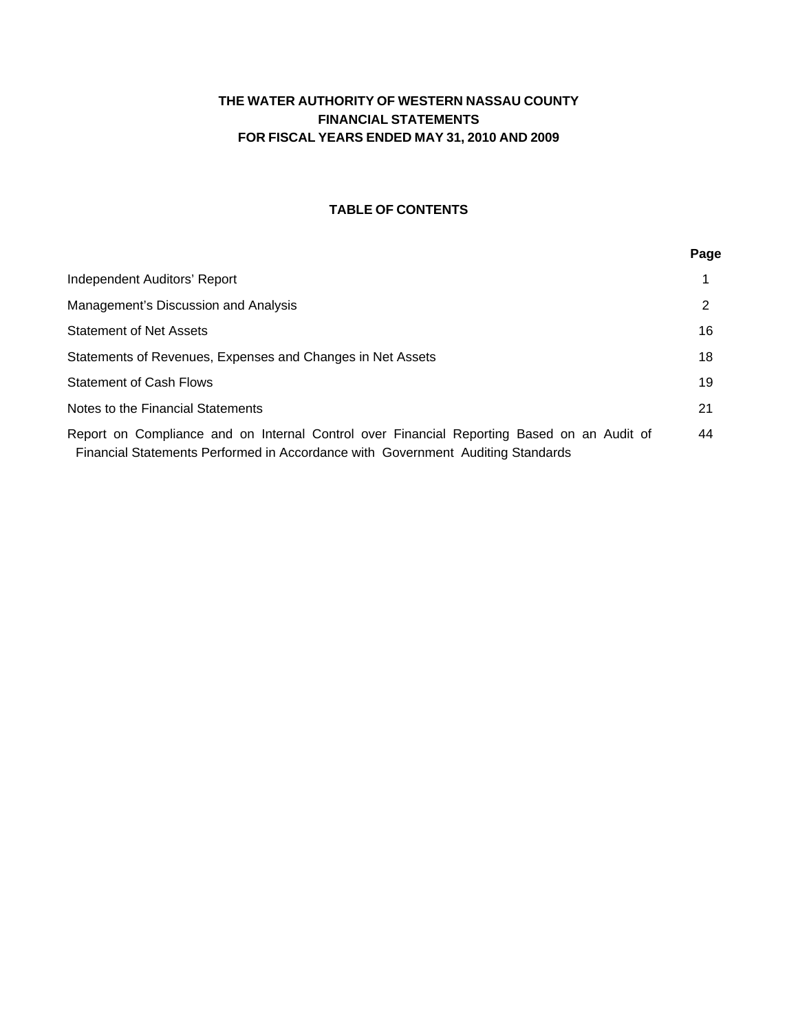**THE WATER AUTHORITY OF WESTERN NASSAU COUNTY**
**FINANCIAL STATEMENTS**
**FOR FISCAL YEARS ENDED MAY 31, 2010 AND 2009**

## TABLE OF CONTENTS

| | Page |
|---|---|
| Independent Auditors' Report | 1 |
| Management's Discussion and Analysis | 2 |
| Statement of Net Assets | 16 |
| Statements of Revenues, Expenses and Changes in Net Assets | 18 |
| Statement of Cash Flows | 19 |
| Notes to the Financial Statements | 21 |
| Report on Compliance and on Internal Control over Financial Reporting Based on an Audit of Financial Statements Performed in Accordance with Government Auditing Standards | 44 |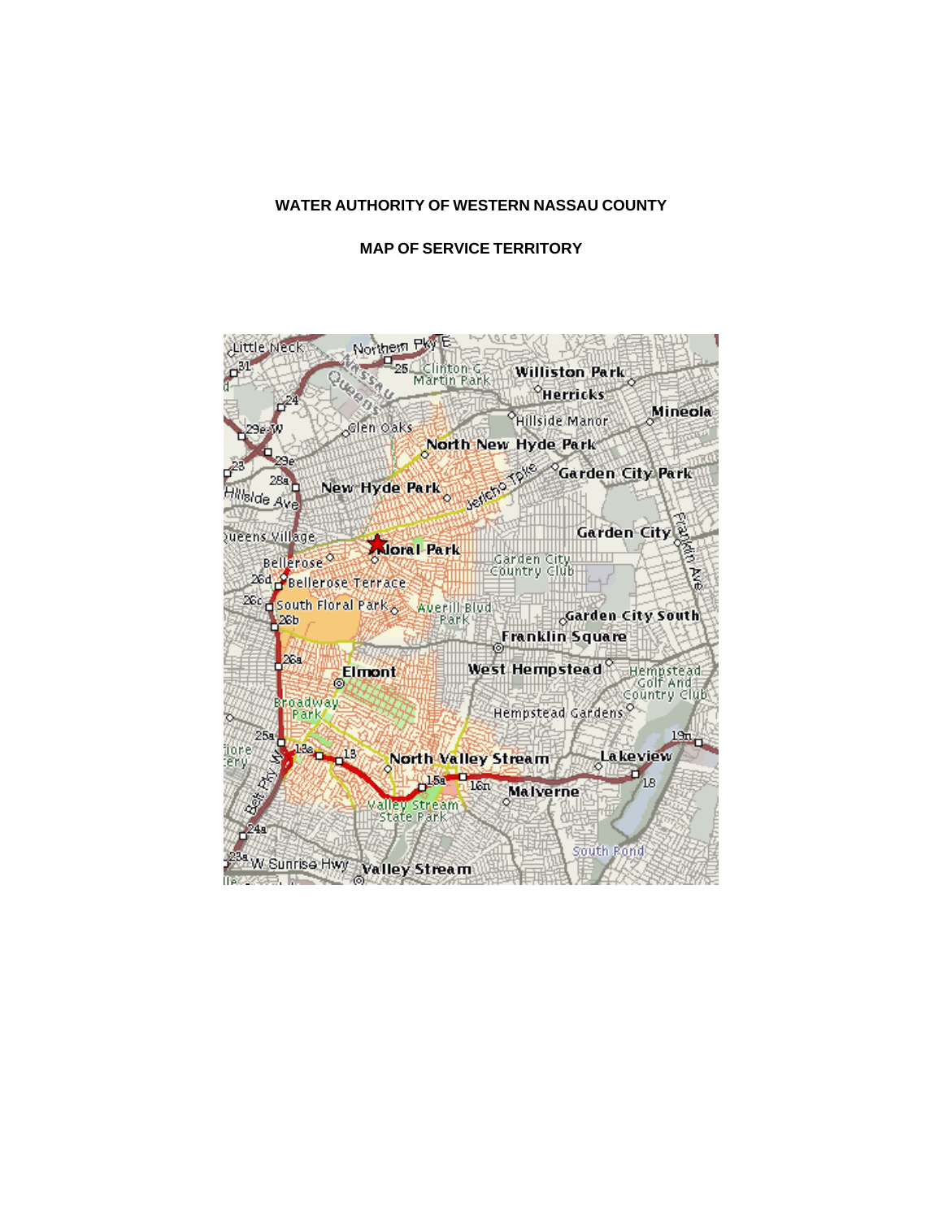**WATER AUTHORITY OF WESTERN NASSAU COUNTY**

**MAP OF SERVICE TERRITORY**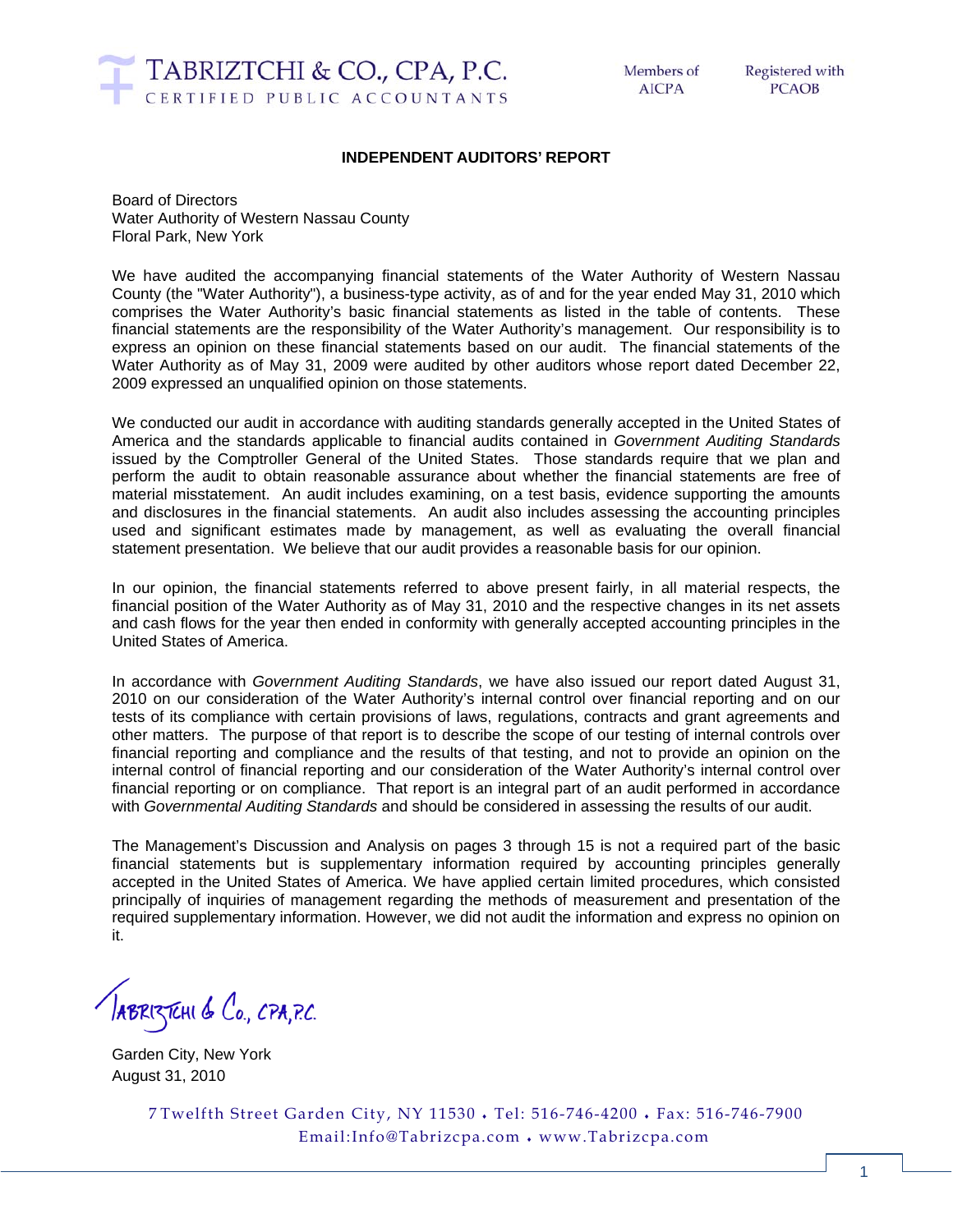TABRIZTCHI & CO., CPA, P.C.
CERTIFIED PUBLIC ACCOUNTANTS

Members of AICPA

Registered with PCAOB

## INDEPENDENT AUDITORS' REPORT

Board of Directors
Water Authority of Western Nassau County
Floral Park, New York

We have audited the accompanying financial statements of the Water Authority of Western Nassau County (the "Water Authority"), a business-type activity, as of and for the year ended May 31, 2010 which comprises the Water Authority's basic financial statements as listed in the table of contents. These financial statements are the responsibility of the Water Authority's management. Our responsibility is to express an opinion on these financial statements based on our audit. The financial statements of the Water Authority as of May 31, 2009 were audited by other auditors whose report dated December 22, 2009 expressed an unqualified opinion on those statements.

We conducted our audit in accordance with auditing standards generally accepted in the United States of America and the standards applicable to financial audits contained in *Government Auditing Standards* issued by the Comptroller General of the United States. Those standards require that we plan and perform the audit to obtain reasonable assurance about whether the financial statements are free of material misstatement. An audit includes examining, on a test basis, evidence supporting the amounts and disclosures in the financial statements. An audit also includes assessing the accounting principles used and significant estimates made by management, as well as evaluating the overall financial statement presentation. We believe that our audit provides a reasonable basis for our opinion.

In our opinion, the financial statements referred to above present fairly, in all material respects, the financial position of the Water Authority as of May 31, 2010 and the respective changes in its net assets and cash flows for the year then ended in conformity with generally accepted accounting principles in the United States of America.

In accordance with *Government Auditing Standards*, we have also issued our report dated August 31, 2010 on our consideration of the Water Authority's internal control over financial reporting and on our tests of its compliance with certain provisions of laws, regulations, contracts and grant agreements and other matters. The purpose of that report is to describe the scope of our testing of internal controls over financial reporting and compliance and the results of that testing, and not to provide an opinion on the internal control of financial reporting and our consideration of the Water Authority's internal control over financial reporting or on compliance. That report is an integral part of an audit performed in accordance with *Governmental Auditing Standards* and should be considered in assessing the results of our audit.

The Management's Discussion and Analysis on pages 3 through 15 is not a required part of the basic financial statements but is supplementary information required by accounting principles generally accepted in the United States of America. We have applied certain limited procedures, which consisted principally of inquiries of management regarding the methods of measurement and presentation of the required supplementary information. However, we did not audit the information and express no opinion on it.

Tabriztchi & Co., CPA, P.C.

Garden City, New York
August 31, 2010

7 Twelfth Street Garden City, NY 11530 • Tel: 516-746-4200 • Fax: 516-746-7900
Email:Info@Tabrizcpa.com • www.Tabrizcpa.com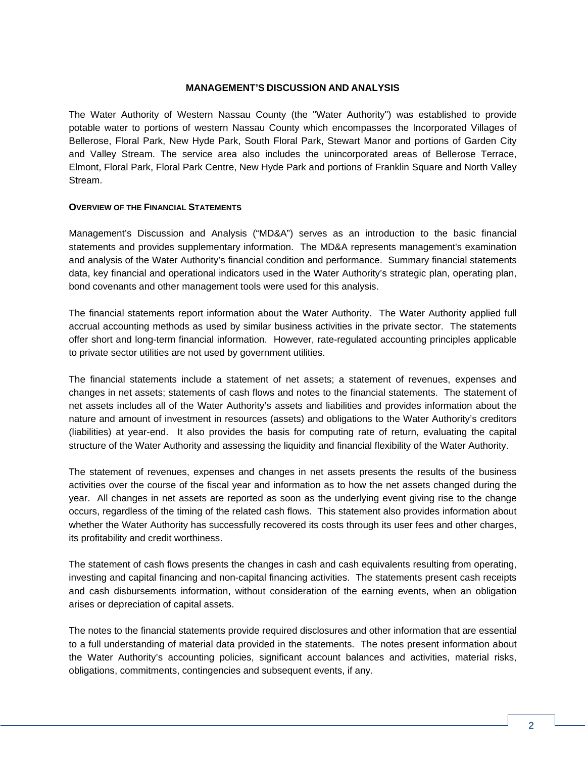## MANAGEMENT'S DISCUSSION AND ANALYSIS

The Water Authority of Western Nassau County (the "Water Authority") was established to provide potable water to portions of western Nassau County which encompasses the Incorporated Villages of Bellerose, Floral Park, New Hyde Park, South Floral Park, Stewart Manor and portions of Garden City and Valley Stream. The service area also includes the unincorporated areas of Bellerose Terrace, Elmont, Floral Park, Floral Park Centre, New Hyde Park and portions of Franklin Square and North Valley Stream.

### OVERVIEW OF THE FINANCIAL STATEMENTS

Management's Discussion and Analysis ("MD&A") serves as an introduction to the basic financial statements and provides supplementary information. The MD&A represents management's examination and analysis of the Water Authority's financial condition and performance. Summary financial statements data, key financial and operational indicators used in the Water Authority's strategic plan, operating plan, bond covenants and other management tools were used for this analysis.

The financial statements report information about the Water Authority. The Water Authority applied full accrual accounting methods as used by similar business activities in the private sector. The statements offer short and long-term financial information. However, rate-regulated accounting principles applicable to private sector utilities are not used by government utilities.

The financial statements include a statement of net assets; a statement of revenues, expenses and changes in net assets; statements of cash flows and notes to the financial statements. The statement of net assets includes all of the Water Authority's assets and liabilities and provides information about the nature and amount of investment in resources (assets) and obligations to the Water Authority's creditors (liabilities) at year-end. It also provides the basis for computing rate of return, evaluating the capital structure of the Water Authority and assessing the liquidity and financial flexibility of the Water Authority.

The statement of revenues, expenses and changes in net assets presents the results of the business activities over the course of the fiscal year and information as to how the net assets changed during the year. All changes in net assets are reported as soon as the underlying event giving rise to the change occurs, regardless of the timing of the related cash flows. This statement also provides information about whether the Water Authority has successfully recovered its costs through its user fees and other charges, its profitability and credit worthiness.

The statement of cash flows presents the changes in cash and cash equivalents resulting from operating, investing and capital financing and non-capital financing activities. The statements present cash receipts and cash disbursements information, without consideration of the earning events, when an obligation arises or depreciation of capital assets.

The notes to the financial statements provide required disclosures and other information that are essential to a full understanding of material data provided in the statements. The notes present information about the Water Authority's accounting policies, significant account balances and activities, material risks, obligations, commitments, contingencies and subsequent events, if any.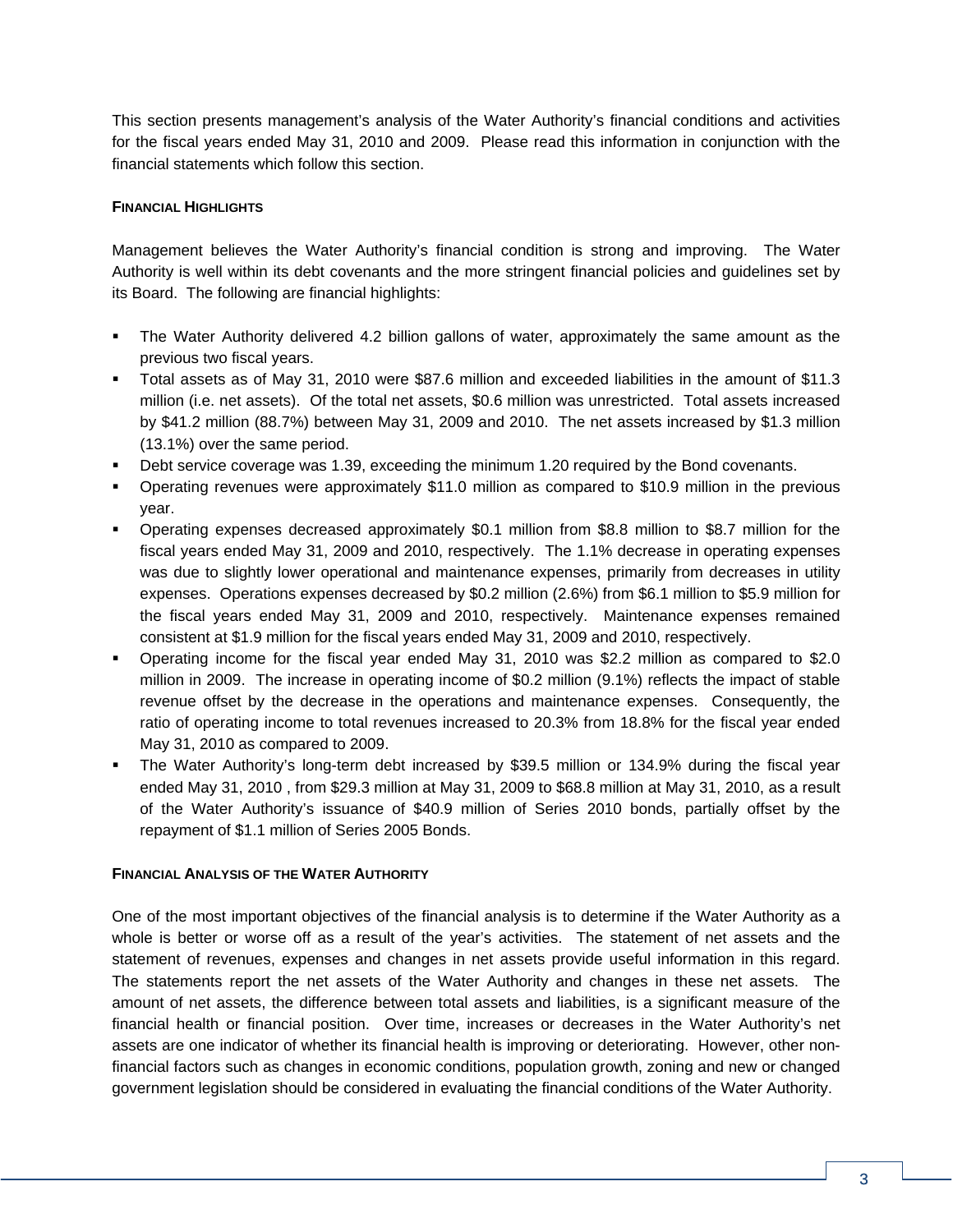This section presents management's analysis of the Water Authority's financial conditions and activities for the fiscal years ended May 31, 2010 and 2009. Please read this information in conjunction with the financial statements which follow this section.

## FINANCIAL HIGHLIGHTS

Management believes the Water Authority's financial condition is strong and improving. The Water Authority is well within its debt covenants and the more stringent financial policies and guidelines set by its Board. The following are financial highlights:

- The Water Authority delivered 4.2 billion gallons of water, approximately the same amount as the previous two fiscal years.
- Total assets as of May 31, 2010 were $87.6 million and exceeded liabilities in the amount of $11.3 million (i.e. net assets). Of the total net assets, $0.6 million was unrestricted. Total assets increased by $41.2 million (88.7%) between May 31, 2009 and 2010. The net assets increased by $1.3 million (13.1%) over the same period.
- Debt service coverage was 1.39, exceeding the minimum 1.20 required by the Bond covenants.
- Operating revenues were approximately $11.0 million as compared to $10.9 million in the previous year.
- Operating expenses decreased approximately $0.1 million from $8.8 million to $8.7 million for the fiscal years ended May 31, 2009 and 2010, respectively. The 1.1% decrease in operating expenses was due to slightly lower operational and maintenance expenses, primarily from decreases in utility expenses. Operations expenses decreased by $0.2 million (2.6%) from $6.1 million to $5.9 million for the fiscal years ended May 31, 2009 and 2010, respectively. Maintenance expenses remained consistent at $1.9 million for the fiscal years ended May 31, 2009 and 2010, respectively.
- Operating income for the fiscal year ended May 31, 2010 was $2.2 million as compared to $2.0 million in 2009. The increase in operating income of $0.2 million (9.1%) reflects the impact of stable revenue offset by the decrease in the operations and maintenance expenses. Consequently, the ratio of operating income to total revenues increased to 20.3% from 18.8% for the fiscal year ended May 31, 2010 as compared to 2009.
- The Water Authority's long-term debt increased by $39.5 million or 134.9% during the fiscal year ended May 31, 2010 , from $29.3 million at May 31, 2009 to $68.8 million at May 31, 2010, as a result of the Water Authority's issuance of $40.9 million of Series 2010 bonds, partially offset by the repayment of $1.1 million of Series 2005 Bonds.

## FINANCIAL ANALYSIS OF THE WATER AUTHORITY

One of the most important objectives of the financial analysis is to determine if the Water Authority as a whole is better or worse off as a result of the year's activities. The statement of net assets and the statement of revenues, expenses and changes in net assets provide useful information in this regard. The statements report the net assets of the Water Authority and changes in these net assets. The amount of net assets, the difference between total assets and liabilities, is a significant measure of the financial health or financial position. Over time, increases or decreases in the Water Authority's net assets are one indicator of whether its financial health is improving or deteriorating. However, other non-financial factors such as changes in economic conditions, population growth, zoning and new or changed government legislation should be considered in evaluating the financial conditions of the Water Authority.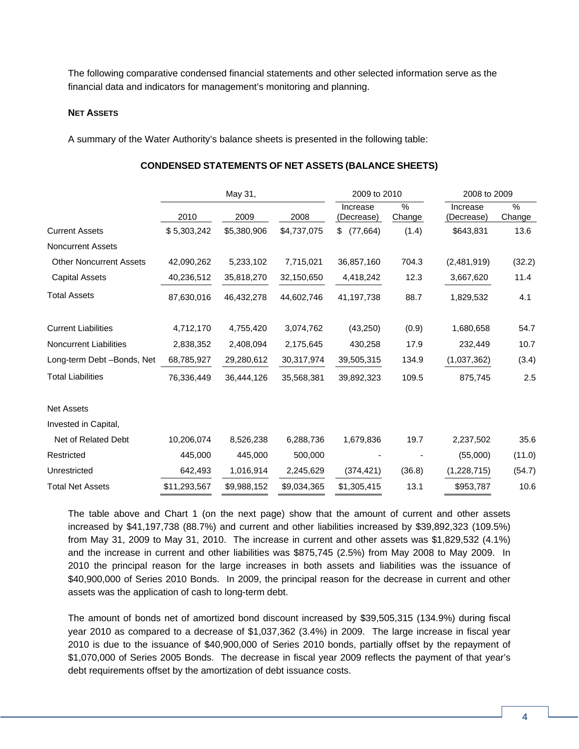The following comparative condensed financial statements and other selected information serve as the financial data and indicators for management's monitoring and planning.

**NET ASSETS**

A summary of the Water Authority's balance sheets is presented in the following table:

**CONDENSED STATEMENTS OF NET ASSETS (BALANCE SHEETS)**

| | May 31, | | | 2009 to 2010 | | 2008 to 2009 | |
|---|---|---|---|---|---|---|---|
| | 2010 | 2009 | 2008 | Increase (Decrease) | % Change | Increase (Decrease) | % Change |
| Current Assets | $ 5,303,242 | $5,380,906 | $4,737,075 | $ (77,664) | (1.4) | $643,831 | 13.6 |
| Noncurrent Assets | | | | | | | |
| Other Noncurrent Assets | 42,090,262 | 5,233,102 | 7,715,021 | 36,857,160 | 704.3 | (2,481,919) | (32.2) |
| Capital Assets | 40,236,512 | 35,818,270 | 32,150,650 | 4,418,242 | 12.3 | 3,667,620 | 11.4 |
| Total Assets | 87,630,016 | 46,432,278 | 44,602,746 | 41,197,738 | 88.7 | 1,829,532 | 4.1 |
| Current Liabilities | 4,712,170 | 4,755,420 | 3,074,762 | (43,250) | (0.9) | 1,680,658 | 54.7 |
| Noncurrent Liabilities | 2,838,352 | 2,408,094 | 2,175,645 | 430,258 | 17.9 | 232,449 | 10.7 |
| Long-term Debt –Bonds, Net | 68,785,927 | 29,280,612 | 30,317,974 | 39,505,315 | 134.9 | (1,037,362) | (3.4) |
| Total Liabilities | 76,336,449 | 36,444,126 | 35,568,381 | 39,892,323 | 109.5 | 875,745 | 2.5 |
| Net Assets | | | | | | | |
| Invested in Capital, | | | | | | | |
| Net of Related Debt | 10,206,074 | 8,526,238 | 6,288,736 | 1,679,836 | 19.7 | 2,237,502 | 35.6 |
| Restricted | 445,000 | 445,000 | 500,000 | - | - | (55,000) | (11.0) |
| Unrestricted | 642,493 | 1,016,914 | 2,245,629 | (374,421) | (36.8) | (1,228,715) | (54.7) |
| Total Net Assets | $11,293,567 | $9,988,152 | $9,034,365 | $1,305,415 | 13.1 | $953,787 | 10.6 |

The table above and Chart 1 (on the next page) show that the amount of current and other assets increased by $41,197,738 (88.7%) and current and other liabilities increased by $39,892,323 (109.5%) from May 31, 2009 to May 31, 2010. The increase in current and other assets was $1,829,532 (4.1%) and the increase in current and other liabilities was $875,745 (2.5%) from May 2008 to May 2009. In 2010 the principal reason for the large increases in both assets and liabilities was the issuance of $40,900,000 of Series 2010 Bonds. In 2009, the principal reason for the decrease in current and other assets was the application of cash to long-term debt.

The amount of bonds net of amortized bond discount increased by $39,505,315 (134.9%) during fiscal year 2010 as compared to a decrease of $1,037,362 (3.4%) in 2009. The large increase in fiscal year 2010 is due to the issuance of $40,900,000 of Series 2010 bonds, partially offset by the repayment of $1,070,000 of Series 2005 Bonds. The decrease in fiscal year 2009 reflects the payment of that year's debt requirements offset by the amortization of debt issuance costs.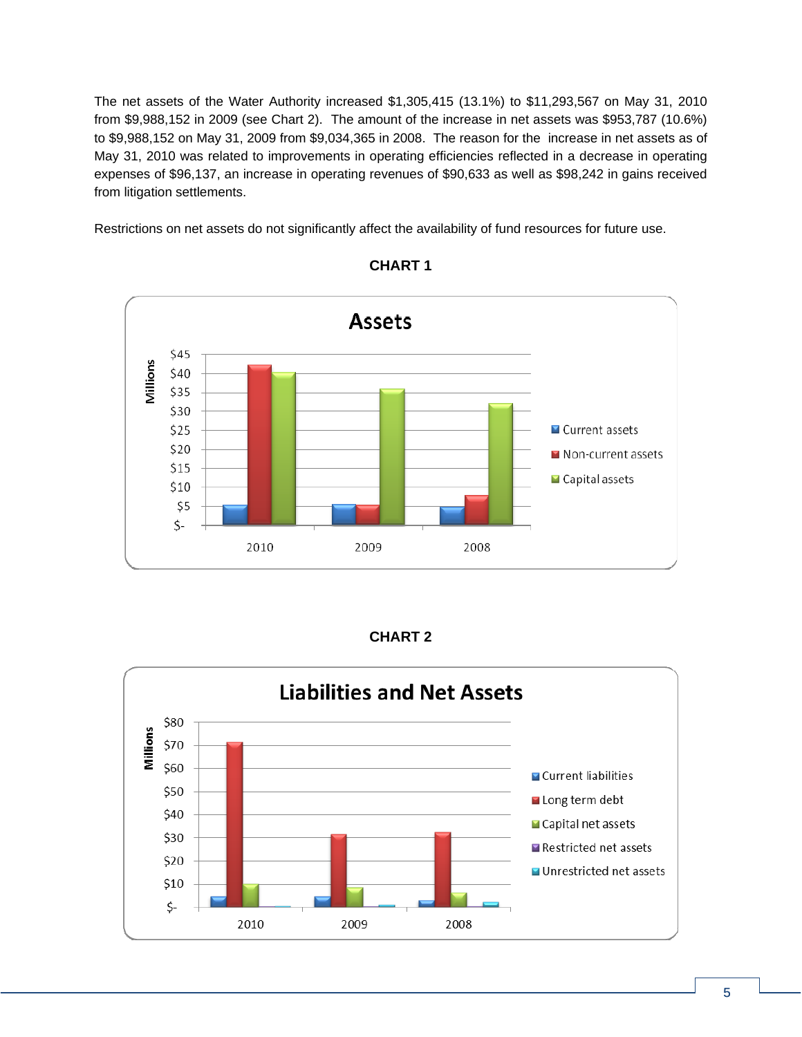The net assets of the Water Authority increased $1,305,415 (13.1%) to $11,293,567 on May 31, 2010 from $9,988,152 in 2009 (see Chart 2). The amount of the increase in net assets was $953,787 (10.6%) to $9,988,152 on May 31, 2009 from $9,034,365 in 2008. The reason for the increase in net assets as of May 31, 2010 was related to improvements in operating efficiencies reflected in a decrease in operating expenses of $96,137, an increase in operating revenues of $90,633 as well as $98,242 in gains received from litigation settlements.

Restrictions on net assets do not significantly affect the availability of fund resources for future use.

**CHART 1**

**CHART 2**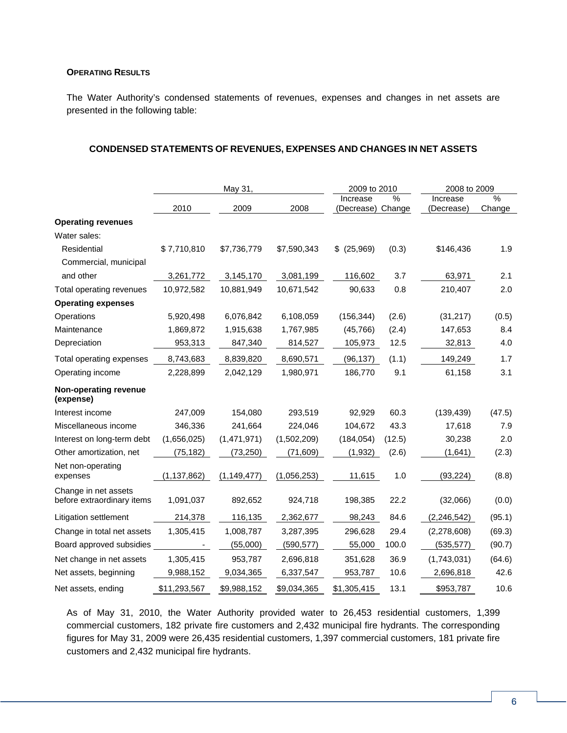**OPERATING RESULTS**

The Water Authority's condensed statements of revenues, expenses and changes in net assets are presented in the following table:

**CONDENSED STATEMENTS OF REVENUES, EXPENSES AND CHANGES IN NET ASSETS**

| | May 31, | | | 2009 to 2010 | | 2008 to 2009 | |
|---|---|---|---|---|---|---|---|
| | 2010 | 2009 | 2008 | Increase (Decrease) | % Change | Increase (Decrease) | % Change |
| **Operating revenues** | | | | | | | |
| Water sales: | | | | | | | |
| Residential | $ 7,710,810 | $7,736,779 | $7,590,343 | $ (25,969) | (0.3) | $146,436 | 1.9 |
| Commercial, municipal and other | 3,261,772 | 3,145,170 | 3,081,199 | 116,602 | 3.7 | 63,971 | 2.1 |
| Total operating revenues | 10,972,582 | 10,881,949 | 10,671,542 | 90,633 | 0.8 | 210,407 | 2.0 |
| **Operating expenses** | | | | | | | |
| Operations | 5,920,498 | 6,076,842 | 6,108,059 | (156,344) | (2.6) | (31,217) | (0.5) |
| Maintenance | 1,869,872 | 1,915,638 | 1,767,985 | (45,766) | (2.4) | 147,653 | 8.4 |
| Depreciation | 953,313 | 847,340 | 814,527 | 105,973 | 12.5 | 32,813 | 4.0 |
| Total operating expenses | 8,743,683 | 8,839,820 | 8,690,571 | (96,137) | (1.1) | 149,249 | 1.7 |
| Operating income | 2,228,899 | 2,042,129 | 1,980,971 | 186,770 | 9.1 | 61,158 | 3.1 |
| **Non-operating revenue (expense)** | | | | | | | |
| Interest income | 247,009 | 154,080 | 293,519 | 92,929 | 60.3 | (139,439) | (47.5) |
| Miscellaneous income | 346,336 | 241,664 | 224,046 | 104,672 | 43.3 | 17,618 | 7.9 |
| Interest on long-term debt | (1,656,025) | (1,471,971) | (1,502,209) | (184,054) | (12.5) | 30,238 | 2.0 |
| Other amortization, net | (75,182) | (73,250) | (71,609) | (1,932) | (2.6) | (1,641) | (2.3) |
| Net non-operating expenses | (1,137,862) | (1,149,477) | (1,056,253) | 11,615 | 1.0 | (93,224) | (8.8) |
| Change in net assets before extraordinary items | 1,091,037 | 892,652 | 924,718 | 198,385 | 22.2 | (32,066) | (0.0) |
| Litigation settlement | 214,378 | 116,135 | 2,362,677 | 98,243 | 84.6 | (2,246,542) | (95.1) |
| Change in total net assets | 1,305,415 | 1,008,787 | 3,287,395 | 296,628 | 29.4 | (2,278,608) | (69.3) |
| Board approved subsidies | - | (55,000) | (590,577) | 55,000 | 100.0 | (535,577) | (90.7) |
| Net change in net assets | 1,305,415 | 953,787 | 2,696,818 | 351,628 | 36.9 | (1,743,031) | (64.6) |
| Net assets, beginning | 9,988,152 | 9,034,365 | 6,337,547 | 953,787 | 10.6 | 2,696,818 | 42.6 |
| Net assets, ending | $11,293,567 | $9,988,152 | $9,034,365 | $1,305,415 | 13.1 | $953,787 | 10.6 |

As of May 31, 2010, the Water Authority provided water to 26,453 residential customers, 1,399 commercial customers, 182 private fire customers and 2,432 municipal fire hydrants. The corresponding figures for May 31, 2009 were 26,435 residential customers, 1,397 commercial customers, 181 private fire customers and 2,432 municipal fire hydrants.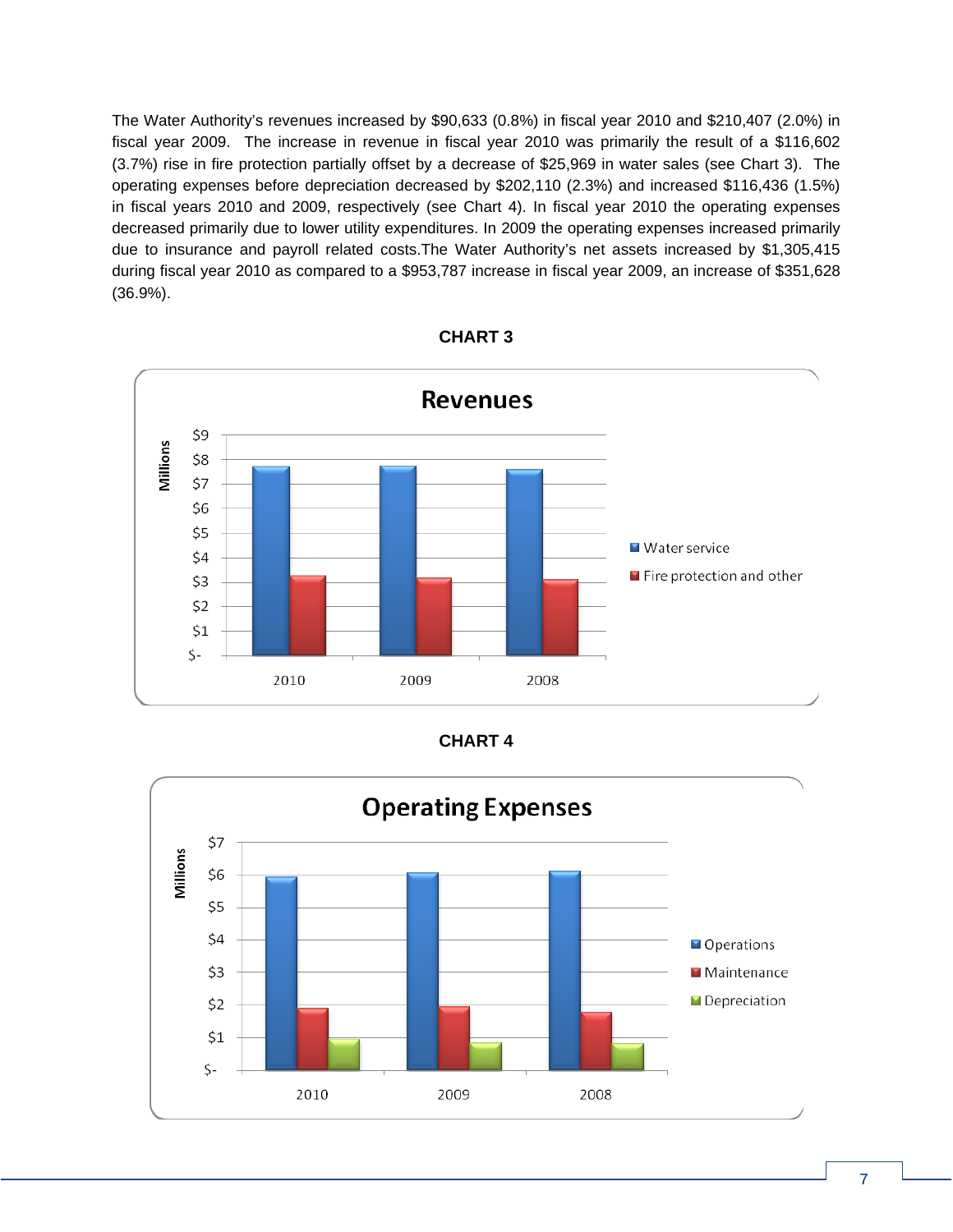The Water Authority's revenues increased by $90,633 (0.8%) in fiscal year 2010 and $210,407 (2.0%) in fiscal year 2009. The increase in revenue in fiscal year 2010 was primarily the result of a $116,602 (3.7%) rise in fire protection partially offset by a decrease of $25,969 in water sales (see Chart 3). The operating expenses before depreciation decreased by $202,110 (2.3%) and increased $116,436 (1.5%) in fiscal years 2010 and 2009, respectively (see Chart 4). In fiscal year 2010 the operating expenses decreased primarily due to lower utility expenditures. In 2009 the operating expenses increased primarily due to insurance and payroll related costs.The Water Authority's net assets increased by $1,305,415 during fiscal year 2010 as compared to a $953,787 increase in fiscal year 2009, an increase of $351,628 (36.9%).

**CHART 3**

**CHART 4**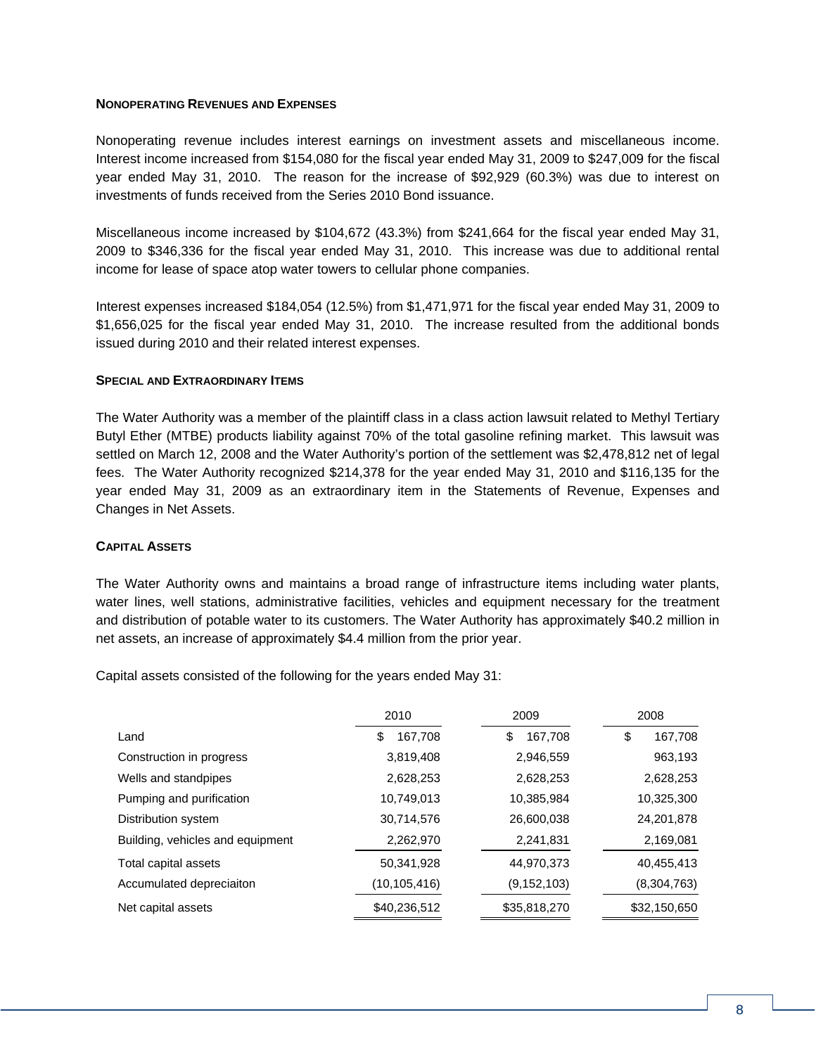### NONOPERATING REVENUES AND EXPENSES

Nonoperating revenue includes interest earnings on investment assets and miscellaneous income. Interest income increased from $154,080 for the fiscal year ended May 31, 2009 to $247,009 for the fiscal year ended May 31, 2010. The reason for the increase of $92,929 (60.3%) was due to interest on investments of funds received from the Series 2010 Bond issuance.

Miscellaneous income increased by $104,672 (43.3%) from $241,664 for the fiscal year ended May 31, 2009 to $346,336 for the fiscal year ended May 31, 2010. This increase was due to additional rental income for lease of space atop water towers to cellular phone companies.

Interest expenses increased $184,054 (12.5%) from $1,471,971 for the fiscal year ended May 31, 2009 to $1,656,025 for the fiscal year ended May 31, 2010. The increase resulted from the additional bonds issued during 2010 and their related interest expenses.

### SPECIAL AND EXTRAORDINARY ITEMS

The Water Authority was a member of the plaintiff class in a class action lawsuit related to Methyl Tertiary Butyl Ether (MTBE) products liability against 70% of the total gasoline refining market. This lawsuit was settled on March 12, 2008 and the Water Authority's portion of the settlement was $2,478,812 net of legal fees. The Water Authority recognized $214,378 for the year ended May 31, 2010 and $116,135 for the year ended May 31, 2009 as an extraordinary item in the Statements of Revenue, Expenses and Changes in Net Assets.

### CAPITAL ASSETS

The Water Authority owns and maintains a broad range of infrastructure items including water plants, water lines, well stations, administrative facilities, vehicles and equipment necessary for the treatment and distribution of potable water to its customers. The Water Authority has approximately $40.2 million in net assets, an increase of approximately $4.4 million from the prior year.

Capital assets consisted of the following for the years ended May 31:

| | 2010 | 2009 | 2008 |
|---|---|---|---|
| Land | $ 167,708 | $ 167,708 | $ 167,708 |
| Construction in progress | 3,819,408 | 2,946,559 | 963,193 |
| Wells and standpipes | 2,628,253 | 2,628,253 | 2,628,253 |
| Pumping and purification | 10,749,013 | 10,385,984 | 10,325,300 |
| Distribution system | 30,714,576 | 26,600,038 | 24,201,878 |
| Building, vehicles and equipment | 2,262,970 | 2,241,831 | 2,169,081 |
| Total capital assets | 50,341,928 | 44,970,373 | 40,455,413 |
| Accumulated depreciaiton | (10,105,416) | (9,152,103) | (8,304,763) |
| Net capital assets | $40,236,512 | $35,818,270 | $32,150,650 |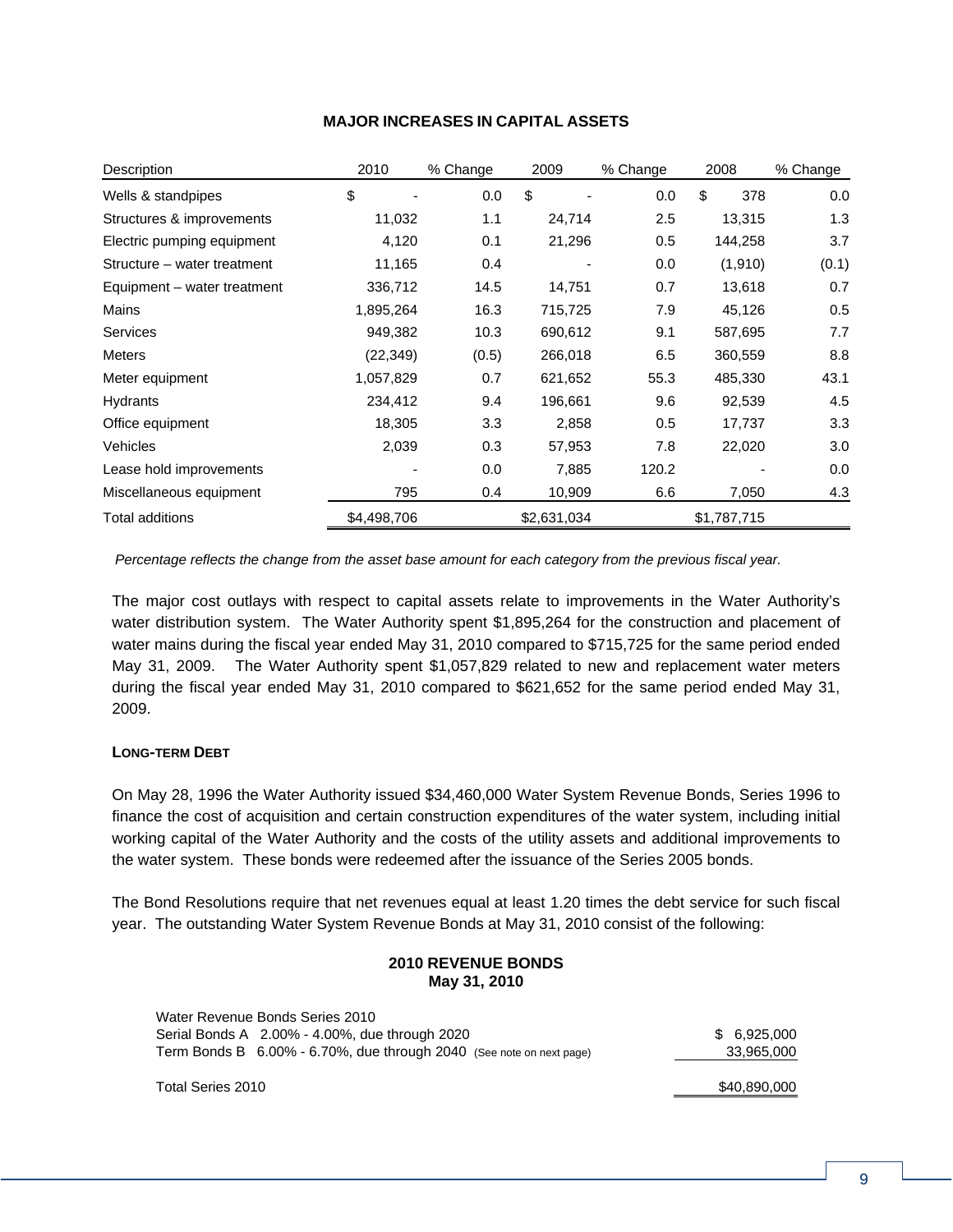## MAJOR INCREASES IN CAPITAL ASSETS

| Description | 2010 | % Change | 2009 | % Change | 2008 | % Change |
|---|---|---|---|---|---|---|
| Wells & standpipes | $ - | 0.0 | $ - | 0.0 | $ 378 | 0.0 |
| Structures & improvements | 11,032 | 1.1 | 24,714 | 2.5 | 13,315 | 1.3 |
| Electric pumping equipment | 4,120 | 0.1 | 21,296 | 0.5 | 144,258 | 3.7 |
| Structure – water treatment | 11,165 | 0.4 | - | 0.0 | (1,910) | (0.1) |
| Equipment – water treatment | 336,712 | 14.5 | 14,751 | 0.7 | 13,618 | 0.7 |
| Mains | 1,895,264 | 16.3 | 715,725 | 7.9 | 45,126 | 0.5 |
| Services | 949,382 | 10.3 | 690,612 | 9.1 | 587,695 | 7.7 |
| Meters | (22,349) | (0.5) | 266,018 | 6.5 | 360,559 | 8.8 |
| Meter equipment | 1,057,829 | 0.7 | 621,652 | 55.3 | 485,330 | 43.1 |
| Hydrants | 234,412 | 9.4 | 196,661 | 9.6 | 92,539 | 4.5 |
| Office equipment | 18,305 | 3.3 | 2,858 | 0.5 | 17,737 | 3.3 |
| Vehicles | 2,039 | 0.3 | 57,953 | 7.8 | 22,020 | 3.0 |
| Lease hold improvements | - | 0.0 | 7,885 | 120.2 | - | 0.0 |
| Miscellaneous equipment | 795 | 0.4 | 10,909 | 6.6 | 7,050 | 4.3 |
| Total additions | $4,498,706 | | $2,631,034 | | $1,787,715 | |

*Percentage reflects the change from the asset base amount for each category from the previous fiscal year.*

The major cost outlays with respect to capital assets relate to improvements in the Water Authority's water distribution system. The Water Authority spent $1,895,264 for the construction and placement of water mains during the fiscal year ended May 31, 2010 compared to $715,725 for the same period ended May 31, 2009. The Water Authority spent $1,057,829 related to new and replacement water meters during the fiscal year ended May 31, 2010 compared to $621,652 for the same period ended May 31, 2009.

### LONG-TERM DEBT

On May 28, 1996 the Water Authority issued $34,460,000 Water System Revenue Bonds, Series 1996 to finance the cost of acquisition and certain construction expenditures of the water system, including initial working capital of the Water Authority and the costs of the utility assets and additional improvements to the water system. These bonds were redeemed after the issuance of the Series 2005 bonds.

The Bond Resolutions require that net revenues equal at least 1.20 times the debt service for such fiscal year. The outstanding Water System Revenue Bonds at May 31, 2010 consist of the following:

**2010 REVENUE BONDS**
**May 31, 2010**

| | |
|---|---|
| Water Revenue Bonds Series 2010 | |
| Serial Bonds A 2.00% - 4.00%, due through 2020 | $ 6,925,000 |
| Term Bonds B 6.00% - 6.70%, due through 2040 (See note on next page) | 33,965,000 |
| Total Series 2010 | $40,890,000 |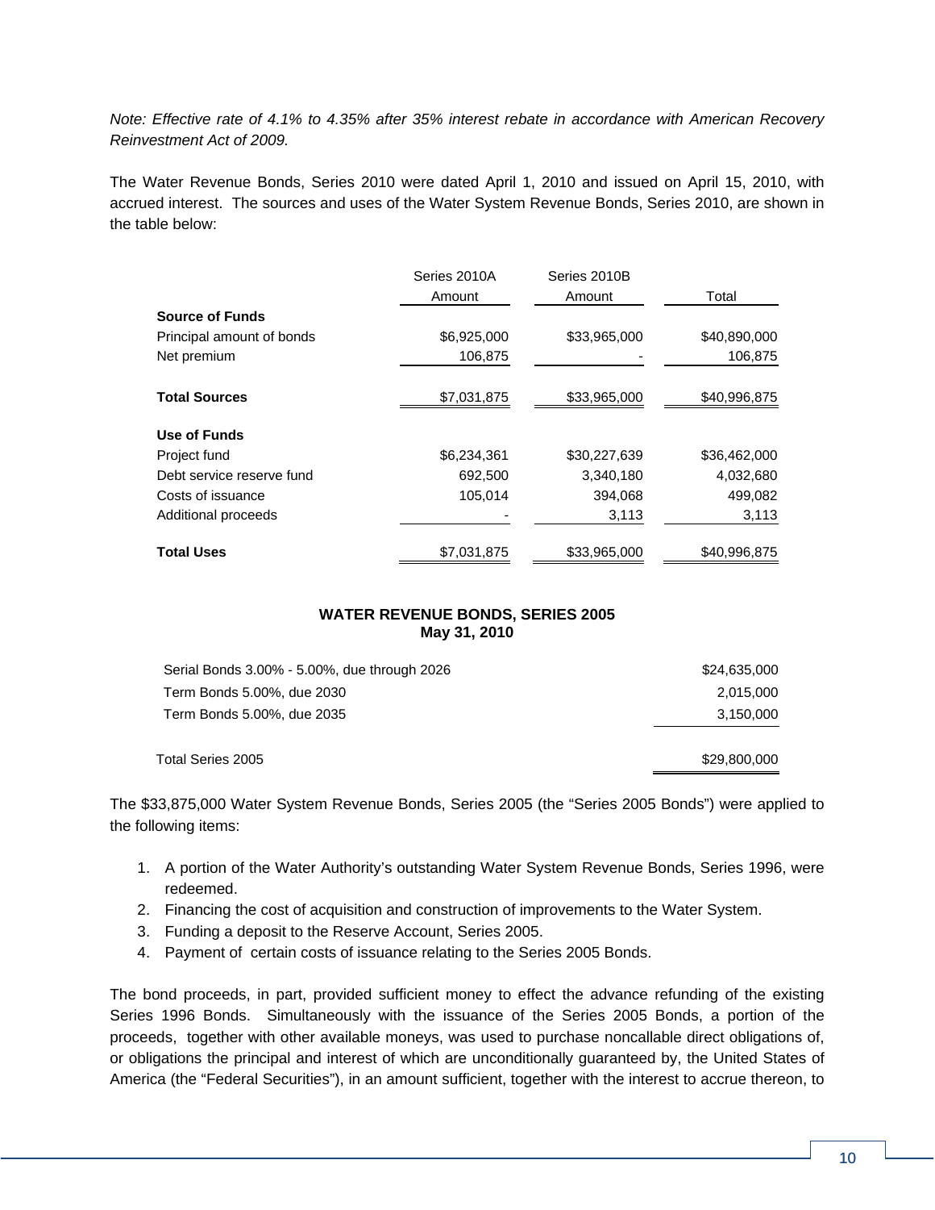*Note: Effective rate of 4.1% to 4.35% after 35% interest rebate in accordance with American Recovery Reinvestment Act of 2009.*

The Water Revenue Bonds, Series 2010 were dated April 1, 2010 and issued on April 15, 2010, with accrued interest. The sources and uses of the Water System Revenue Bonds, Series 2010, are shown in the table below:

| | Series 2010A Amount | Series 2010B Amount | Total |
|---|---|---|---|
| **Source of Funds** | | | |
| Principal amount of bonds | $6,925,000 | $33,965,000 | $40,890,000 |
| Net premium | 106,875 | - | 106,875 |
| **Total Sources** | $7,031,875 | $33,965,000 | $40,996,875 |
| **Use of Funds** | | | |
| Project fund | $6,234,361 | $30,227,639 | $36,462,000 |
| Debt service reserve fund | 692,500 | 3,340,180 | 4,032,680 |
| Costs of issuance | 105,014 | 394,068 | 499,082 |
| Additional proceeds | - | 3,113 | 3,113 |
| **Total Uses** | $7,031,875 | $33,965,000 | $40,996,875 |

**WATER REVENUE BONDS, SERIES 2005**
**May 31, 2010**

| | |
|---|---|
| Serial Bonds 3.00% - 5.00%, due through 2026 | $24,635,000 |
| Term Bonds 5.00%, due 2030 | 2,015,000 |
| Term Bonds 5.00%, due 2035 | 3,150,000 |
| Total Series 2005 | $29,800,000 |

The $33,875,000 Water System Revenue Bonds, Series 2005 (the "Series 2005 Bonds") were applied to the following items:

1. A portion of the Water Authority's outstanding Water System Revenue Bonds, Series 1996, were redeemed.
2. Financing the cost of acquisition and construction of improvements to the Water System.
3. Funding a deposit to the Reserve Account, Series 2005.
4. Payment of certain costs of issuance relating to the Series 2005 Bonds.

The bond proceeds, in part, provided sufficient money to effect the advance refunding of the existing Series 1996 Bonds. Simultaneously with the issuance of the Series 2005 Bonds, a portion of the proceeds, together with other available moneys, was used to purchase noncallable direct obligations of, or obligations the principal and interest of which are unconditionally guaranteed by, the United States of America (the "Federal Securities"), in an amount sufficient, together with the interest to accrue thereon, to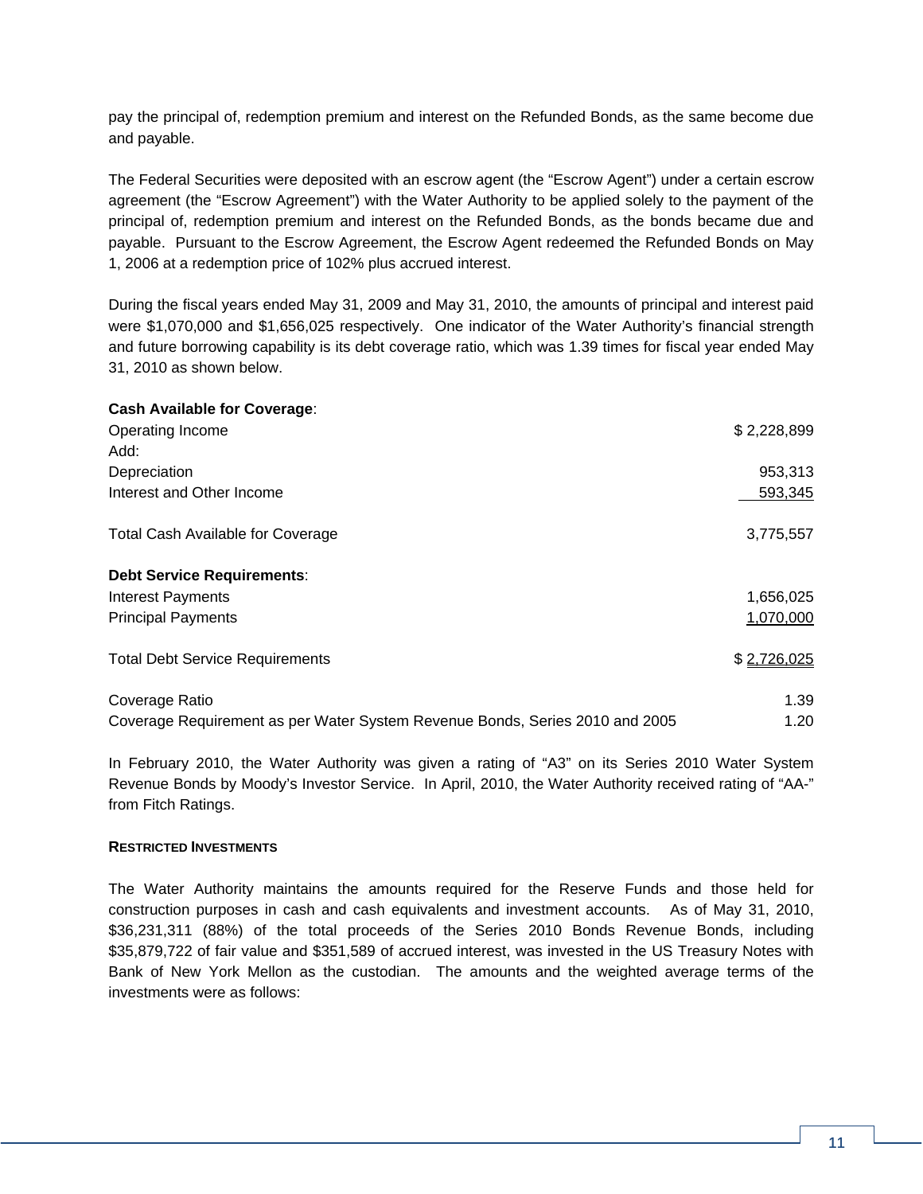pay the principal of, redemption premium and interest on the Refunded Bonds, as the same become due and payable.

The Federal Securities were deposited with an escrow agent (the "Escrow Agent") under a certain escrow agreement (the "Escrow Agreement") with the Water Authority to be applied solely to the payment of the principal of, redemption premium and interest on the Refunded Bonds, as the bonds became due and payable. Pursuant to the Escrow Agreement, the Escrow Agent redeemed the Refunded Bonds on May 1, 2006 at a redemption price of 102% plus accrued interest.

During the fiscal years ended May 31, 2009 and May 31, 2010, the amounts of principal and interest paid were $1,070,000 and $1,656,025 respectively. One indicator of the Water Authority's financial strength and future borrowing capability is its debt coverage ratio, which was 1.39 times for fiscal year ended May 31, 2010 as shown below.

| | |
|---|---|
| **Cash Available for Coverage**: | |
| Operating Income | $ 2,228,899 |
| Add: | |
| Depreciation | 953,313 |
| Interest and Other Income | 593,345 |
| Total Cash Available for Coverage | 3,775,557 |
| **Debt Service Requirements**: | |
| Interest Payments | 1,656,025 |
| Principal Payments | 1,070,000 |
| Total Debt Service Requirements | $ 2,726,025 |
| Coverage Ratio | 1.39 |
| Coverage Requirement as per Water System Revenue Bonds, Series 2010 and 2005 | 1.20 |

In February 2010, the Water Authority was given a rating of "A3" on its Series 2010 Water System Revenue Bonds by Moody's Investor Service. In April, 2010, the Water Authority received rating of "AA-" from Fitch Ratings.

#### RESTRICTED INVESTMENTS

The Water Authority maintains the amounts required for the Reserve Funds and those held for construction purposes in cash and cash equivalents and investment accounts. As of May 31, 2010, $36,231,311 (88%) of the total proceeds of the Series 2010 Bonds Revenue Bonds, including $35,879,722 of fair value and $351,589 of accrued interest, was invested in the US Treasury Notes with Bank of New York Mellon as the custodian. The amounts and the weighted average terms of the investments were as follows: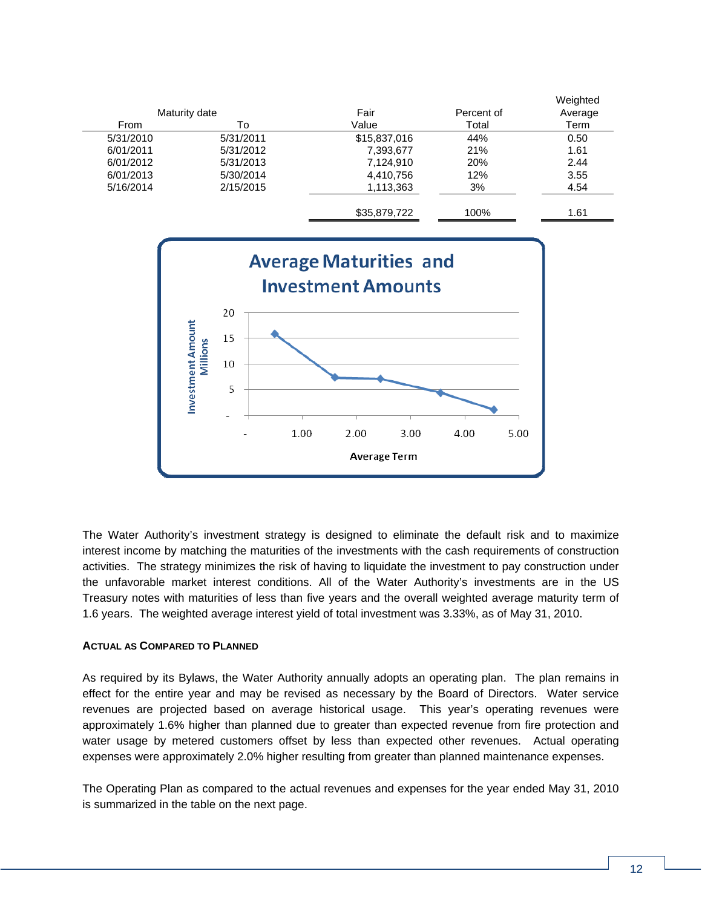| Maturity date | | Fair | Percent of | Weighted Average |
|---|---|---|---|---|
| From | To | Value | Total | Term |
| 5/31/2010 | 5/31/2011 | $15,837,016 | 44% | 0.50 |
| 6/01/2011 | 5/31/2012 | 7,393,677 | 21% | 1.61 |
| 6/01/2012 | 5/31/2013 | 7,124,910 | 20% | 2.44 |
| 6/01/2013 | 5/30/2014 | 4,410,756 | 12% | 3.55 |
| 5/16/2014 | 2/15/2015 | 1,113,363 | 3% | 4.54 |
| | | $35,879,722 | 100% | 1.61 |

**Average Maturities and Investment Amounts**

The Water Authority's investment strategy is designed to eliminate the default risk and to maximize interest income by matching the maturities of the investments with the cash requirements of construction activities. The strategy minimizes the risk of having to liquidate the investment to pay construction under the unfavorable market interest conditions. All of the Water Authority's investments are in the US Treasury notes with maturities of less than five years and the overall weighted average maturity term of 1.6 years. The weighted average interest yield of total investment was 3.33%, as of May 31, 2010.

**ACTUAL AS COMPARED TO PLANNED**

As required by its Bylaws, the Water Authority annually adopts an operating plan. The plan remains in effect for the entire year and may be revised as necessary by the Board of Directors. Water service revenues are projected based on average historical usage. This year's operating revenues were approximately 1.6% higher than planned due to greater than expected revenue from fire protection and water usage by metered customers offset by less than expected other revenues. Actual operating expenses were approximately 2.0% higher resulting from greater than planned maintenance expenses.

The Operating Plan as compared to the actual revenues and expenses for the year ended May 31, 2010 is summarized in the table on the next page.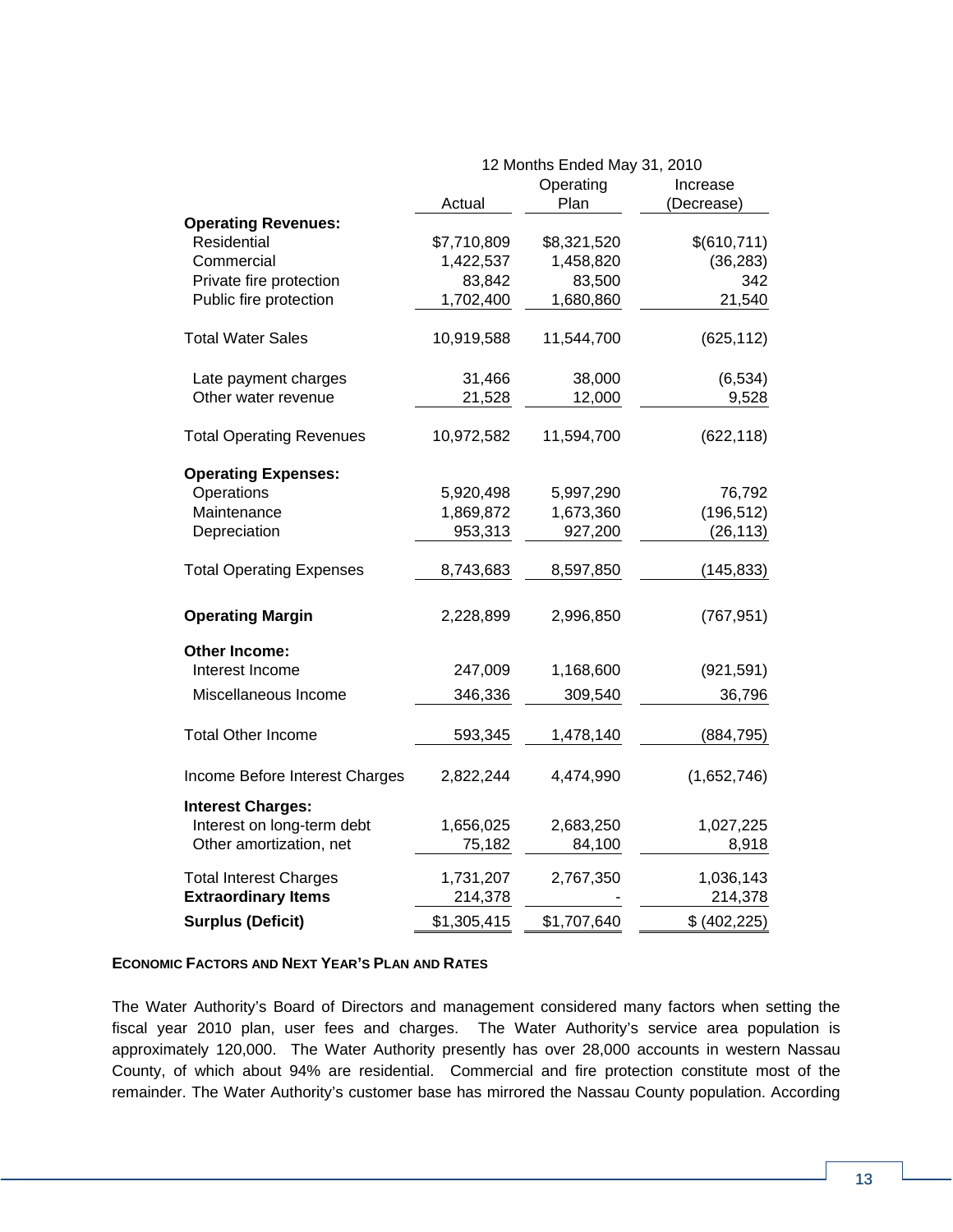| | 12 Months Ended May 31, 2010 | | |
|---|---|---|---|
| | Actual | Operating Plan | Increase (Decrease) |
| **Operating Revenues:** | | | |
| Residential | $7,710,809 | $8,321,520 | $(610,711) |
| Commercial | 1,422,537 | 1,458,820 | (36,283) |
| Private fire protection | 83,842 | 83,500 | 342 |
| Public fire protection | 1,702,400 | 1,680,860 | 21,540 |
| Total Water Sales | 10,919,588 | 11,544,700 | (625,112) |
| Late payment charges | 31,466 | 38,000 | (6,534) |
| Other water revenue | 21,528 | 12,000 | 9,528 |
| Total Operating Revenues | 10,972,582 | 11,594,700 | (622,118) |
| **Operating Expenses:** | | | |
| Operations | 5,920,498 | 5,997,290 | 76,792 |
| Maintenance | 1,869,872 | 1,673,360 | (196,512) |
| Depreciation | 953,313 | 927,200 | (26,113) |
| Total Operating Expenses | 8,743,683 | 8,597,850 | (145,833) |
| **Operating Margin** | 2,228,899 | 2,996,850 | (767,951) |
| **Other Income:** | | | |
| Interest Income | 247,009 | 1,168,600 | (921,591) |
| Miscellaneous Income | 346,336 | 309,540 | 36,796 |
| Total Other Income | 593,345 | 1,478,140 | (884,795) |
| Income Before Interest Charges | 2,822,244 | 4,474,990 | (1,652,746) |
| **Interest Charges:** | | | |
| Interest on long-term debt | 1,656,025 | 2,683,250 | 1,027,225 |
| Other amortization, net | 75,182 | 84,100 | 8,918 |
| Total Interest Charges | 1,731,207 | 2,767,350 | 1,036,143 |
| **Extraordinary Items** | 214,378 | - | 214,378 |
| **Surplus (Deficit)** | $1,305,415 | $1,707,640 | $ (402,225) |

### ECONOMIC FACTORS AND NEXT YEAR'S PLAN AND RATES

The Water Authority's Board of Directors and management considered many factors when setting the fiscal year 2010 plan, user fees and charges. The Water Authority's service area population is approximately 120,000. The Water Authority presently has over 28,000 accounts in western Nassau County, of which about 94% are residential. Commercial and fire protection constitute most of the remainder. The Water Authority's customer base has mirrored the Nassau County population. According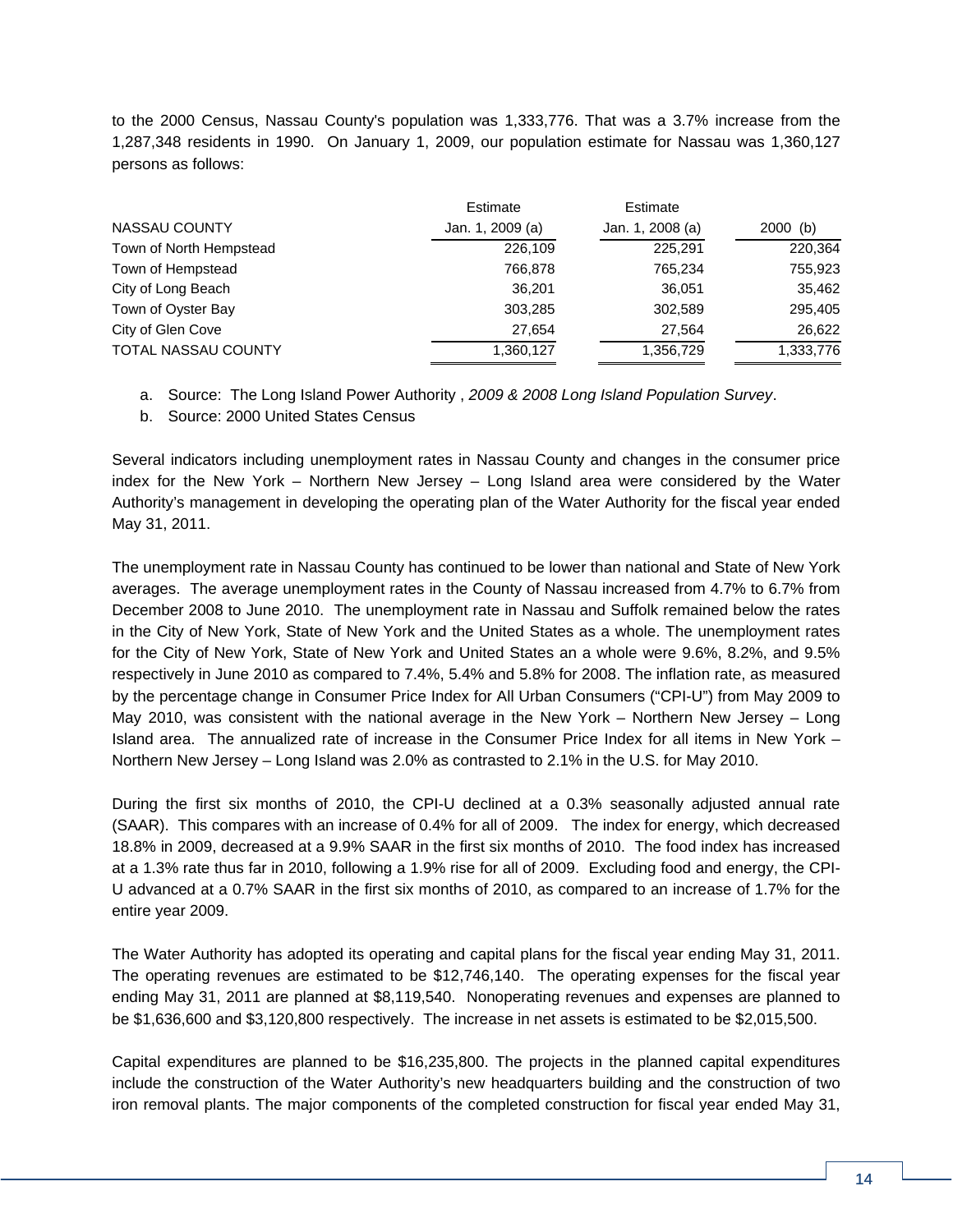to the 2000 Census, Nassau County's population was 1,333,776. That was a 3.7% increase from the 1,287,348 residents in 1990. On January 1, 2009, our population estimate for Nassau was 1,360,127 persons as follows:

| NASSAU COUNTY | Estimate Jan. 1, 2009 (a) | Estimate Jan. 1, 2008 (a) | 2000 (b) |
|---|---|---|---|
| Town of North Hempstead | 226,109 | 225,291 | 220,364 |
| Town of Hempstead | 766,878 | 765,234 | 755,923 |
| City of Long Beach | 36,201 | 36,051 | 35,462 |
| Town of Oyster Bay | 303,285 | 302,589 | 295,405 |
| City of Glen Cove | 27,654 | 27,564 | 26,622 |
| TOTAL NASSAU COUNTY | 1,360,127 | 1,356,729 | 1,333,776 |

a. Source: The Long Island Power Authority , *2009 & 2008 Long Island Population Survey*.

b. Source: 2000 United States Census

Several indicators including unemployment rates in Nassau County and changes in the consumer price index for the New York – Northern New Jersey – Long Island area were considered by the Water Authority's management in developing the operating plan of the Water Authority for the fiscal year ended May 31, 2011.

The unemployment rate in Nassau County has continued to be lower than national and State of New York averages. The average unemployment rates in the County of Nassau increased from 4.7% to 6.7% from December 2008 to June 2010. The unemployment rate in Nassau and Suffolk remained below the rates in the City of New York, State of New York and the United States as a whole. The unemployment rates for the City of New York, State of New York and United States an a whole were 9.6%, 8.2%, and 9.5% respectively in June 2010 as compared to 7.4%, 5.4% and 5.8% for 2008. The inflation rate, as measured by the percentage change in Consumer Price Index for All Urban Consumers ("CPI-U") from May 2009 to May 2010, was consistent with the national average in the New York – Northern New Jersey – Long Island area. The annualized rate of increase in the Consumer Price Index for all items in New York – Northern New Jersey – Long Island was 2.0% as contrasted to 2.1% in the U.S. for May 2010.

During the first six months of 2010, the CPI-U declined at a 0.3% seasonally adjusted annual rate (SAAR). This compares with an increase of 0.4% for all of 2009. The index for energy, which decreased 18.8% in 2009, decreased at a 9.9% SAAR in the first six months of 2010. The food index has increased at a 1.3% rate thus far in 2010, following a 1.9% rise for all of 2009. Excluding food and energy, the CPI-U advanced at a 0.7% SAAR in the first six months of 2010, as compared to an increase of 1.7% for the entire year 2009.

The Water Authority has adopted its operating and capital plans for the fiscal year ending May 31, 2011. The operating revenues are estimated to be $12,746,140. The operating expenses for the fiscal year ending May 31, 2011 are planned at $8,119,540. Nonoperating revenues and expenses are planned to be $1,636,600 and $3,120,800 respectively. The increase in net assets is estimated to be $2,015,500.

Capital expenditures are planned to be $16,235,800. The projects in the planned capital expenditures include the construction of the Water Authority's new headquarters building and the construction of two iron removal plants. The major components of the completed construction for fiscal year ended May 31,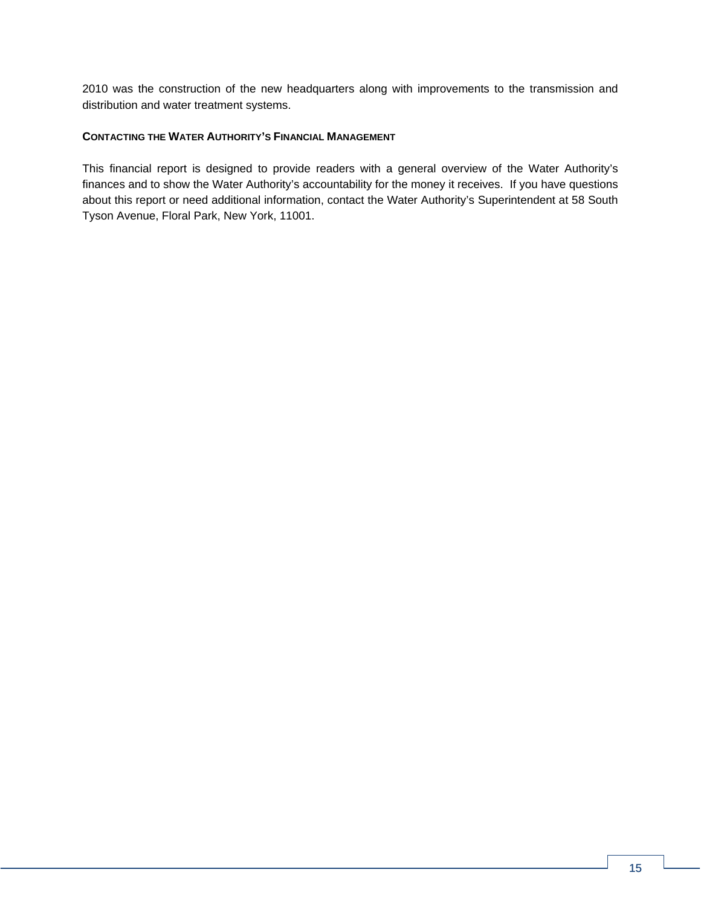2010 was the construction of the new headquarters along with improvements to the transmission and distribution and water treatment systems.

### CONTACTING THE WATER AUTHORITY'S FINANCIAL MANAGEMENT

This financial report is designed to provide readers with a general overview of the Water Authority's finances and to show the Water Authority's accountability for the money it receives. If you have questions about this report or need additional information, contact the Water Authority's Superintendent at 58 South Tyson Avenue, Floral Park, New York, 11001.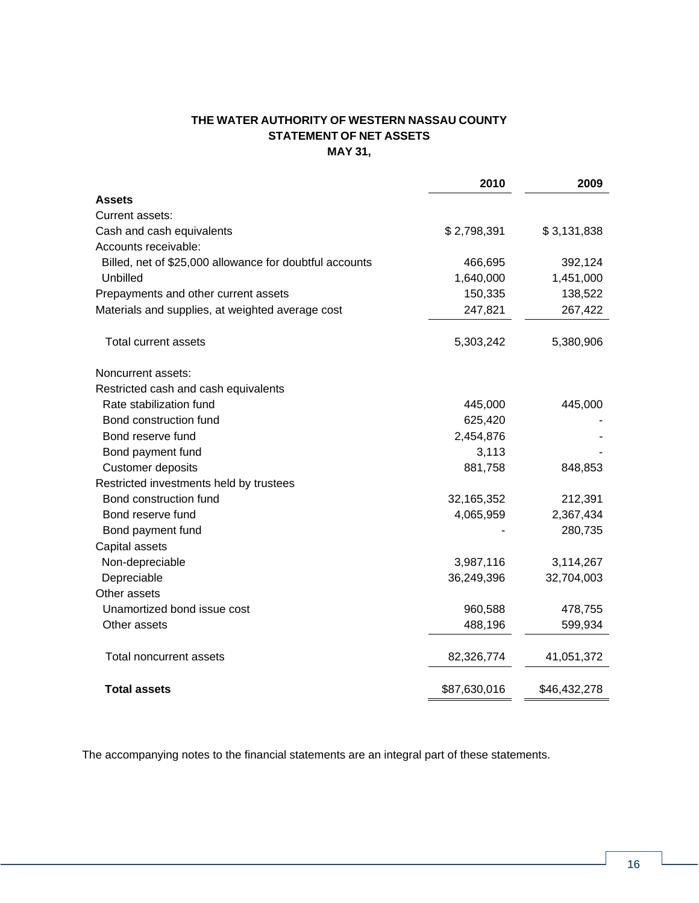**THE WATER AUTHORITY OF WESTERN NASSAU COUNTY**
**STATEMENT OF NET ASSETS**
**MAY 31,**

| | 2010 | 2009 |
|---|---:|---:|
| **Assets** | | |
| Current assets: | | |
| Cash and cash equivalents | $ 2,798,391 | $ 3,131,838 |
| Accounts receivable: | | |
| Billed, net of $25,000 allowance for doubtful accounts | 466,695 | 392,124 |
| Unbilled | 1,640,000 | 1,451,000 |
| Prepayments and other current assets | 150,335 | 138,522 |
| Materials and supplies, at weighted average cost | 247,821 | 267,422 |
| Total current assets | 5,303,242 | 5,380,906 |
| Noncurrent assets: | | |
| Restricted cash and cash equivalents | | |
| Rate stabilization fund | 445,000 | 445,000 |
| Bond construction fund | 625,420 | - |
| Bond reserve fund | 2,454,876 | - |
| Bond payment fund | 3,113 | - |
| Customer deposits | 881,758 | 848,853 |
| Restricted investments held by trustees | | |
| Bond construction fund | 32,165,352 | 212,391 |
| Bond reserve fund | 4,065,959 | 2,367,434 |
| Bond payment fund | - | 280,735 |
| Capital assets | | |
| Non-depreciable | 3,987,116 | 3,114,267 |
| Depreciable | 36,249,396 | 32,704,003 |
| Other assets | | |
| Unamortized bond issue cost | 960,588 | 478,755 |
| Other assets | 488,196 | 599,934 |
| Total noncurrent assets | 82,326,774 | 41,051,372 |
| **Total assets** | $87,630,016 | $46,432,278 |

The accompanying notes to the financial statements are an integral part of these statements.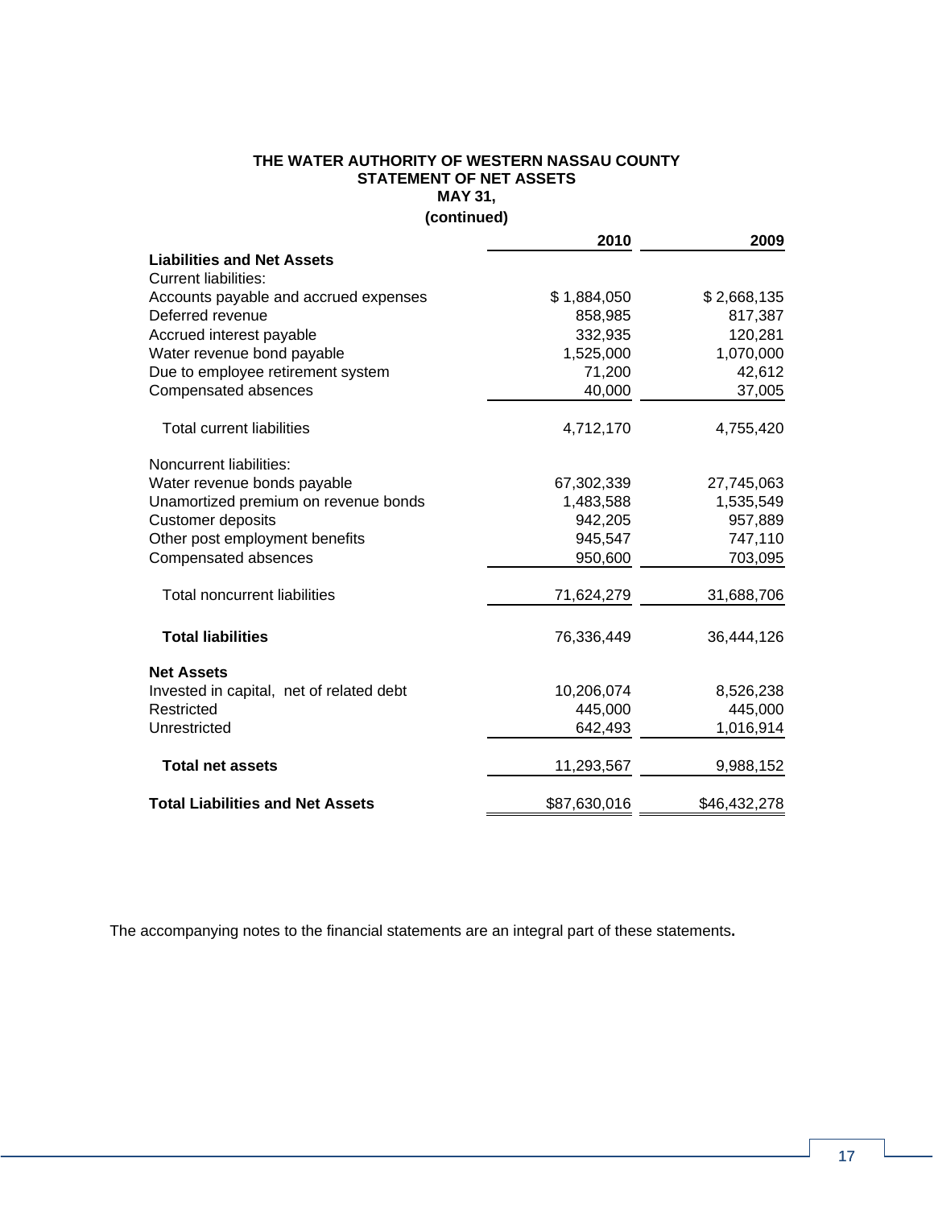**THE WATER AUTHORITY OF WESTERN NASSAU COUNTY**
**STATEMENT OF NET ASSETS**
**MAY 31,**
**(continued)**

| | 2010 | 2009 |
|---|---|---|
| **Liabilities and Net Assets** | | |
| Current liabilities: | | |
| Accounts payable and accrued expenses | $ 1,884,050 | $ 2,668,135 |
| Deferred revenue | 858,985 | 817,387 |
| Accrued interest payable | 332,935 | 120,281 |
| Water revenue bond payable | 1,525,000 | 1,070,000 |
| Due to employee retirement system | 71,200 | 42,612 |
| Compensated absences | 40,000 | 37,005 |
| Total current liabilities | 4,712,170 | 4,755,420 |
| Noncurrent liabilities: | | |
| Water revenue bonds payable | 67,302,339 | 27,745,063 |
| Unamortized premium on revenue bonds | 1,483,588 | 1,535,549 |
| Customer deposits | 942,205 | 957,889 |
| Other post employment benefits | 945,547 | 747,110 |
| Compensated absences | 950,600 | 703,095 |
| Total noncurrent liabilities | 71,624,279 | 31,688,706 |
| **Total liabilities** | 76,336,449 | 36,444,126 |
| **Net Assets** | | |
| Invested in capital, net of related debt | 10,206,074 | 8,526,238 |
| Restricted | 445,000 | 445,000 |
| Unrestricted | 642,493 | 1,016,914 |
| **Total net assets** | 11,293,567 | 9,988,152 |
| **Total Liabilities and Net Assets** | $87,630,016 | $46,432,278 |

The accompanying notes to the financial statements are an integral part of these statements**.**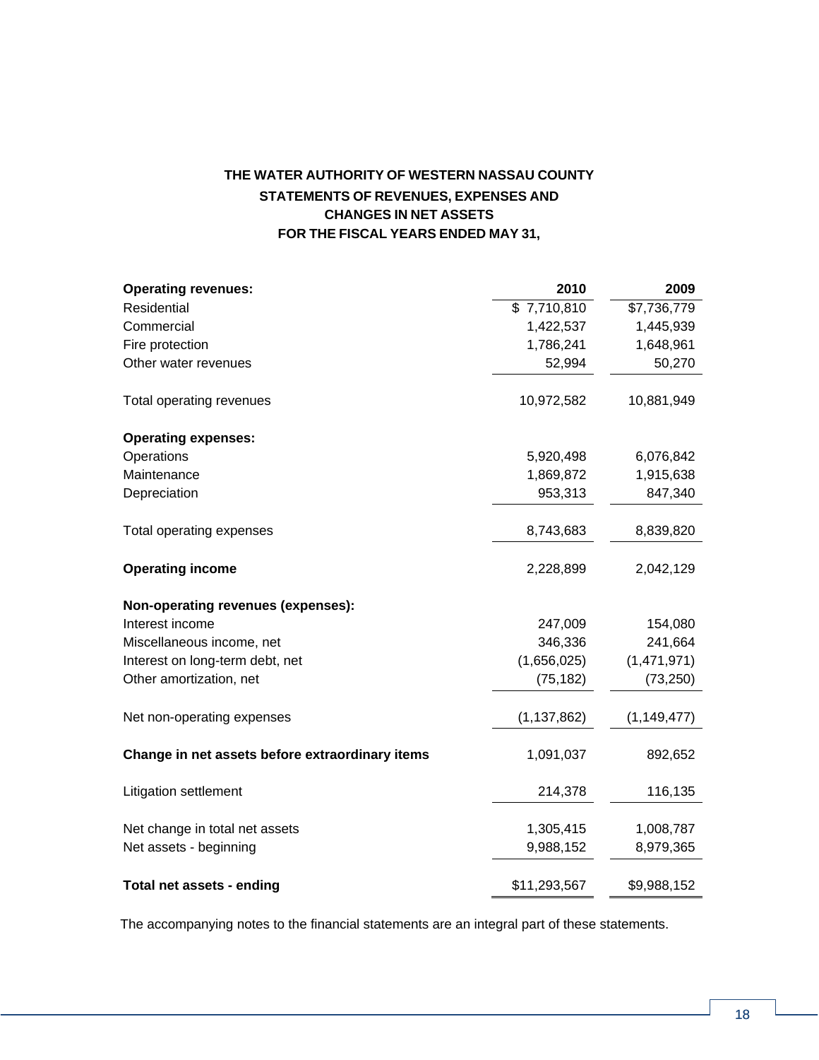# THE WATER AUTHORITY OF WESTERN NASSAU COUNTY

## STATEMENTS OF REVENUES, EXPENSES AND CHANGES IN NET ASSETS

## FOR THE FISCAL YEARS ENDED MAY 31,

| | 2010 | 2009 |
|---|---:|---:|
| **Operating revenues:** | | |
| Residential | $ 7,710,810 | $7,736,779 |
| Commercial | 1,422,537 | 1,445,939 |
| Fire protection | 1,786,241 | 1,648,961 |
| Other water revenues | 52,994 | 50,270 |
| Total operating revenues | 10,972,582 | 10,881,949 |
| **Operating expenses:** | | |
| Operations | 5,920,498 | 6,076,842 |
| Maintenance | 1,869,872 | 1,915,638 |
| Depreciation | 953,313 | 847,340 |
| Total operating expenses | 8,743,683 | 8,839,820 |
| **Operating income** | 2,228,899 | 2,042,129 |
| **Non-operating revenues (expenses):** | | |
| Interest income | 247,009 | 154,080 |
| Miscellaneous income, net | 346,336 | 241,664 |
| Interest on long-term debt, net | (1,656,025) | (1,471,971) |
| Other amortization, net | (75,182) | (73,250) |
| Net non-operating expenses | (1,137,862) | (1,149,477) |
| **Change in net assets before extraordinary items** | 1,091,037 | 892,652 |
| Litigation settlement | 214,378 | 116,135 |
| Net change in total net assets | 1,305,415 | 1,008,787 |
| Net assets - beginning | 9,988,152 | 8,979,365 |
| **Total net assets - ending** | $11,293,567 | $9,988,152 |

The accompanying notes to the financial statements are an integral part of these statements.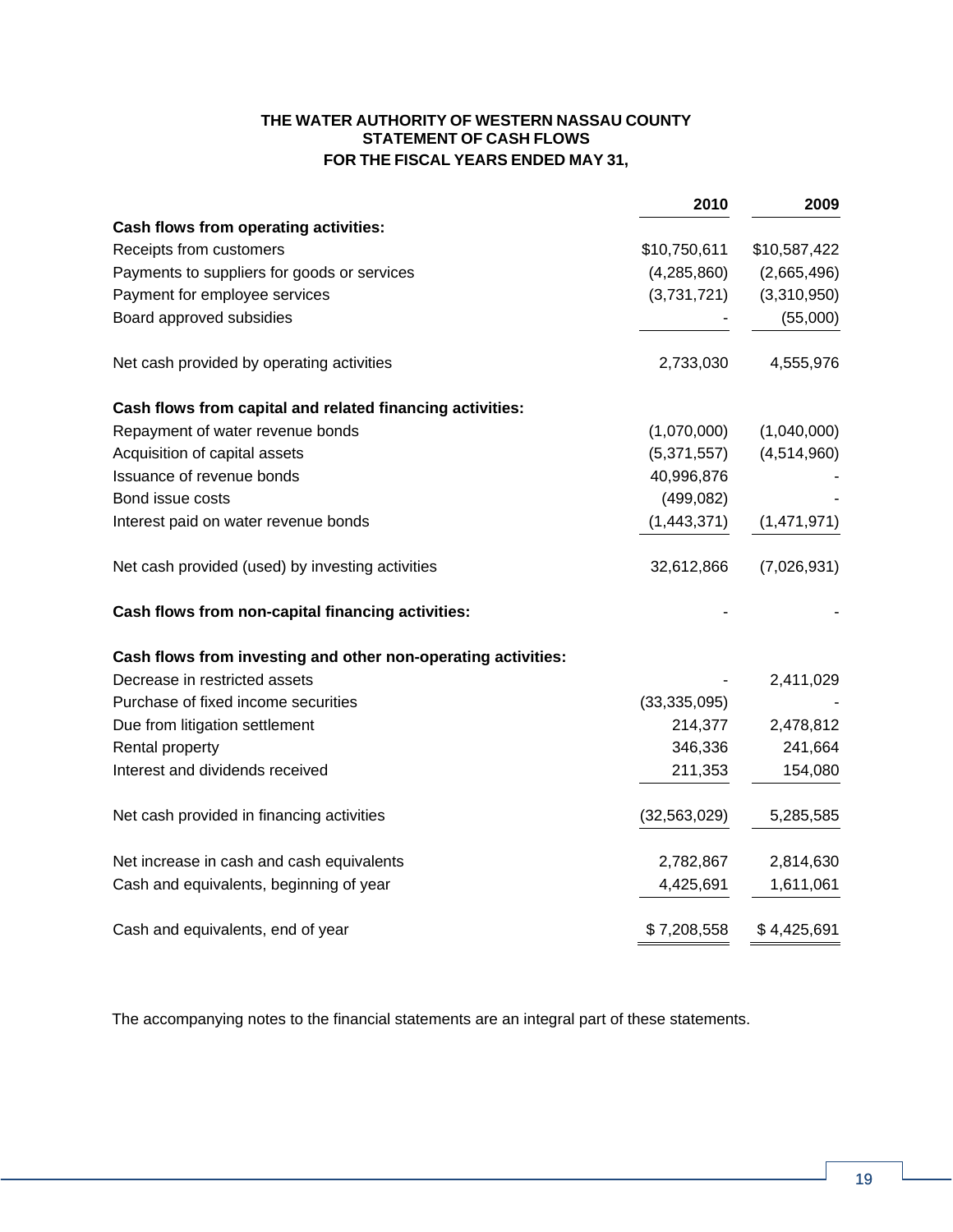**THE WATER AUTHORITY OF WESTERN NASSAU COUNTY**
**STATEMENT OF CASH FLOWS**
**FOR THE FISCAL YEARS ENDED MAY 31,**

| | **2010** | **2009** |
|---|---|---|
| **Cash flows from operating activities:** | | |
| Receipts from customers | $10,750,611 | $10,587,422 |
| Payments to suppliers for goods or services | (4,285,860) | (2,665,496) |
| Payment for employee services | (3,731,721) | (3,310,950) |
| Board approved subsidies | - | (55,000) |
| Net cash provided by operating activities | 2,733,030 | 4,555,976 |
| **Cash flows from capital and related financing activities:** | | |
| Repayment of water revenue bonds | (1,070,000) | (1,040,000) |
| Acquisition of capital assets | (5,371,557) | (4,514,960) |
| Issuance of revenue bonds | 40,996,876 | - |
| Bond issue costs | (499,082) | - |
| Interest paid on water revenue bonds | (1,443,371) | (1,471,971) |
| Net cash provided (used) by investing activities | 32,612,866 | (7,026,931) |
| **Cash flows from non-capital financing activities:** | - | - |
| **Cash flows from investing and other non-operating activities:** | | |
| Decrease in restricted assets | - | 2,411,029 |
| Purchase of fixed income securities | (33,335,095) | - |
| Due from litigation settlement | 214,377 | 2,478,812 |
| Rental property | 346,336 | 241,664 |
| Interest and dividends received | 211,353 | 154,080 |
| Net cash provided in financing activities | (32,563,029) | 5,285,585 |
| Net increase in cash and cash equivalents | 2,782,867 | 2,814,630 |
| Cash and equivalents, beginning of year | 4,425,691 | 1,611,061 |
| Cash and equivalents, end of year | $ 7,208,558 | $ 4,425,691 |

The accompanying notes to the financial statements are an integral part of these statements.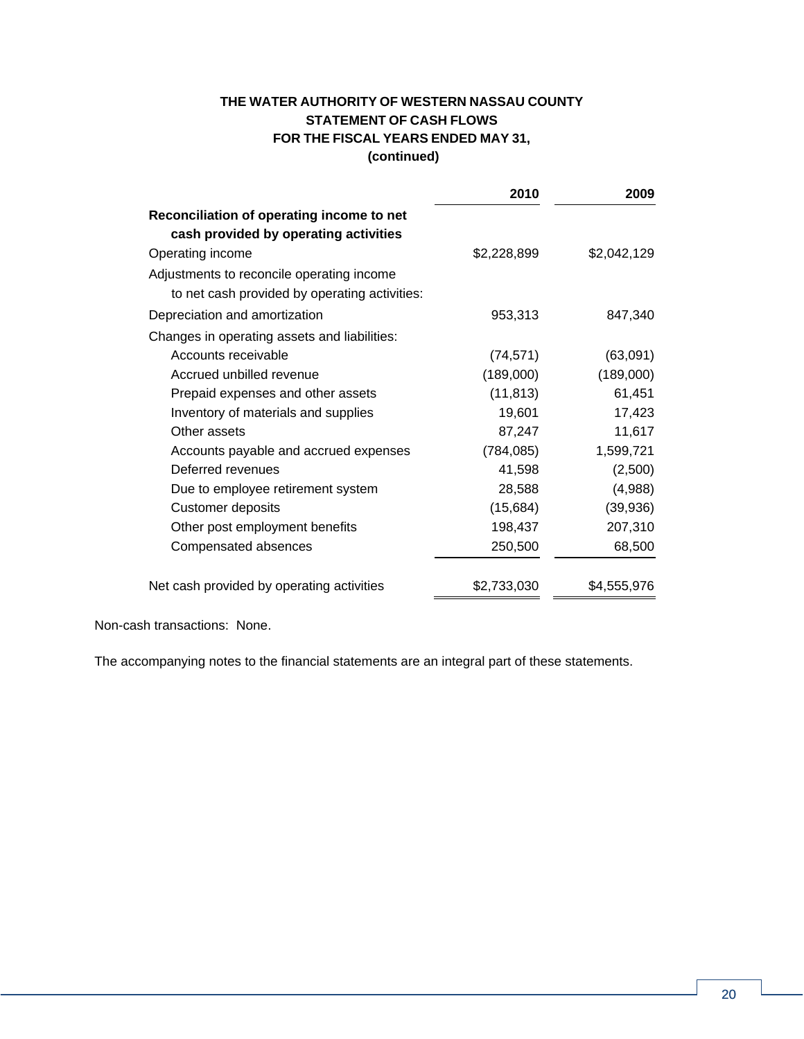**THE WATER AUTHORITY OF WESTERN NASSAU COUNTY**
**STATEMENT OF CASH FLOWS**
**FOR THE FISCAL YEARS ENDED MAY 31,**
**(continued)**

| | **2010** | **2009** |
|---|---:|---:|
| **Reconciliation of operating income to net cash provided by operating activities** | | |
| Operating income | $2,228,899 | $2,042,129 |
| Adjustments to reconcile operating income to net cash provided by operating activities: | | |
| Depreciation and amortization | 953,313 | 847,340 |
| Changes in operating assets and liabilities: | | |
| Accounts receivable | (74,571) | (63,091) |
| Accrued unbilled revenue | (189,000) | (189,000) |
| Prepaid expenses and other assets | (11,813) | 61,451 |
| Inventory of materials and supplies | 19,601 | 17,423 |
| Other assets | 87,247 | 11,617 |
| Accounts payable and accrued expenses | (784,085) | 1,599,721 |
| Deferred revenues | 41,598 | (2,500) |
| Due to employee retirement system | 28,588 | (4,988) |
| Customer deposits | (15,684) | (39,936) |
| Other post employment benefits | 198,437 | 207,310 |
| Compensated absences | 250,500 | 68,500 |
| Net cash provided by operating activities | $2,733,030 | $4,555,976 |

Non-cash transactions: None.

The accompanying notes to the financial statements are an integral part of these statements.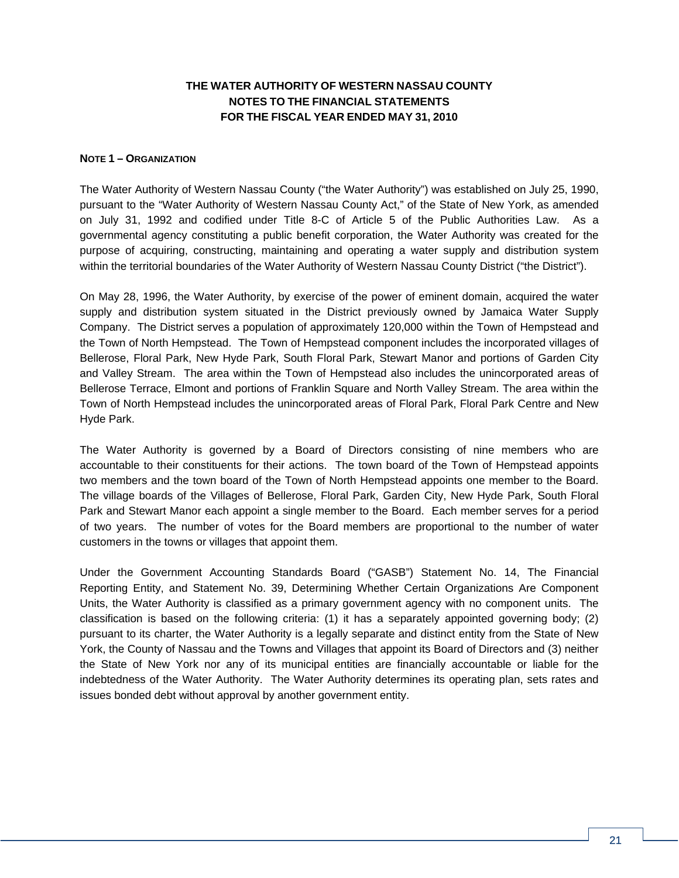# THE WATER AUTHORITY OF WESTERN NASSAU COUNTY
## NOTES TO THE FINANCIAL STATEMENTS
## FOR THE FISCAL YEAR ENDED MAY 31, 2010

### NOTE 1 – ORGANIZATION

The Water Authority of Western Nassau County ("the Water Authority") was established on July 25, 1990, pursuant to the "Water Authority of Western Nassau County Act," of the State of New York, as amended on July 31, 1992 and codified under Title 8-C of Article 5 of the Public Authorities Law. As a governmental agency constituting a public benefit corporation, the Water Authority was created for the purpose of acquiring, constructing, maintaining and operating a water supply and distribution system within the territorial boundaries of the Water Authority of Western Nassau County District ("the District").

On May 28, 1996, the Water Authority, by exercise of the power of eminent domain, acquired the water supply and distribution system situated in the District previously owned by Jamaica Water Supply Company. The District serves a population of approximately 120,000 within the Town of Hempstead and the Town of North Hempstead. The Town of Hempstead component includes the incorporated villages of Bellerose, Floral Park, New Hyde Park, South Floral Park, Stewart Manor and portions of Garden City and Valley Stream. The area within the Town of Hempstead also includes the unincorporated areas of Bellerose Terrace, Elmont and portions of Franklin Square and North Valley Stream. The area within the Town of North Hempstead includes the unincorporated areas of Floral Park, Floral Park Centre and New Hyde Park.

The Water Authority is governed by a Board of Directors consisting of nine members who are accountable to their constituents for their actions. The town board of the Town of Hempstead appoints two members and the town board of the Town of North Hempstead appoints one member to the Board. The village boards of the Villages of Bellerose, Floral Park, Garden City, New Hyde Park, South Floral Park and Stewart Manor each appoint a single member to the Board. Each member serves for a period of two years. The number of votes for the Board members are proportional to the number of water customers in the towns or villages that appoint them.

Under the Government Accounting Standards Board ("GASB") Statement No. 14, The Financial Reporting Entity, and Statement No. 39, Determining Whether Certain Organizations Are Component Units, the Water Authority is classified as a primary government agency with no component units. The classification is based on the following criteria: (1) it has a separately appointed governing body; (2) pursuant to its charter, the Water Authority is a legally separate and distinct entity from the State of New York, the County of Nassau and the Towns and Villages that appoint its Board of Directors and (3) neither the State of New York nor any of its municipal entities are financially accountable or liable for the indebtedness of the Water Authority. The Water Authority determines its operating plan, sets rates and issues bonded debt without approval by another government entity.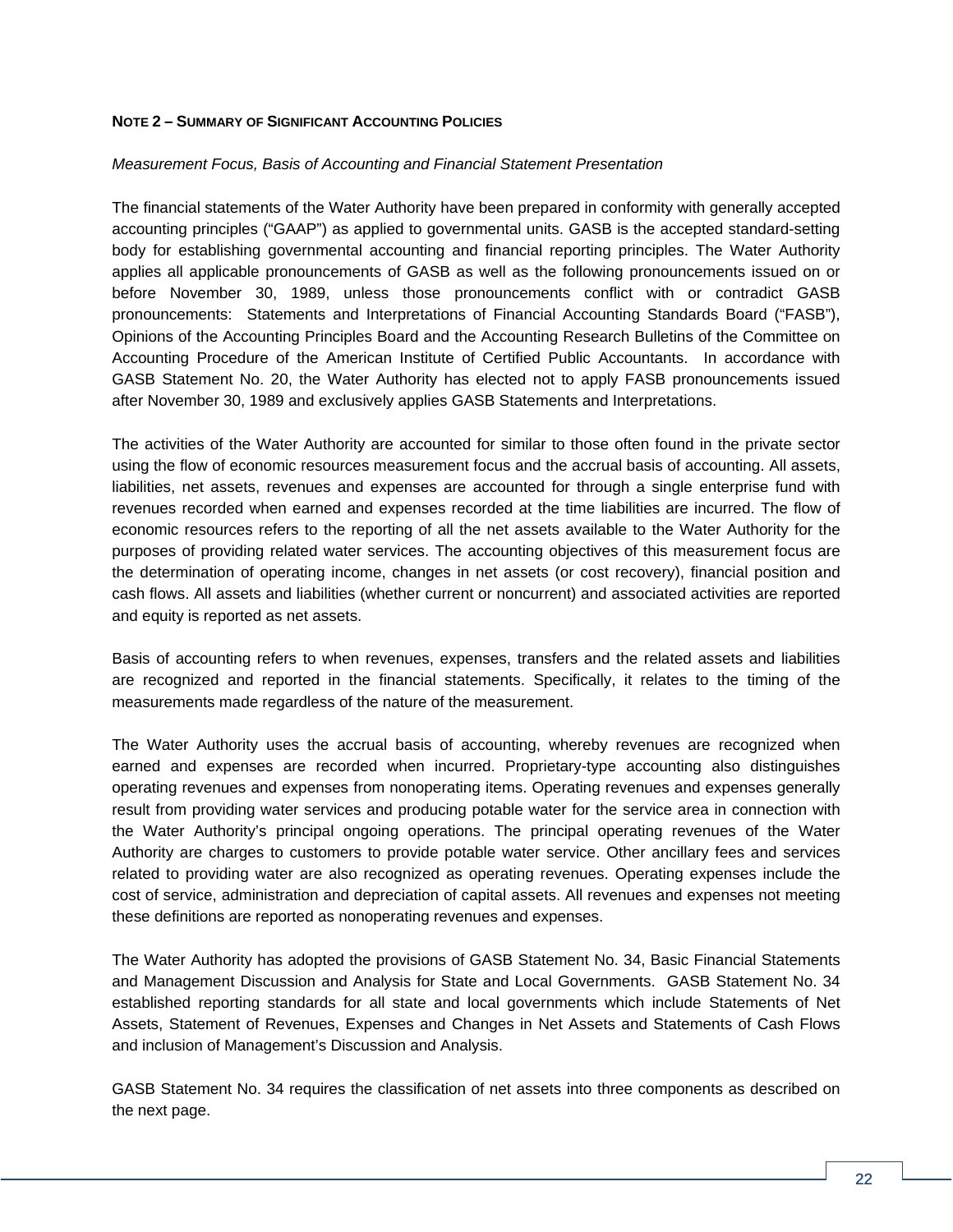## NOTE 2 – SUMMARY OF SIGNIFICANT ACCOUNTING POLICIES

*Measurement Focus, Basis of Accounting and Financial Statement Presentation*

The financial statements of the Water Authority have been prepared in conformity with generally accepted accounting principles ("GAAP") as applied to governmental units. GASB is the accepted standard-setting body for establishing governmental accounting and financial reporting principles. The Water Authority applies all applicable pronouncements of GASB as well as the following pronouncements issued on or before November 30, 1989, unless those pronouncements conflict with or contradict GASB pronouncements: Statements and Interpretations of Financial Accounting Standards Board ("FASB"), Opinions of the Accounting Principles Board and the Accounting Research Bulletins of the Committee on Accounting Procedure of the American Institute of Certified Public Accountants. In accordance with GASB Statement No. 20, the Water Authority has elected not to apply FASB pronouncements issued after November 30, 1989 and exclusively applies GASB Statements and Interpretations.

The activities of the Water Authority are accounted for similar to those often found in the private sector using the flow of economic resources measurement focus and the accrual basis of accounting. All assets, liabilities, net assets, revenues and expenses are accounted for through a single enterprise fund with revenues recorded when earned and expenses recorded at the time liabilities are incurred. The flow of economic resources refers to the reporting of all the net assets available to the Water Authority for the purposes of providing related water services. The accounting objectives of this measurement focus are the determination of operating income, changes in net assets (or cost recovery), financial position and cash flows. All assets and liabilities (whether current or noncurrent) and associated activities are reported and equity is reported as net assets.

Basis of accounting refers to when revenues, expenses, transfers and the related assets and liabilities are recognized and reported in the financial statements. Specifically, it relates to the timing of the measurements made regardless of the nature of the measurement.

The Water Authority uses the accrual basis of accounting, whereby revenues are recognized when earned and expenses are recorded when incurred. Proprietary-type accounting also distinguishes operating revenues and expenses from nonoperating items. Operating revenues and expenses generally result from providing water services and producing potable water for the service area in connection with the Water Authority's principal ongoing operations. The principal operating revenues of the Water Authority are charges to customers to provide potable water service. Other ancillary fees and services related to providing water are also recognized as operating revenues. Operating expenses include the cost of service, administration and depreciation of capital assets. All revenues and expenses not meeting these definitions are reported as nonoperating revenues and expenses.

The Water Authority has adopted the provisions of GASB Statement No. 34, Basic Financial Statements and Management Discussion and Analysis for State and Local Governments. GASB Statement No. 34 established reporting standards for all state and local governments which include Statements of Net Assets, Statement of Revenues, Expenses and Changes in Net Assets and Statements of Cash Flows and inclusion of Management's Discussion and Analysis.

GASB Statement No. 34 requires the classification of net assets into three components as described on the next page.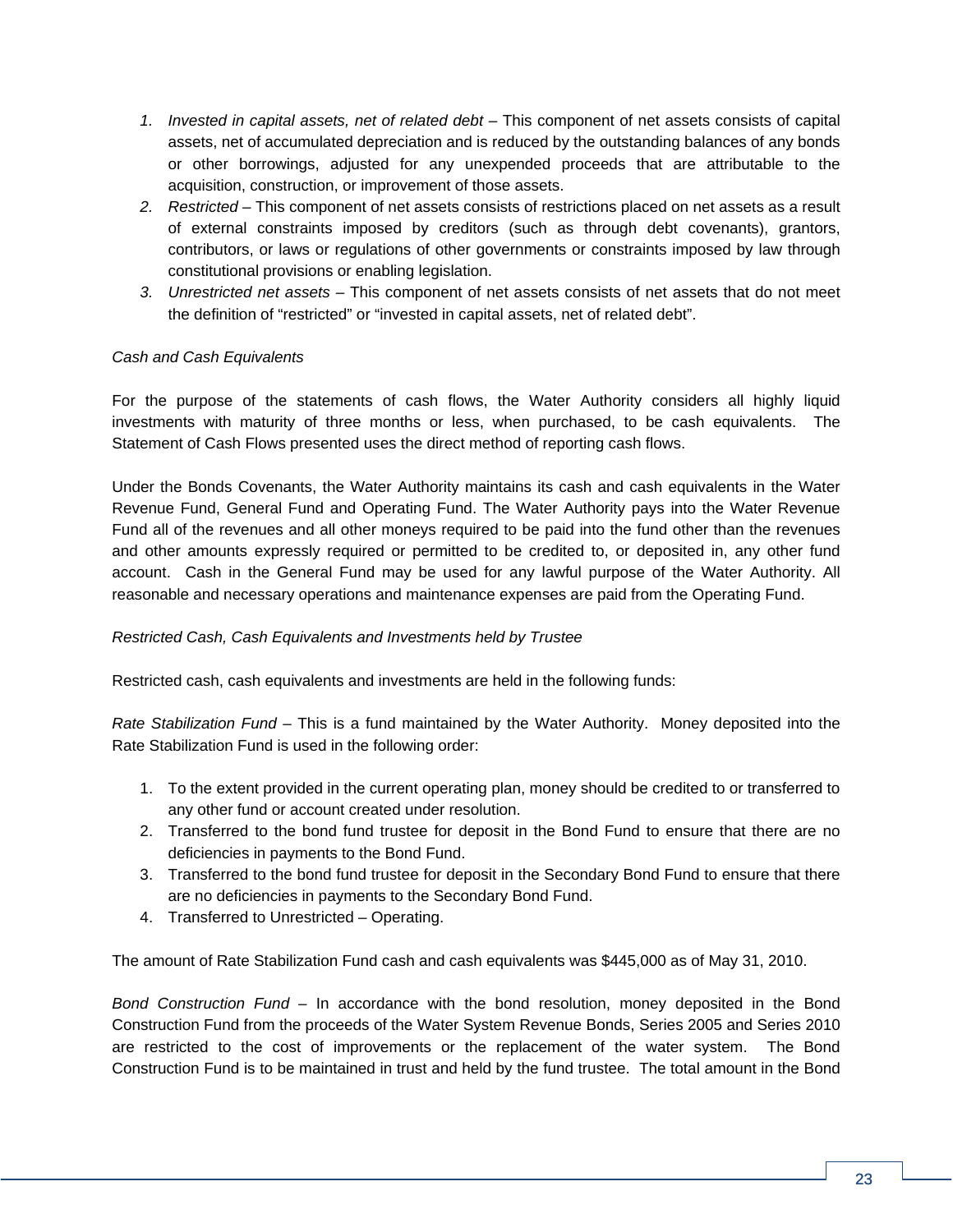1. *Invested in capital assets, net of related debt* – This component of net assets consists of capital assets, net of accumulated depreciation and is reduced by the outstanding balances of any bonds or other borrowings, adjusted for any unexpended proceeds that are attributable to the acquisition, construction, or improvement of those assets.
2. *Restricted* – This component of net assets consists of restrictions placed on net assets as a result of external constraints imposed by creditors (such as through debt covenants), grantors, contributors, or laws or regulations of other governments or constraints imposed by law through constitutional provisions or enabling legislation.
3. *Unrestricted net assets* – This component of net assets consists of net assets that do not meet the definition of "restricted" or "invested in capital assets, net of related debt".

*Cash and Cash Equivalents*

For the purpose of the statements of cash flows, the Water Authority considers all highly liquid investments with maturity of three months or less, when purchased, to be cash equivalents. The Statement of Cash Flows presented uses the direct method of reporting cash flows.

Under the Bonds Covenants, the Water Authority maintains its cash and cash equivalents in the Water Revenue Fund, General Fund and Operating Fund. The Water Authority pays into the Water Revenue Fund all of the revenues and all other moneys required to be paid into the fund other than the revenues and other amounts expressly required or permitted to be credited to, or deposited in, any other fund account. Cash in the General Fund may be used for any lawful purpose of the Water Authority. All reasonable and necessary operations and maintenance expenses are paid from the Operating Fund.

*Restricted Cash, Cash Equivalents and Investments held by Trustee*

Restricted cash, cash equivalents and investments are held in the following funds:

*Rate Stabilization Fund* – This is a fund maintained by the Water Authority. Money deposited into the Rate Stabilization Fund is used in the following order:

1. To the extent provided in the current operating plan, money should be credited to or transferred to any other fund or account created under resolution.
2. Transferred to the bond fund trustee for deposit in the Bond Fund to ensure that there are no deficiencies in payments to the Bond Fund.
3. Transferred to the bond fund trustee for deposit in the Secondary Bond Fund to ensure that there are no deficiencies in payments to the Secondary Bond Fund.
4. Transferred to Unrestricted – Operating.

The amount of Rate Stabilization Fund cash and cash equivalents was $445,000 as of May 31, 2010.

*Bond Construction Fund* – In accordance with the bond resolution, money deposited in the Bond Construction Fund from the proceeds of the Water System Revenue Bonds, Series 2005 and Series 2010 are restricted to the cost of improvements or the replacement of the water system. The Bond Construction Fund is to be maintained in trust and held by the fund trustee. The total amount in the Bond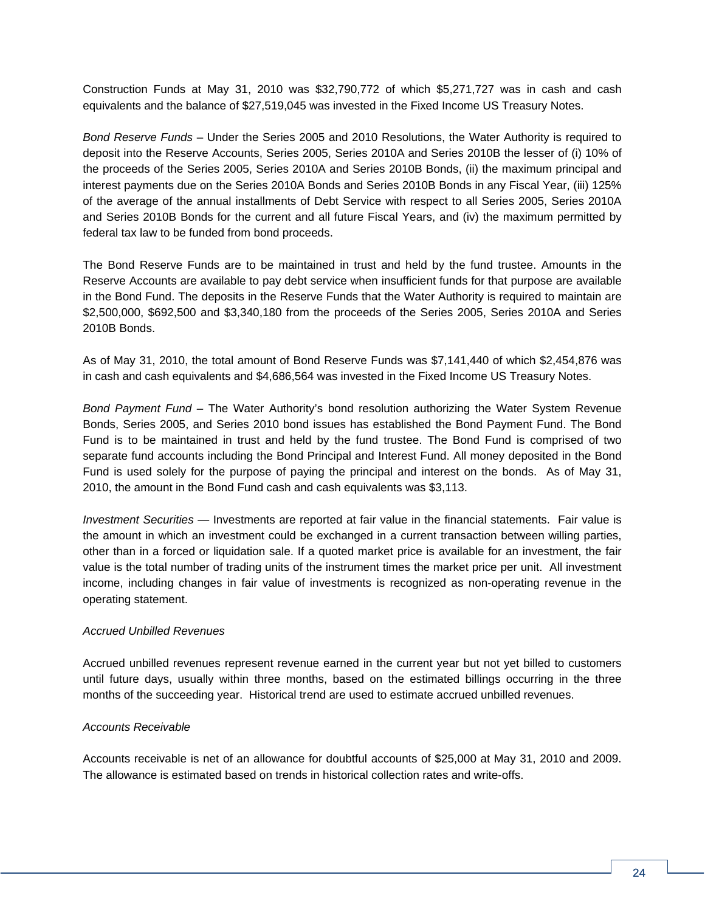Construction Funds at May 31, 2010 was $32,790,772 of which $5,271,727 was in cash and cash equivalents and the balance of $27,519,045 was invested in the Fixed Income US Treasury Notes.

*Bond Reserve Funds* – Under the Series 2005 and 2010 Resolutions, the Water Authority is required to deposit into the Reserve Accounts, Series 2005, Series 2010A and Series 2010B the lesser of (i) 10% of the proceeds of the Series 2005, Series 2010A and Series 2010B Bonds, (ii) the maximum principal and interest payments due on the Series 2010A Bonds and Series 2010B Bonds in any Fiscal Year, (iii) 125% of the average of the annual installments of Debt Service with respect to all Series 2005, Series 2010A and Series 2010B Bonds for the current and all future Fiscal Years, and (iv) the maximum permitted by federal tax law to be funded from bond proceeds.

The Bond Reserve Funds are to be maintained in trust and held by the fund trustee. Amounts in the Reserve Accounts are available to pay debt service when insufficient funds for that purpose are available in the Bond Fund. The deposits in the Reserve Funds that the Water Authority is required to maintain are $2,500,000, $692,500 and $3,340,180 from the proceeds of the Series 2005, Series 2010A and Series 2010B Bonds.

As of May 31, 2010, the total amount of Bond Reserve Funds was $7,141,440 of which $2,454,876 was in cash and cash equivalents and $4,686,564 was invested in the Fixed Income US Treasury Notes.

*Bond Payment Fund* – The Water Authority's bond resolution authorizing the Water System Revenue Bonds, Series 2005, and Series 2010 bond issues has established the Bond Payment Fund. The Bond Fund is to be maintained in trust and held by the fund trustee. The Bond Fund is comprised of two separate fund accounts including the Bond Principal and Interest Fund. All money deposited in the Bond Fund is used solely for the purpose of paying the principal and interest on the bonds. As of May 31, 2010, the amount in the Bond Fund cash and cash equivalents was $3,113.

*Investment Securities* — Investments are reported at fair value in the financial statements. Fair value is the amount in which an investment could be exchanged in a current transaction between willing parties, other than in a forced or liquidation sale. If a quoted market price is available for an investment, the fair value is the total number of trading units of the instrument times the market price per unit. All investment income, including changes in fair value of investments is recognized as non-operating revenue in the operating statement.

*Accrued Unbilled Revenues*

Accrued unbilled revenues represent revenue earned in the current year but not yet billed to customers until future days, usually within three months, based on the estimated billings occurring in the three months of the succeeding year. Historical trend are used to estimate accrued unbilled revenues.

*Accounts Receivable*

Accounts receivable is net of an allowance for doubtful accounts of $25,000 at May 31, 2010 and 2009. The allowance is estimated based on trends in historical collection rates and write-offs.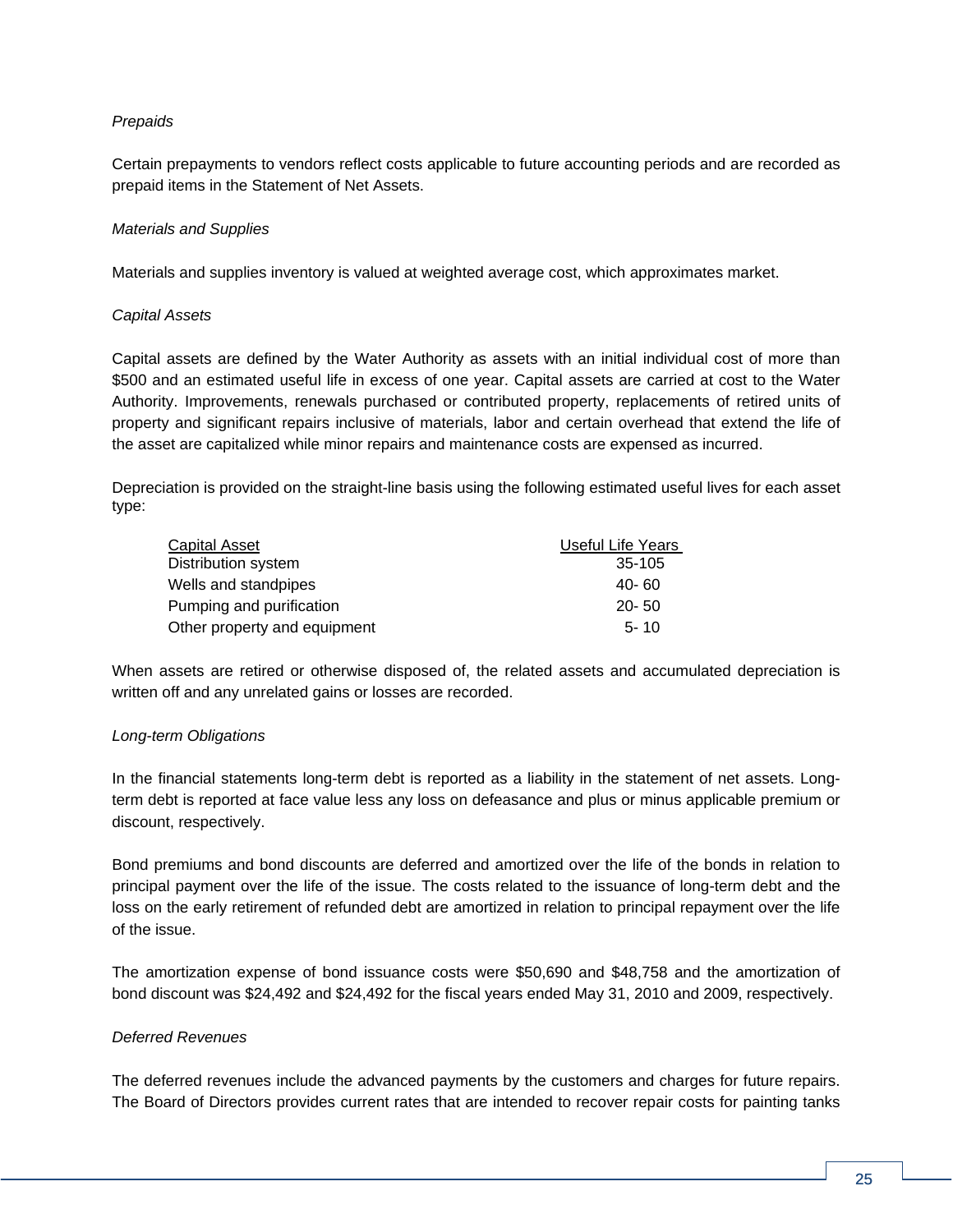*Prepaids*

Certain prepayments to vendors reflect costs applicable to future accounting periods and are recorded as prepaid items in the Statement of Net Assets.

*Materials and Supplies*

Materials and supplies inventory is valued at weighted average cost, which approximates market.

*Capital Assets*

Capital assets are defined by the Water Authority as assets with an initial individual cost of more than $500 and an estimated useful life in excess of one year. Capital assets are carried at cost to the Water Authority. Improvements, renewals purchased or contributed property, replacements of retired units of property and significant repairs inclusive of materials, labor and certain overhead that extend the life of the asset are capitalized while minor repairs and maintenance costs are expensed as incurred.

Depreciation is provided on the straight-line basis using the following estimated useful lives for each asset type:

| Capital Asset | Useful Life Years |
|---|---|
| Distribution system | 35-105 |
| Wells and standpipes | 40- 60 |
| Pumping and purification | 20- 50 |
| Other property and equipment | 5- 10 |

When assets are retired or otherwise disposed of, the related assets and accumulated depreciation is written off and any unrelated gains or losses are recorded.

*Long-term Obligations*

In the financial statements long-term debt is reported as a liability in the statement of net assets. Long-term debt is reported at face value less any loss on defeasance and plus or minus applicable premium or discount, respectively.

Bond premiums and bond discounts are deferred and amortized over the life of the bonds in relation to principal payment over the life of the issue. The costs related to the issuance of long-term debt and the loss on the early retirement of refunded debt are amortized in relation to principal repayment over the life of the issue.

The amortization expense of bond issuance costs were $50,690 and $48,758 and the amortization of bond discount was $24,492 and $24,492 for the fiscal years ended May 31, 2010 and 2009, respectively.

*Deferred Revenues*

The deferred revenues include the advanced payments by the customers and charges for future repairs. The Board of Directors provides current rates that are intended to recover repair costs for painting tanks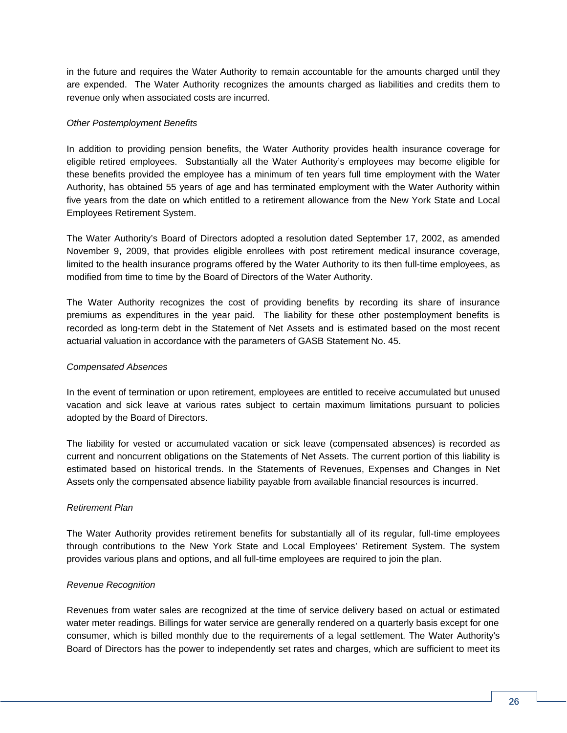in the future and requires the Water Authority to remain accountable for the amounts charged until they are expended. The Water Authority recognizes the amounts charged as liabilities and credits them to revenue only when associated costs are incurred.

*Other Postemployment Benefits*

In addition to providing pension benefits, the Water Authority provides health insurance coverage for eligible retired employees. Substantially all the Water Authority's employees may become eligible for these benefits provided the employee has a minimum of ten years full time employment with the Water Authority, has obtained 55 years of age and has terminated employment with the Water Authority within five years from the date on which entitled to a retirement allowance from the New York State and Local Employees Retirement System.

The Water Authority's Board of Directors adopted a resolution dated September 17, 2002, as amended November 9, 2009, that provides eligible enrollees with post retirement medical insurance coverage, limited to the health insurance programs offered by the Water Authority to its then full-time employees, as modified from time to time by the Board of Directors of the Water Authority.

The Water Authority recognizes the cost of providing benefits by recording its share of insurance premiums as expenditures in the year paid. The liability for these other postemployment benefits is recorded as long-term debt in the Statement of Net Assets and is estimated based on the most recent actuarial valuation in accordance with the parameters of GASB Statement No. 45.

*Compensated Absences*

In the event of termination or upon retirement, employees are entitled to receive accumulated but unused vacation and sick leave at various rates subject to certain maximum limitations pursuant to policies adopted by the Board of Directors.

The liability for vested or accumulated vacation or sick leave (compensated absences) is recorded as current and noncurrent obligations on the Statements of Net Assets. The current portion of this liability is estimated based on historical trends. In the Statements of Revenues, Expenses and Changes in Net Assets only the compensated absence liability payable from available financial resources is incurred.

*Retirement Plan*

The Water Authority provides retirement benefits for substantially all of its regular, full-time employees through contributions to the New York State and Local Employees' Retirement System. The system provides various plans and options, and all full-time employees are required to join the plan.

*Revenue Recognition*

Revenues from water sales are recognized at the time of service delivery based on actual or estimated water meter readings. Billings for water service are generally rendered on a quarterly basis except for one consumer, which is billed monthly due to the requirements of a legal settlement. The Water Authority's Board of Directors has the power to independently set rates and charges, which are sufficient to meet its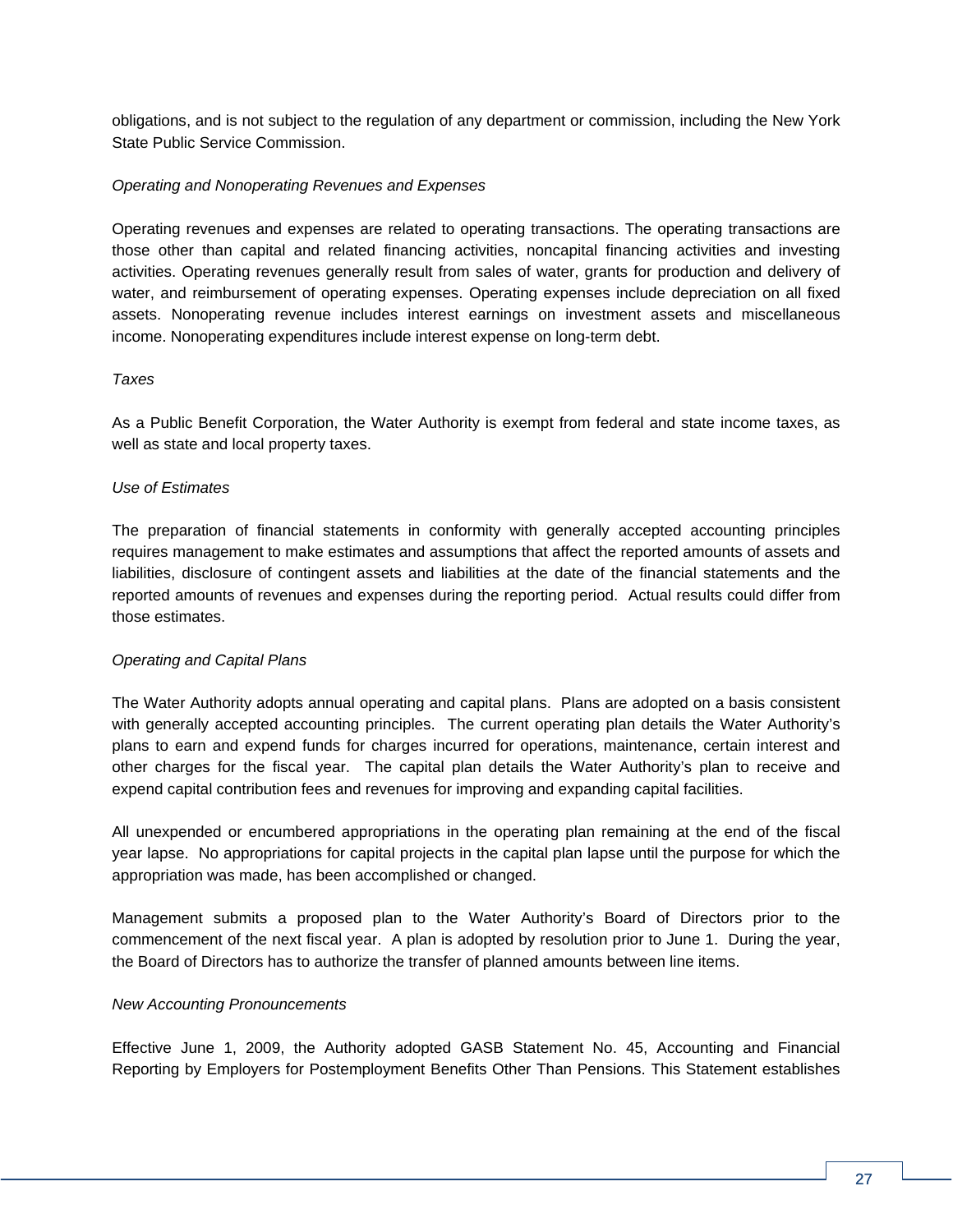obligations, and is not subject to the regulation of any department or commission, including the New York State Public Service Commission.

*Operating and Nonoperating Revenues and Expenses*

Operating revenues and expenses are related to operating transactions. The operating transactions are those other than capital and related financing activities, noncapital financing activities and investing activities. Operating revenues generally result from sales of water, grants for production and delivery of water, and reimbursement of operating expenses. Operating expenses include depreciation on all fixed assets. Nonoperating revenue includes interest earnings on investment assets and miscellaneous income. Nonoperating expenditures include interest expense on long-term debt.

*Taxes*

As a Public Benefit Corporation, the Water Authority is exempt from federal and state income taxes, as well as state and local property taxes.

*Use of Estimates*

The preparation of financial statements in conformity with generally accepted accounting principles requires management to make estimates and assumptions that affect the reported amounts of assets and liabilities, disclosure of contingent assets and liabilities at the date of the financial statements and the reported amounts of revenues and expenses during the reporting period. Actual results could differ from those estimates.

*Operating and Capital Plans*

The Water Authority adopts annual operating and capital plans. Plans are adopted on a basis consistent with generally accepted accounting principles. The current operating plan details the Water Authority's plans to earn and expend funds for charges incurred for operations, maintenance, certain interest and other charges for the fiscal year. The capital plan details the Water Authority's plan to receive and expend capital contribution fees and revenues for improving and expanding capital facilities.

All unexpended or encumbered appropriations in the operating plan remaining at the end of the fiscal year lapse. No appropriations for capital projects in the capital plan lapse until the purpose for which the appropriation was made, has been accomplished or changed.

Management submits a proposed plan to the Water Authority's Board of Directors prior to the commencement of the next fiscal year. A plan is adopted by resolution prior to June 1. During the year, the Board of Directors has to authorize the transfer of planned amounts between line items.

*New Accounting Pronouncements*

Effective June 1, 2009, the Authority adopted GASB Statement No. 45, Accounting and Financial Reporting by Employers for Postemployment Benefits Other Than Pensions. This Statement establishes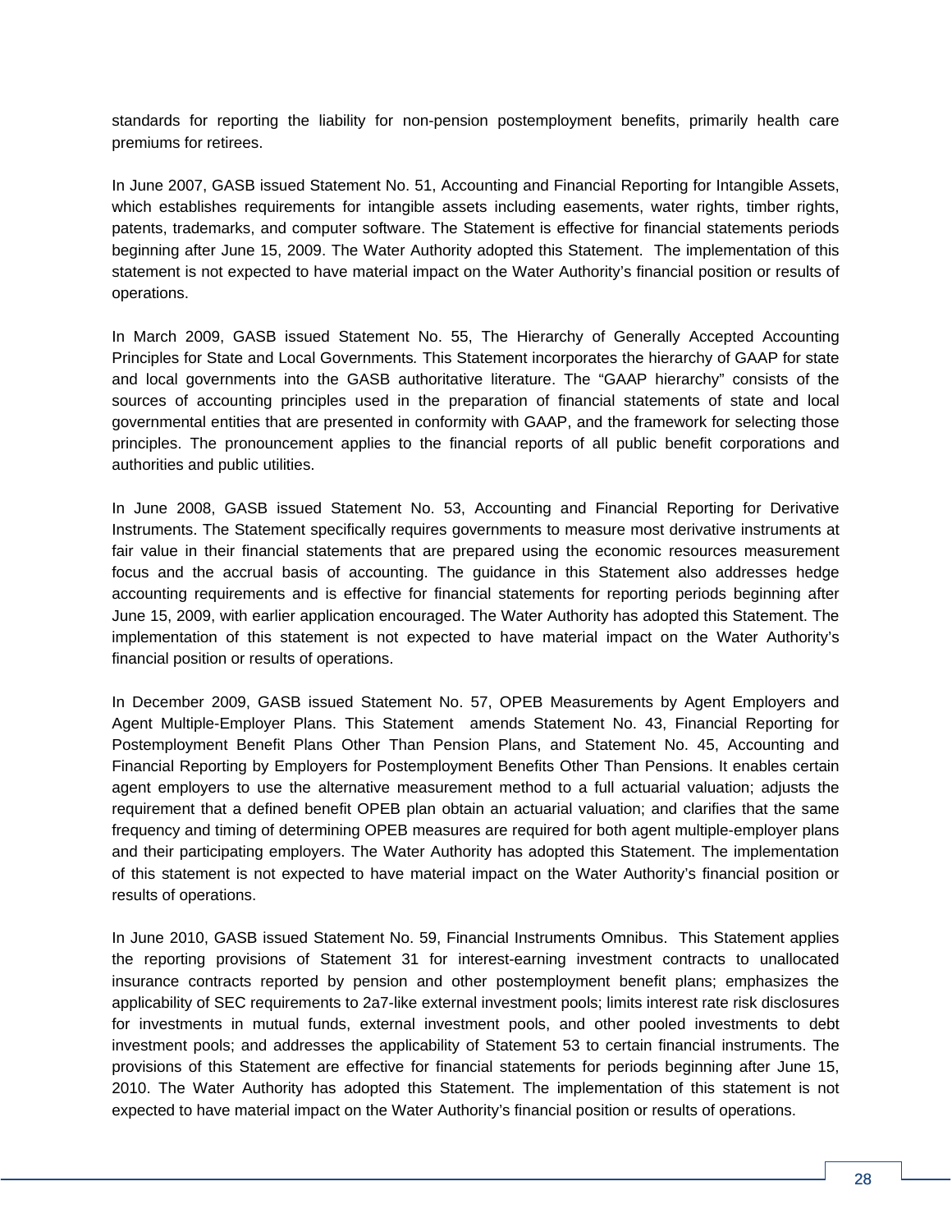standards for reporting the liability for non-pension postemployment benefits, primarily health care premiums for retirees.

In June 2007, GASB issued Statement No. 51, Accounting and Financial Reporting for Intangible Assets, which establishes requirements for intangible assets including easements, water rights, timber rights, patents, trademarks, and computer software. The Statement is effective for financial statements periods beginning after June 15, 2009. The Water Authority adopted this Statement. The implementation of this statement is not expected to have material impact on the Water Authority's financial position or results of operations.

In March 2009, GASB issued Statement No. 55, The Hierarchy of Generally Accepted Accounting Principles for State and Local Governments*.* This Statement incorporates the hierarchy of GAAP for state and local governments into the GASB authoritative literature. The "GAAP hierarchy" consists of the sources of accounting principles used in the preparation of financial statements of state and local governmental entities that are presented in conformity with GAAP, and the framework for selecting those principles. The pronouncement applies to the financial reports of all public benefit corporations and authorities and public utilities.

In June 2008, GASB issued Statement No. 53, Accounting and Financial Reporting for Derivative Instruments. The Statement specifically requires governments to measure most derivative instruments at fair value in their financial statements that are prepared using the economic resources measurement focus and the accrual basis of accounting. The guidance in this Statement also addresses hedge accounting requirements and is effective for financial statements for reporting periods beginning after June 15, 2009, with earlier application encouraged. The Water Authority has adopted this Statement. The implementation of this statement is not expected to have material impact on the Water Authority's financial position or results of operations.

In December 2009, GASB issued Statement No. 57, OPEB Measurements by Agent Employers and Agent Multiple-Employer Plans. This Statement amends Statement No. 43, Financial Reporting for Postemployment Benefit Plans Other Than Pension Plans, and Statement No. 45, Accounting and Financial Reporting by Employers for Postemployment Benefits Other Than Pensions. It enables certain agent employers to use the alternative measurement method to a full actuarial valuation; adjusts the requirement that a defined benefit OPEB plan obtain an actuarial valuation; and clarifies that the same frequency and timing of determining OPEB measures are required for both agent multiple-employer plans and their participating employers. The Water Authority has adopted this Statement. The implementation of this statement is not expected to have material impact on the Water Authority's financial position or results of operations.

In June 2010, GASB issued Statement No. 59, Financial Instruments Omnibus. This Statement applies the reporting provisions of Statement 31 for interest-earning investment contracts to unallocated insurance contracts reported by pension and other postemployment benefit plans; emphasizes the applicability of SEC requirements to 2a7-like external investment pools; limits interest rate risk disclosures for investments in mutual funds, external investment pools, and other pooled investments to debt investment pools; and addresses the applicability of Statement 53 to certain financial instruments. The provisions of this Statement are effective for financial statements for periods beginning after June 15, 2010. The Water Authority has adopted this Statement. The implementation of this statement is not expected to have material impact on the Water Authority's financial position or results of operations.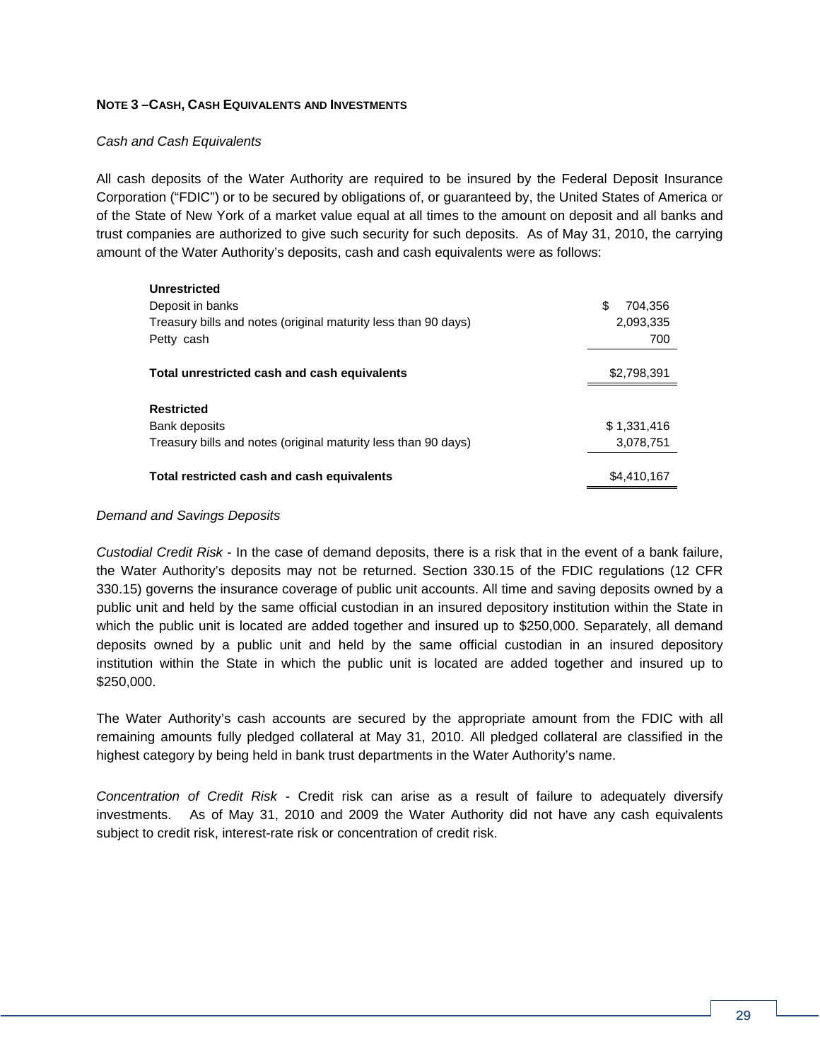## NOTE 3 – CASH, CASH EQUIVALENTS AND INVESTMENTS

*Cash and Cash Equivalents*

All cash deposits of the Water Authority are required to be insured by the Federal Deposit Insurance Corporation ("FDIC") or to be secured by obligations of, or guaranteed by, the United States of America or of the State of New York of a market value equal at all times to the amount on deposit and all banks and trust companies are authorized to give such security for such deposits. As of May 31, 2010, the carrying amount of the Water Authority's deposits, cash and cash equivalents were as follows:

| | |
|---|---|
| **Unrestricted** | |
| Deposit in banks | $ 704,356 |
| Treasury bills and notes (original maturity less than 90 days) | 2,093,335 |
| Petty cash | 700 |
| **Total unrestricted cash and cash equivalents** | $2,798,391 |
| **Restricted** | |
| Bank deposits | $ 1,331,416 |
| Treasury bills and notes (original maturity less than 90 days) | 3,078,751 |
| **Total restricted cash and cash equivalents** | $4,410,167 |

*Demand and Savings Deposits*

*Custodial Credit Risk* - In the case of demand deposits, there is a risk that in the event of a bank failure, the Water Authority's deposits may not be returned. Section 330.15 of the FDIC regulations (12 CFR 330.15) governs the insurance coverage of public unit accounts. All time and saving deposits owned by a public unit and held by the same official custodian in an insured depository institution within the State in which the public unit is located are added together and insured up to $250,000. Separately, all demand deposits owned by a public unit and held by the same official custodian in an insured depository institution within the State in which the public unit is located are added together and insured up to $250,000.

The Water Authority's cash accounts are secured by the appropriate amount from the FDIC with all remaining amounts fully pledged collateral at May 31, 2010. All pledged collateral are classified in the highest category by being held in bank trust departments in the Water Authority's name.

*Concentration of Credit Risk* - Credit risk can arise as a result of failure to adequately diversify investments. As of May 31, 2010 and 2009 the Water Authority did not have any cash equivalents subject to credit risk, interest-rate risk or concentration of credit risk.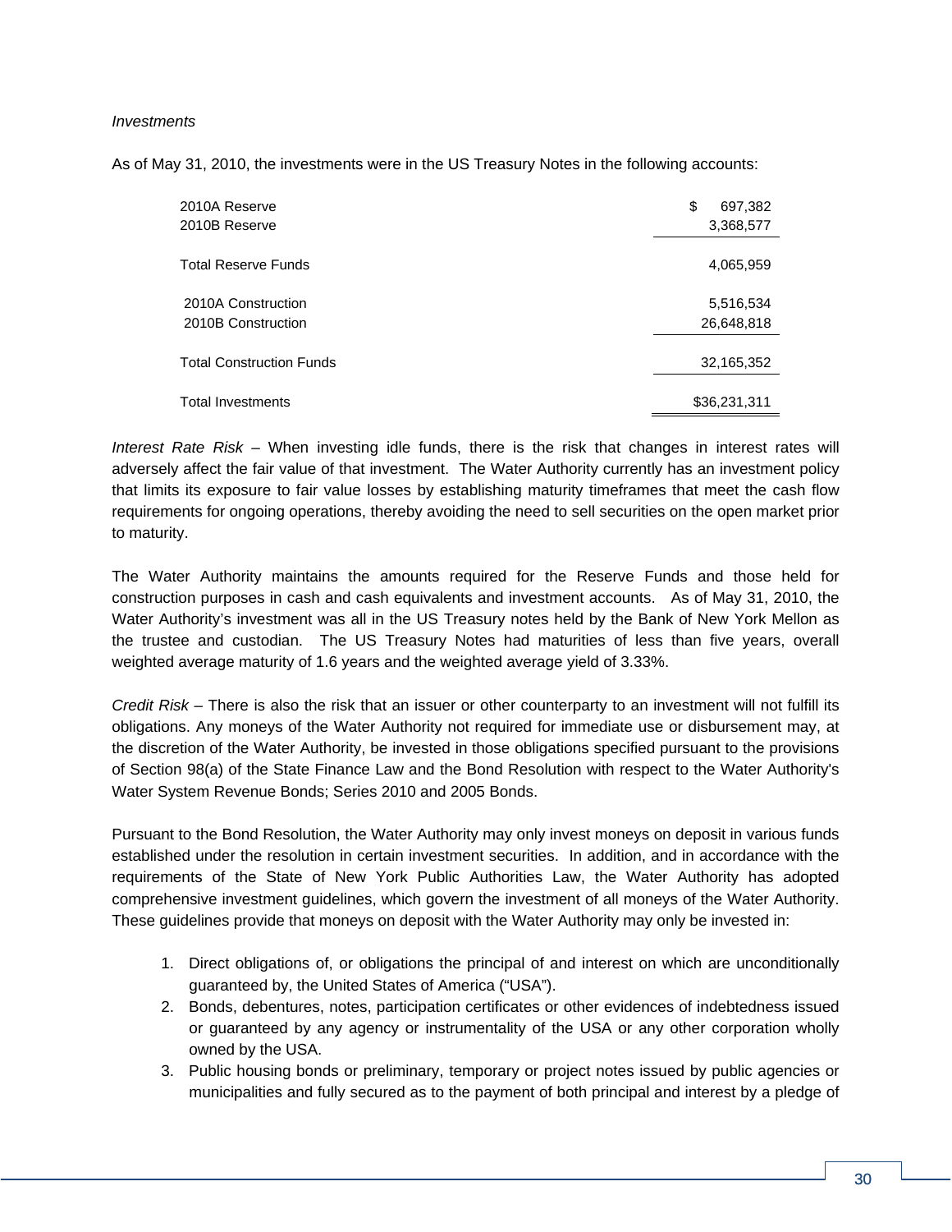*Investments*

As of May 31, 2010, the investments were in the US Treasury Notes in the following accounts:

| | |
|---|---|
| 2010A Reserve | $ 697,382 |
| 2010B Reserve | 3,368,577 |
| Total Reserve Funds | 4,065,959 |
| 2010A Construction | 5,516,534 |
| 2010B Construction | 26,648,818 |
| Total Construction Funds | 32,165,352 |
| Total Investments | $36,231,311 |

*Interest Rate Risk* – When investing idle funds, there is the risk that changes in interest rates will adversely affect the fair value of that investment. The Water Authority currently has an investment policy that limits its exposure to fair value losses by establishing maturity timeframes that meet the cash flow requirements for ongoing operations, thereby avoiding the need to sell securities on the open market prior to maturity.

The Water Authority maintains the amounts required for the Reserve Funds and those held for construction purposes in cash and cash equivalents and investment accounts. As of May 31, 2010, the Water Authority's investment was all in the US Treasury notes held by the Bank of New York Mellon as the trustee and custodian. The US Treasury Notes had maturities of less than five years, overall weighted average maturity of 1.6 years and the weighted average yield of 3.33%.

*Credit Risk* – There is also the risk that an issuer or other counterparty to an investment will not fulfill its obligations. Any moneys of the Water Authority not required for immediate use or disbursement may, at the discretion of the Water Authority, be invested in those obligations specified pursuant to the provisions of Section 98(a) of the State Finance Law and the Bond Resolution with respect to the Water Authority's Water System Revenue Bonds; Series 2010 and 2005 Bonds.

Pursuant to the Bond Resolution, the Water Authority may only invest moneys on deposit in various funds established under the resolution in certain investment securities. In addition, and in accordance with the requirements of the State of New York Public Authorities Law, the Water Authority has adopted comprehensive investment guidelines, which govern the investment of all moneys of the Water Authority. These guidelines provide that moneys on deposit with the Water Authority may only be invested in:

1. Direct obligations of, or obligations the principal of and interest on which are unconditionally guaranteed by, the United States of America ("USA").
2. Bonds, debentures, notes, participation certificates or other evidences of indebtedness issued or guaranteed by any agency or instrumentality of the USA or any other corporation wholly owned by the USA.
3. Public housing bonds or preliminary, temporary or project notes issued by public agencies or municipalities and fully secured as to the payment of both principal and interest by a pledge of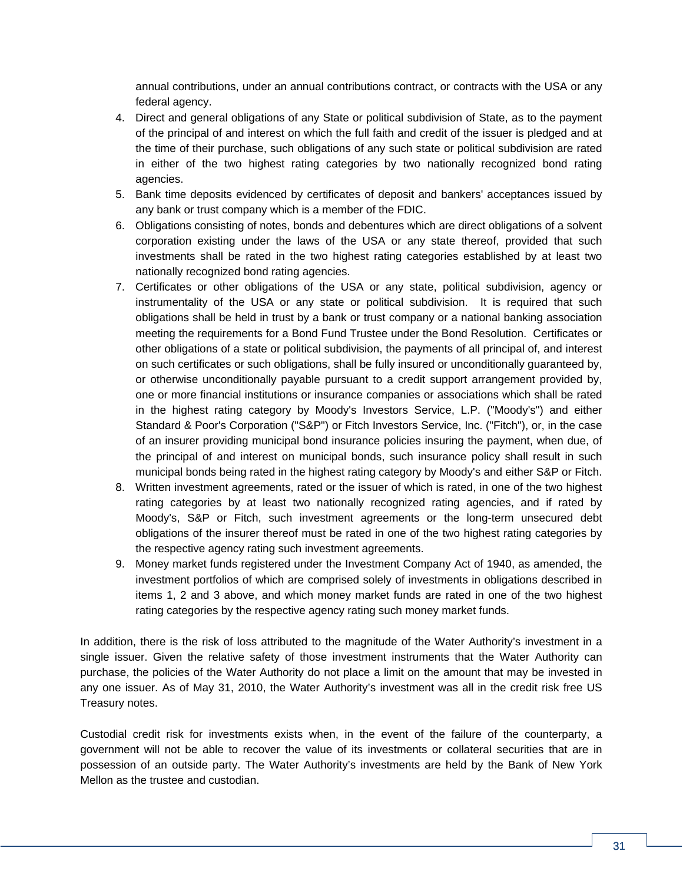annual contributions, under an annual contributions contract, or contracts with the USA or any federal agency.

4. Direct and general obligations of any State or political subdivision of State, as to the payment of the principal of and interest on which the full faith and credit of the issuer is pledged and at the time of their purchase, such obligations of any such state or political subdivision are rated in either of the two highest rating categories by two nationally recognized bond rating agencies.
5. Bank time deposits evidenced by certificates of deposit and bankers' acceptances issued by any bank or trust company which is a member of the FDIC.
6. Obligations consisting of notes, bonds and debentures which are direct obligations of a solvent corporation existing under the laws of the USA or any state thereof, provided that such investments shall be rated in the two highest rating categories established by at least two nationally recognized bond rating agencies.
7. Certificates or other obligations of the USA or any state, political subdivision, agency or instrumentality of the USA or any state or political subdivision. It is required that such obligations shall be held in trust by a bank or trust company or a national banking association meeting the requirements for a Bond Fund Trustee under the Bond Resolution. Certificates or other obligations of a state or political subdivision, the payments of all principal of, and interest on such certificates or such obligations, shall be fully insured or unconditionally guaranteed by, or otherwise unconditionally payable pursuant to a credit support arrangement provided by, one or more financial institutions or insurance companies or associations which shall be rated in the highest rating category by Moody's Investors Service, L.P. ("Moody's") and either Standard & Poor's Corporation ("S&P") or Fitch Investors Service, Inc. ("Fitch"), or, in the case of an insurer providing municipal bond insurance policies insuring the payment, when due, of the principal of and interest on municipal bonds, such insurance policy shall result in such municipal bonds being rated in the highest rating category by Moody's and either S&P or Fitch.
8. Written investment agreements, rated or the issuer of which is rated, in one of the two highest rating categories by at least two nationally recognized rating agencies, and if rated by Moody's, S&P or Fitch, such investment agreements or the long-term unsecured debt obligations of the insurer thereof must be rated in one of the two highest rating categories by the respective agency rating such investment agreements.
9. Money market funds registered under the Investment Company Act of 1940, as amended, the investment portfolios of which are comprised solely of investments in obligations described in items 1, 2 and 3 above, and which money market funds are rated in one of the two highest rating categories by the respective agency rating such money market funds.

In addition, there is the risk of loss attributed to the magnitude of the Water Authority's investment in a single issuer. Given the relative safety of those investment instruments that the Water Authority can purchase, the policies of the Water Authority do not place a limit on the amount that may be invested in any one issuer. As of May 31, 2010, the Water Authority's investment was all in the credit risk free US Treasury notes.

Custodial credit risk for investments exists when, in the event of the failure of the counterparty, a government will not be able to recover the value of its investments or collateral securities that are in possession of an outside party. The Water Authority's investments are held by the Bank of New York Mellon as the trustee and custodian.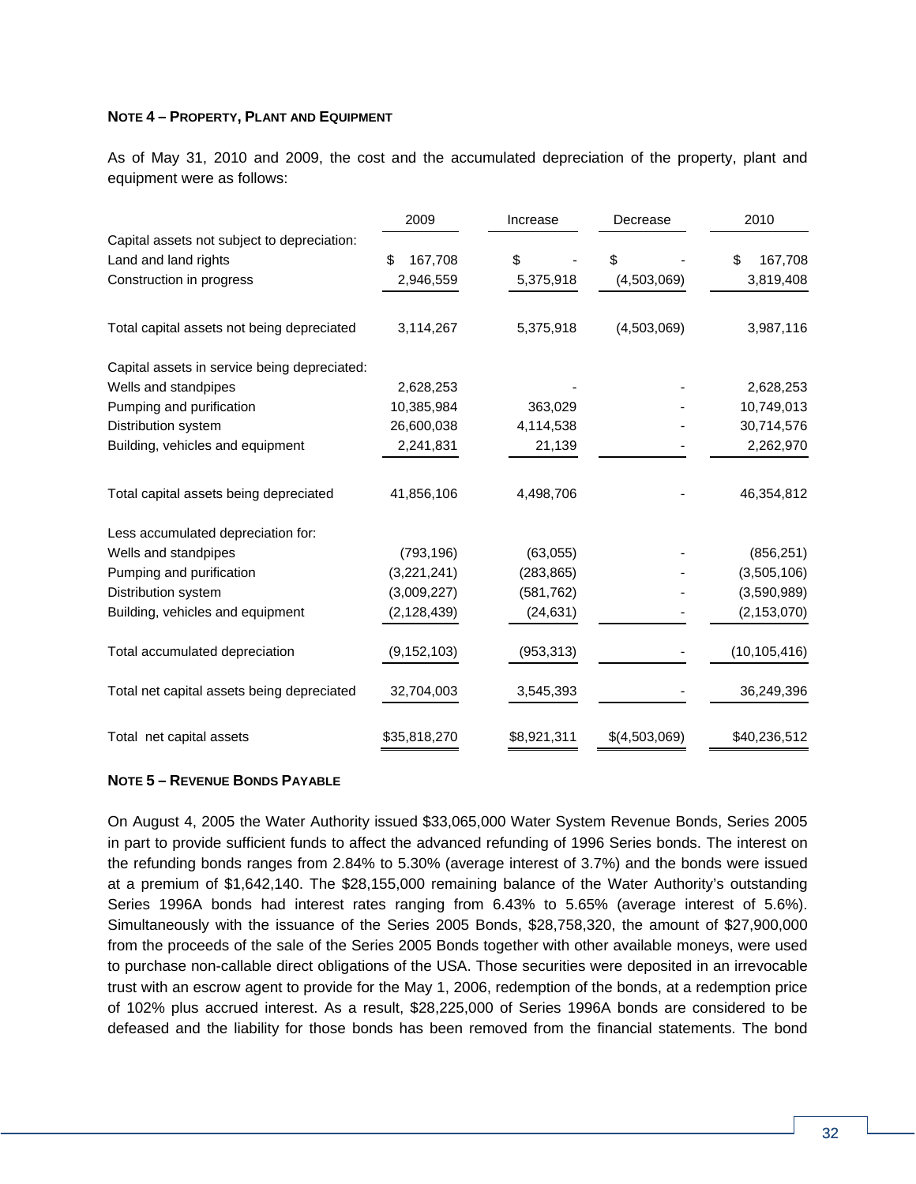**NOTE 4 – PROPERTY, PLANT AND EQUIPMENT**

As of May 31, 2010 and 2009, the cost and the accumulated depreciation of the property, plant and equipment were as follows:

| | 2009 | Increase | Decrease | 2010 |
|---|---|---|---|---|
| Capital assets not subject to depreciation: | | | | |
| Land and land rights | $ 167,708 | $ - | $ - | $ 167,708 |
| Construction in progress | 2,946,559 | 5,375,918 | (4,503,069) | 3,819,408 |
| Total capital assets not being depreciated | 3,114,267 | 5,375,918 | (4,503,069) | 3,987,116 |
| Capital assets in service being depreciated: | | | | |
| Wells and standpipes | 2,628,253 | - | - | 2,628,253 |
| Pumping and purification | 10,385,984 | 363,029 | - | 10,749,013 |
| Distribution system | 26,600,038 | 4,114,538 | - | 30,714,576 |
| Building, vehicles and equipment | 2,241,831 | 21,139 | - | 2,262,970 |
| Total capital assets being depreciated | 41,856,106 | 4,498,706 | - | 46,354,812 |
| Less accumulated depreciation for: | | | | |
| Wells and standpipes | (793,196) | (63,055) | - | (856,251) |
| Pumping and purification | (3,221,241) | (283,865) | - | (3,505,106) |
| Distribution system | (3,009,227) | (581,762) | - | (3,590,989) |
| Building, vehicles and equipment | (2,128,439) | (24,631) | - | (2,153,070) |
| Total accumulated depreciation | (9,152,103) | (953,313) | - | (10,105,416) |
| Total net capital assets being depreciated | 32,704,003 | 3,545,393 | - | 36,249,396 |
| Total net capital assets | $35,818,270 | $8,921,311 | $(4,503,069) | $40,236,512 |

**NOTE 5 – REVENUE BONDS PAYABLE**

On August 4, 2005 the Water Authority issued $33,065,000 Water System Revenue Bonds, Series 2005 in part to provide sufficient funds to affect the advanced refunding of 1996 Series bonds. The interest on the refunding bonds ranges from 2.84% to 5.30% (average interest of 3.7%) and the bonds were issued at a premium of $1,642,140. The $28,155,000 remaining balance of the Water Authority's outstanding Series 1996A bonds had interest rates ranging from 6.43% to 5.65% (average interest of 5.6%). Simultaneously with the issuance of the Series 2005 Bonds, $28,758,320, the amount of $27,900,000 from the proceeds of the sale of the Series 2005 Bonds together with other available moneys, were used to purchase non-callable direct obligations of the USA. Those securities were deposited in an irrevocable trust with an escrow agent to provide for the May 1, 2006, redemption of the bonds, at a redemption price of 102% plus accrued interest. As a result, $28,225,000 of Series 1996A bonds are considered to be defeased and the liability for those bonds has been removed from the financial statements. The bond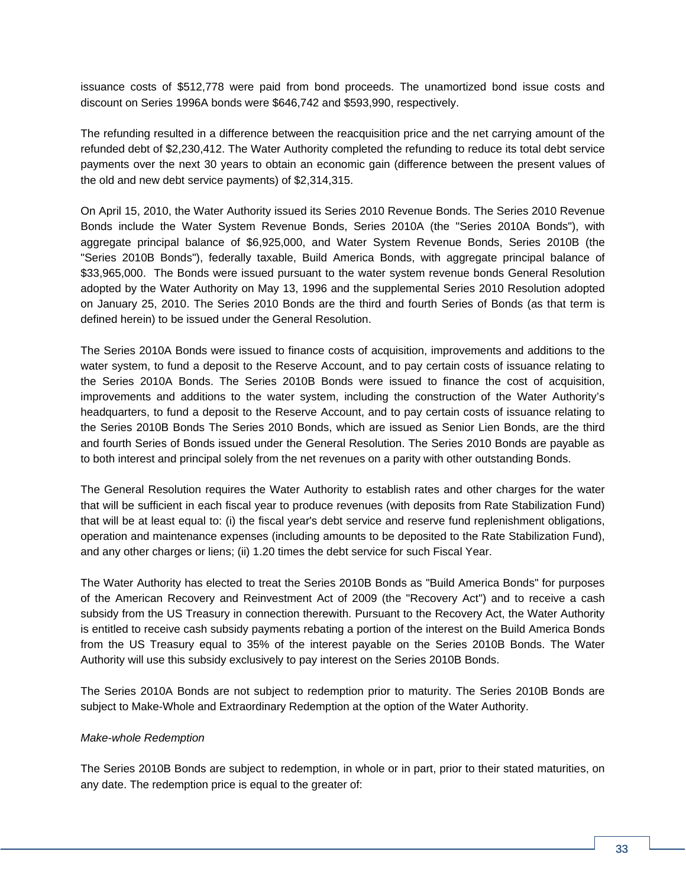issuance costs of $512,778 were paid from bond proceeds. The unamortized bond issue costs and discount on Series 1996A bonds were $646,742 and $593,990, respectively.

The refunding resulted in a difference between the reacquisition price and the net carrying amount of the refunded debt of $2,230,412. The Water Authority completed the refunding to reduce its total debt service payments over the next 30 years to obtain an economic gain (difference between the present values of the old and new debt service payments) of $2,314,315.

On April 15, 2010, the Water Authority issued its Series 2010 Revenue Bonds. The Series 2010 Revenue Bonds include the Water System Revenue Bonds, Series 2010A (the "Series 2010A Bonds"), with aggregate principal balance of $6,925,000, and Water System Revenue Bonds, Series 2010B (the "Series 2010B Bonds"), federally taxable, Build America Bonds, with aggregate principal balance of $33,965,000. The Bonds were issued pursuant to the water system revenue bonds General Resolution adopted by the Water Authority on May 13, 1996 and the supplemental Series 2010 Resolution adopted on January 25, 2010. The Series 2010 Bonds are the third and fourth Series of Bonds (as that term is defined herein) to be issued under the General Resolution.

The Series 2010A Bonds were issued to finance costs of acquisition, improvements and additions to the water system, to fund a deposit to the Reserve Account, and to pay certain costs of issuance relating to the Series 2010A Bonds. The Series 2010B Bonds were issued to finance the cost of acquisition, improvements and additions to the water system, including the construction of the Water Authority's headquarters, to fund a deposit to the Reserve Account, and to pay certain costs of issuance relating to the Series 2010B Bonds The Series 2010 Bonds, which are issued as Senior Lien Bonds, are the third and fourth Series of Bonds issued under the General Resolution. The Series 2010 Bonds are payable as to both interest and principal solely from the net revenues on a parity with other outstanding Bonds.

The General Resolution requires the Water Authority to establish rates and other charges for the water that will be sufficient in each fiscal year to produce revenues (with deposits from Rate Stabilization Fund) that will be at least equal to: (i) the fiscal year's debt service and reserve fund replenishment obligations, operation and maintenance expenses (including amounts to be deposited to the Rate Stabilization Fund), and any other charges or liens; (ii) 1.20 times the debt service for such Fiscal Year.

The Water Authority has elected to treat the Series 2010B Bonds as "Build America Bonds" for purposes of the American Recovery and Reinvestment Act of 2009 (the "Recovery Act") and to receive a cash subsidy from the US Treasury in connection therewith. Pursuant to the Recovery Act, the Water Authority is entitled to receive cash subsidy payments rebating a portion of the interest on the Build America Bonds from the US Treasury equal to 35% of the interest payable on the Series 2010B Bonds. The Water Authority will use this subsidy exclusively to pay interest on the Series 2010B Bonds.

The Series 2010A Bonds are not subject to redemption prior to maturity. The Series 2010B Bonds are subject to Make-Whole and Extraordinary Redemption at the option of the Water Authority.

*Make-whole Redemption*

The Series 2010B Bonds are subject to redemption, in whole or in part, prior to their stated maturities, on any date. The redemption price is equal to the greater of: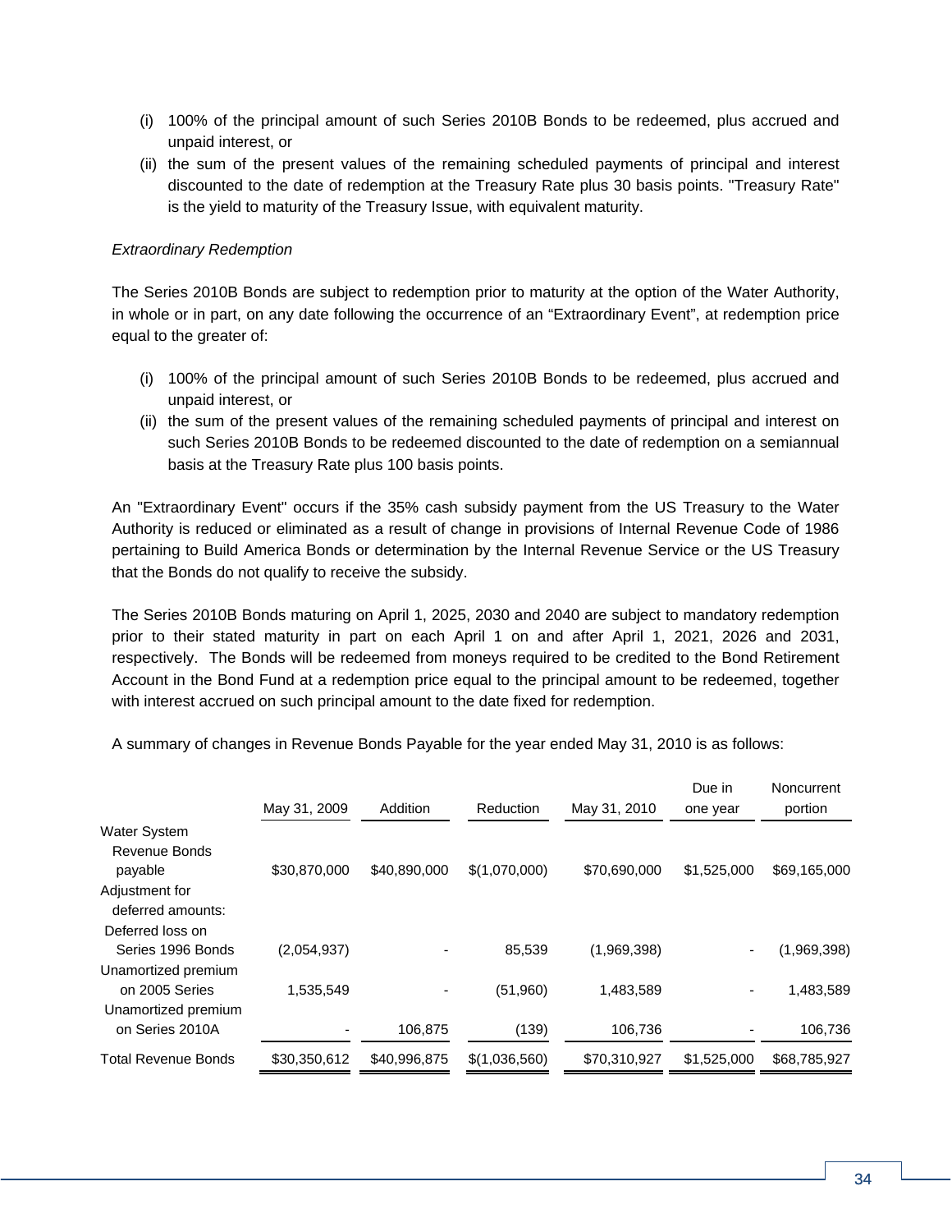(i) 100% of the principal amount of such Series 2010B Bonds to be redeemed, plus accrued and unpaid interest, or

(ii) the sum of the present values of the remaining scheduled payments of principal and interest discounted to the date of redemption at the Treasury Rate plus 30 basis points. "Treasury Rate" is the yield to maturity of the Treasury Issue, with equivalent maturity.

*Extraordinary Redemption*

The Series 2010B Bonds are subject to redemption prior to maturity at the option of the Water Authority, in whole or in part, on any date following the occurrence of an "Extraordinary Event", at redemption price equal to the greater of:

(i) 100% of the principal amount of such Series 2010B Bonds to be redeemed, plus accrued and unpaid interest, or

(ii) the sum of the present values of the remaining scheduled payments of principal and interest on such Series 2010B Bonds to be redeemed discounted to the date of redemption on a semiannual basis at the Treasury Rate plus 100 basis points.

An "Extraordinary Event" occurs if the 35% cash subsidy payment from the US Treasury to the Water Authority is reduced or eliminated as a result of change in provisions of Internal Revenue Code of 1986 pertaining to Build America Bonds or determination by the Internal Revenue Service or the US Treasury that the Bonds do not qualify to receive the subsidy.

The Series 2010B Bonds maturing on April 1, 2025, 2030 and 2040 are subject to mandatory redemption prior to their stated maturity in part on each April 1 on and after April 1, 2021, 2026 and 2031, respectively. The Bonds will be redeemed from moneys required to be credited to the Bond Retirement Account in the Bond Fund at a redemption price equal to the principal amount to be redeemed, together with interest accrued on such principal amount to the date fixed for redemption.

A summary of changes in Revenue Bonds Payable for the year ended May 31, 2010 is as follows:

| | May 31, 2009 | Addition | Reduction | May 31, 2010 | Due in one year | Noncurrent portion |
|---|---|---|---|---|---|---|
| Water System Revenue Bonds payable | $30,870,000 | $40,890,000 | $(1,070,000) | $70,690,000 | $1,525,000 | $69,165,000 |
| Adjustment for deferred amounts: | | | | | | |
| Deferred loss on Series 1996 Bonds | (2,054,937) | - | 85,539 | (1,969,398) | - | (1,969,398) |
| Unamortized premium on 2005 Series | 1,535,549 | - | (51,960) | 1,483,589 | - | 1,483,589 |
| Unamortized premium on Series 2010A | - | 106,875 | (139) | 106,736 | - | 106,736 |
| Total Revenue Bonds | $30,350,612 | $40,996,875 | $(1,036,560) | $70,310,927 | $1,525,000 | $68,785,927 |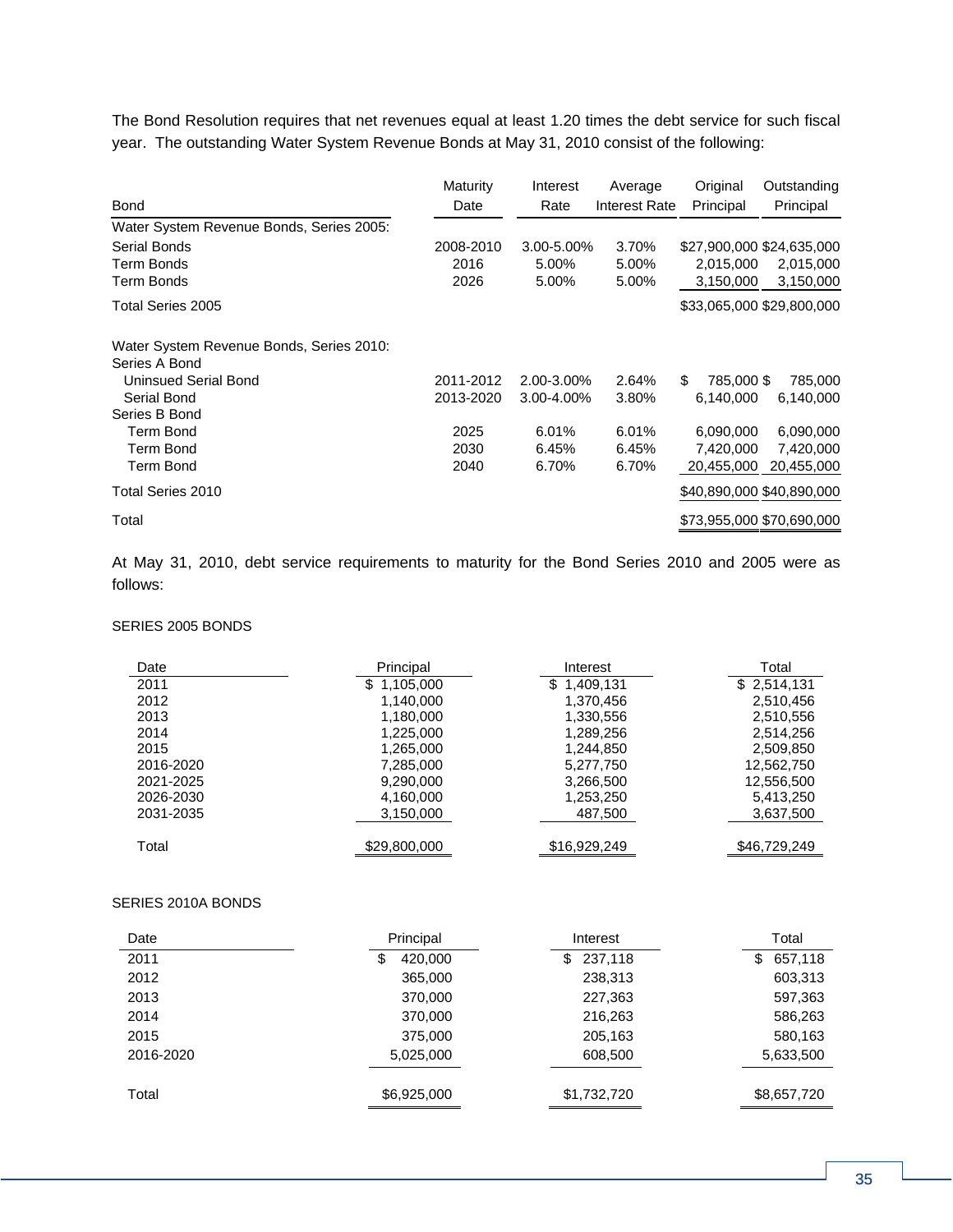The Bond Resolution requires that net revenues equal at least 1.20 times the debt service for such fiscal year. The outstanding Water System Revenue Bonds at May 31, 2010 consist of the following:

| Bond | Maturity Date | Interest Rate | Average Interest Rate | Original Principal | Outstanding Principal |
|---|---|---|---|---|---|
| Water System Revenue Bonds, Series 2005: | | | | | |
| Serial Bonds | 2008-2010 | 3.00-5.00% | 3.70% | $27,900,000 | $24,635,000 |
| Term Bonds | 2016 | 5.00% | 5.00% | 2,015,000 | 2,015,000 |
| Term Bonds | 2026 | 5.00% | 5.00% | 3,150,000 | 3,150,000 |
| Total Series 2005 | | | | $33,065,000 | $29,800,000 |
| Water System Revenue Bonds, Series 2010: | | | | | |
| Series A Bond | | | | | |
| Uninsued Serial Bond | 2011-2012 | 2.00-3.00% | 2.64% | $ 785,000 | $ 785,000 |
| Serial Bond | 2013-2020 | 3.00-4.00% | 3.80% | 6,140,000 | 6,140,000 |
| Series B Bond | | | | | |
| Term Bond | 2025 | 6.01% | 6.01% | 6,090,000 | 6,090,000 |
| Term Bond | 2030 | 6.45% | 6.45% | 7,420,000 | 7,420,000 |
| Term Bond | 2040 | 6.70% | 6.70% | 20,455,000 | 20,455,000 |
| Total Series 2010 | | | | $40,890,000 | $40,890,000 |
| Total | | | | $73,955,000 | $70,690,000 |

At May 31, 2010, debt service requirements to maturity for the Bond Series 2010 and 2005 were as follows:

SERIES 2005 BONDS

| Date | Principal | Interest | Total |
|---|---|---|---|
| 2011 | $ 1,105,000 | $ 1,409,131 | $ 2,514,131 |
| 2012 | 1,140,000 | 1,370,456 | 2,510,456 |
| 2013 | 1,180,000 | 1,330,556 | 2,510,556 |
| 2014 | 1,225,000 | 1,289,256 | 2,514,256 |
| 2015 | 1,265,000 | 1,244,850 | 2,509,850 |
| 2016-2020 | 7,285,000 | 5,277,750 | 12,562,750 |
| 2021-2025 | 9,290,000 | 3,266,500 | 12,556,500 |
| 2026-2030 | 4,160,000 | 1,253,250 | 5,413,250 |
| 2031-2035 | 3,150,000 | 487,500 | 3,637,500 |
| Total | $29,800,000 | $16,929,249 | $46,729,249 |

SERIES 2010A BONDS

| Date | Principal | Interest | Total |
|---|---|---|---|
| 2011 | $ 420,000 | $ 237,118 | $ 657,118 |
| 2012 | 365,000 | 238,313 | 603,313 |
| 2013 | 370,000 | 227,363 | 597,363 |
| 2014 | 370,000 | 216,263 | 586,263 |
| 2015 | 375,000 | 205,163 | 580,163 |
| 2016-2020 | 5,025,000 | 608,500 | 5,633,500 |
| Total | $6,925,000 | $1,732,720 | $8,657,720 |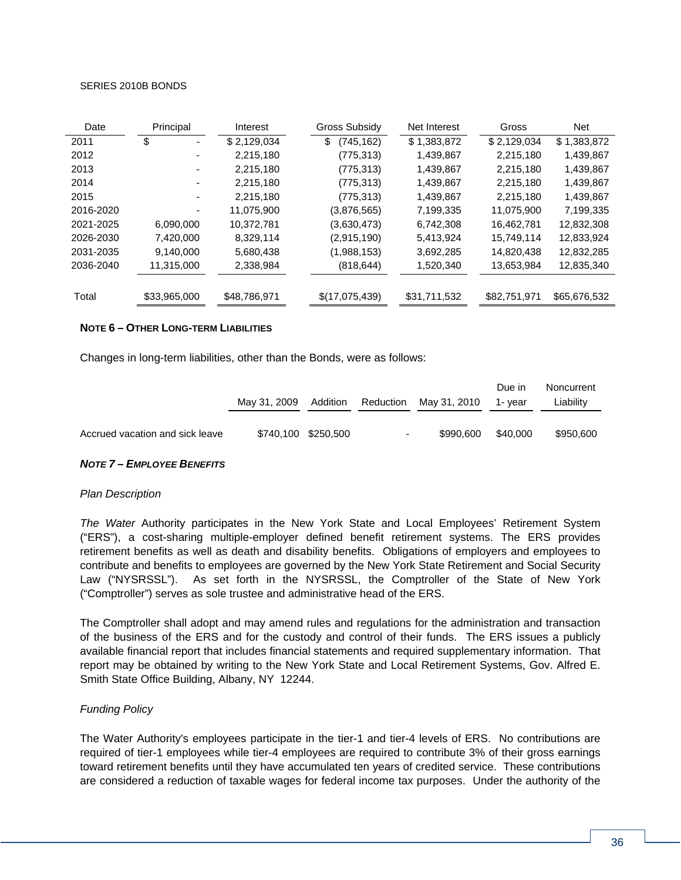SERIES 2010B BONDS

| Date | Principal | Interest | Gross Subsidy | Net Interest | Gross | Net |
|---|---|---|---|---|---|---|
| 2011 | $ - | $ 2,129,034 | $ (745,162) | $ 1,383,872 | $ 2,129,034 | $ 1,383,872 |
| 2012 | - | 2,215,180 | (775,313) | 1,439,867 | 2,215,180 | 1,439,867 |
| 2013 | - | 2,215,180 | (775,313) | 1,439,867 | 2,215,180 | 1,439,867 |
| 2014 | - | 2,215,180 | (775,313) | 1,439,867 | 2,215,180 | 1,439,867 |
| 2015 | - | 2,215,180 | (775,313) | 1,439,867 | 2,215,180 | 1,439,867 |
| 2016-2020 | - | 11,075,900 | (3,876,565) | 7,199,335 | 11,075,900 | 7,199,335 |
| 2021-2025 | 6,090,000 | 10,372,781 | (3,630,473) | 6,742,308 | 16,462,781 | 12,832,308 |
| 2026-2030 | 7,420,000 | 8,329,114 | (2,915,190) | 5,413,924 | 15,749,114 | 12,833,924 |
| 2031-2035 | 9,140,000 | 5,680,438 | (1,988,153) | 3,692,285 | 14,820,438 | 12,832,285 |
| 2036-2040 | 11,315,000 | 2,338,984 | (818,644) | 1,520,340 | 13,653,984 | 12,835,340 |
| Total | $33,965,000 | $48,786,971 | $(17,075,439) | $31,711,532 | $82,751,971 | $65,676,532 |

**NOTE 6 – OTHER LONG-TERM LIABILITIES**

Changes in long-term liabilities, other than the Bonds, were as follows:

| | May 31, 2009 | Addition | Reduction | May 31, 2010 | Due in 1- year | Noncurrent Liability |
|---|---|---|---|---|---|---|
| Accrued vacation and sick leave | $740,100 | $250,500 | - | $990,600 | $40,000 | $950,600 |

***NOTE 7 – EMPLOYEE BENEFITS***

*Plan Description*

*The Water* Authority participates in the New York State and Local Employees' Retirement System ("ERS"), a cost-sharing multiple-employer defined benefit retirement systems. The ERS provides retirement benefits as well as death and disability benefits. Obligations of employers and employees to contribute and benefits to employees are governed by the New York State Retirement and Social Security Law ("NYSRSSL"). As set forth in the NYSRSSL, the Comptroller of the State of New York ("Comptroller") serves as sole trustee and administrative head of the ERS.

The Comptroller shall adopt and may amend rules and regulations for the administration and transaction of the business of the ERS and for the custody and control of their funds. The ERS issues a publicly available financial report that includes financial statements and required supplementary information. That report may be obtained by writing to the New York State and Local Retirement Systems, Gov. Alfred E. Smith State Office Building, Albany, NY 12244.

*Funding Policy*

The Water Authority's employees participate in the tier-1 and tier-4 levels of ERS. No contributions are required of tier-1 employees while tier-4 employees are required to contribute 3% of their gross earnings toward retirement benefits until they have accumulated ten years of credited service. These contributions are considered a reduction of taxable wages for federal income tax purposes. Under the authority of the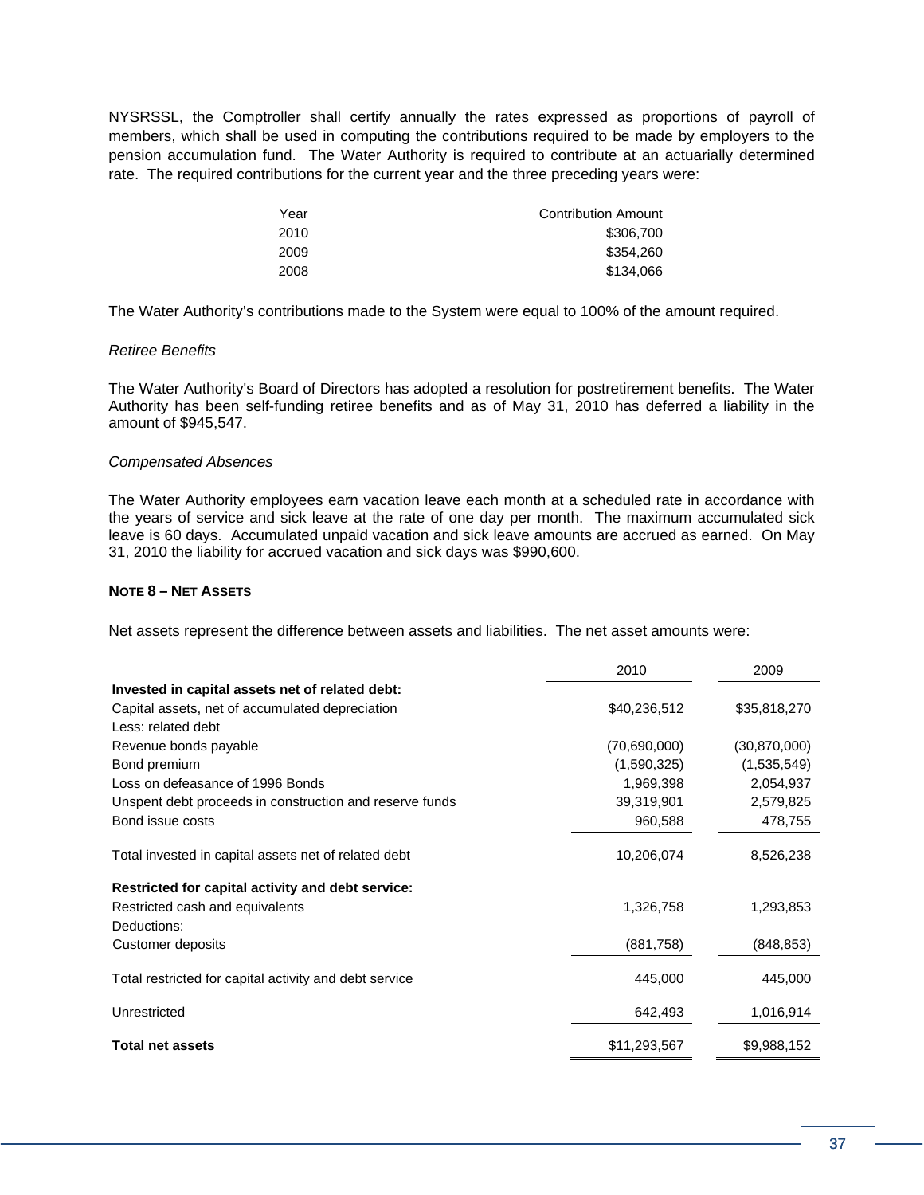NYSRSSL, the Comptroller shall certify annually the rates expressed as proportions of payroll of members, which shall be used in computing the contributions required to be made by employers to the pension accumulation fund. The Water Authority is required to contribute at an actuarially determined rate. The required contributions for the current year and the three preceding years were:

| Year | Contribution Amount |
|---|---|
| 2010 | $306,700 |
| 2009 | $354,260 |
| 2008 | $134,066 |

The Water Authority's contributions made to the System were equal to 100% of the amount required.

*Retiree Benefits*

The Water Authority's Board of Directors has adopted a resolution for postretirement benefits. The Water Authority has been self-funding retiree benefits and as of May 31, 2010 has deferred a liability in the amount of $945,547.

*Compensated Absences*

The Water Authority employees earn vacation leave each month at a scheduled rate in accordance with the years of service and sick leave at the rate of one day per month. The maximum accumulated sick leave is 60 days. Accumulated unpaid vacation and sick leave amounts are accrued as earned. On May 31, 2010 the liability for accrued vacation and sick days was $990,600.

**NOTE 8 – NET ASSETS**

Net assets represent the difference between assets and liabilities. The net asset amounts were:

| | 2010 | 2009 |
|---|---|---|
| **Invested in capital assets net of related debt:** | | |
| Capital assets, net of accumulated depreciation | $40,236,512 | $35,818,270 |
| Less: related debt | | |
| Revenue bonds payable | (70,690,000) | (30,870,000) |
| Bond premium | (1,590,325) | (1,535,549) |
| Loss on defeasance of 1996 Bonds | 1,969,398 | 2,054,937 |
| Unspent debt proceeds in construction and reserve funds | 39,319,901 | 2,579,825 |
| Bond issue costs | 960,588 | 478,755 |
| Total invested in capital assets net of related debt | 10,206,074 | 8,526,238 |
| **Restricted for capital activity and debt service:** | | |
| Restricted cash and equivalents | 1,326,758 | 1,293,853 |
| Deductions: | | |
| Customer deposits | (881,758) | (848,853) |
| Total restricted for capital activity and debt service | 445,000 | 445,000 |
| Unrestricted | 642,493 | 1,016,914 |
| **Total net assets** | $11,293,567 | $9,988,152 |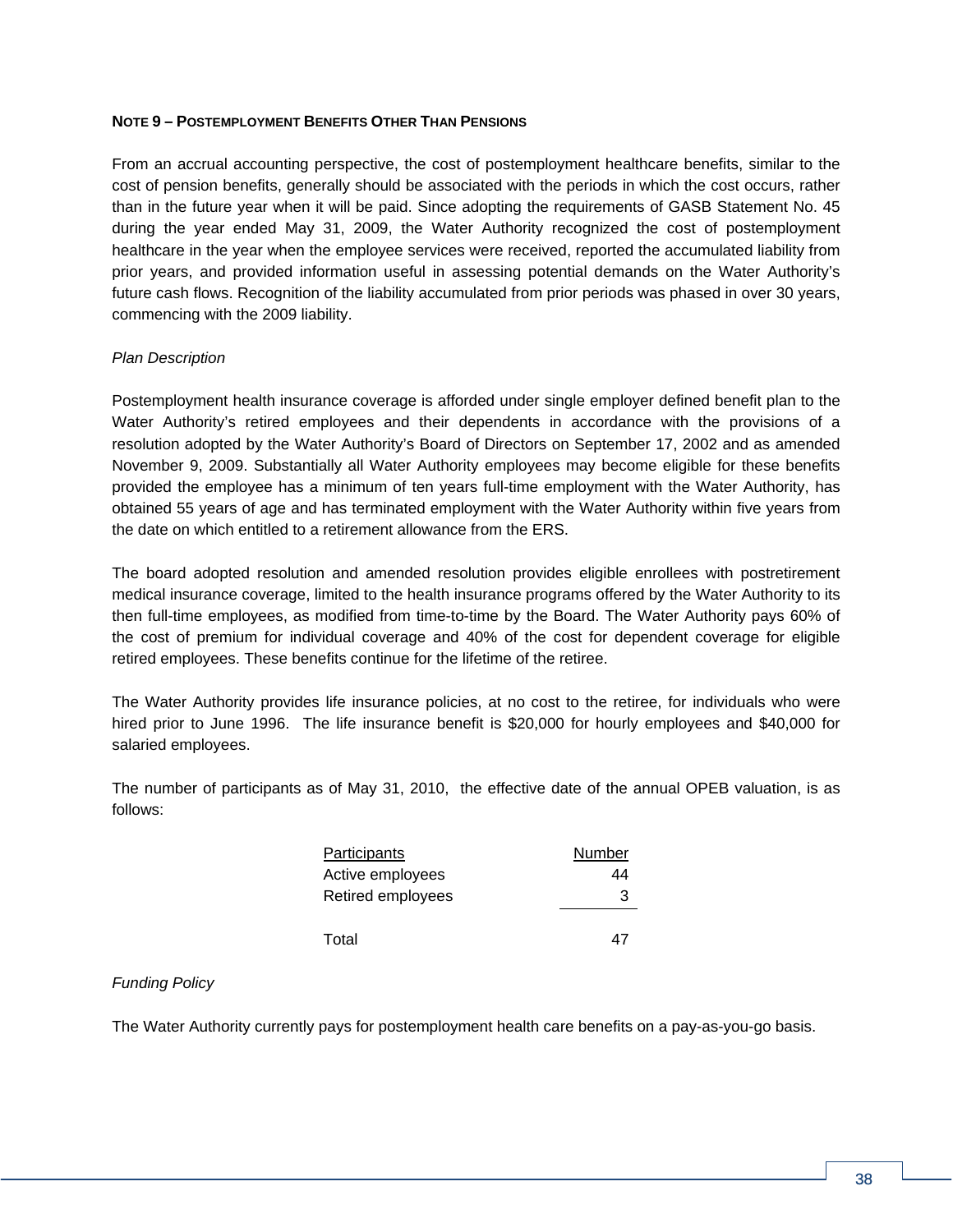## NOTE 9 – POSTEMPLOYMENT BENEFITS OTHER THAN PENSIONS

From an accrual accounting perspective, the cost of postemployment healthcare benefits, similar to the cost of pension benefits, generally should be associated with the periods in which the cost occurs, rather than in the future year when it will be paid. Since adopting the requirements of GASB Statement No. 45 during the year ended May 31, 2009, the Water Authority recognized the cost of postemployment healthcare in the year when the employee services were received, reported the accumulated liability from prior years, and provided information useful in assessing potential demands on the Water Authority's future cash flows. Recognition of the liability accumulated from prior periods was phased in over 30 years, commencing with the 2009 liability.

*Plan Description*

Postemployment health insurance coverage is afforded under single employer defined benefit plan to the Water Authority's retired employees and their dependents in accordance with the provisions of a resolution adopted by the Water Authority's Board of Directors on September 17, 2002 and as amended November 9, 2009. Substantially all Water Authority employees may become eligible for these benefits provided the employee has a minimum of ten years full-time employment with the Water Authority, has obtained 55 years of age and has terminated employment with the Water Authority within five years from the date on which entitled to a retirement allowance from the ERS.

The board adopted resolution and amended resolution provides eligible enrollees with postretirement medical insurance coverage, limited to the health insurance programs offered by the Water Authority to its then full-time employees, as modified from time-to-time by the Board. The Water Authority pays 60% of the cost of premium for individual coverage and 40% of the cost for dependent coverage for eligible retired employees. These benefits continue for the lifetime of the retiree.

The Water Authority provides life insurance policies, at no cost to the retiree, for individuals who were hired prior to June 1996. The life insurance benefit is $20,000 for hourly employees and $40,000 for salaried employees.

The number of participants as of May 31, 2010, the effective date of the annual OPEB valuation, is as follows:

| Participants | Number |
|---|---|
| Active employees | 44 |
| Retired employees | 3 |
| Total | 47 |

*Funding Policy*

The Water Authority currently pays for postemployment health care benefits on a pay-as-you-go basis.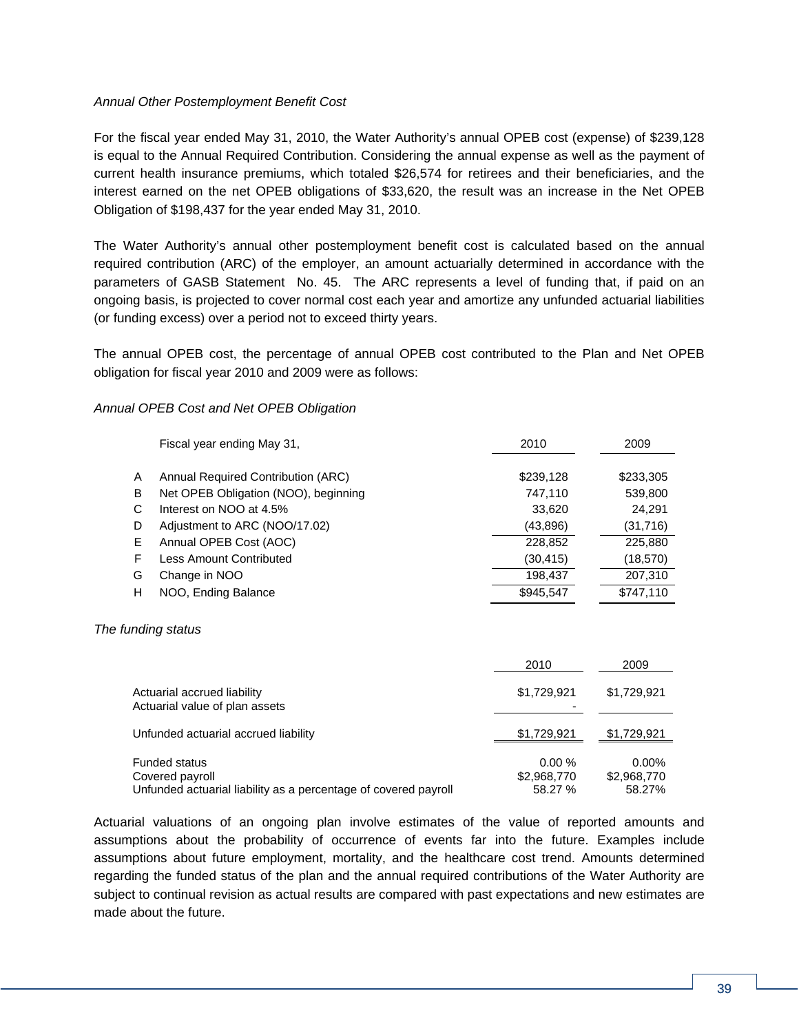*Annual Other Postemployment Benefit Cost*

For the fiscal year ended May 31, 2010, the Water Authority's annual OPEB cost (expense) of $239,128 is equal to the Annual Required Contribution. Considering the annual expense as well as the payment of current health insurance premiums, which totaled $26,574 for retirees and their beneficiaries, and the interest earned on the net OPEB obligations of $33,620, the result was an increase in the Net OPEB Obligation of $198,437 for the year ended May 31, 2010.

The Water Authority's annual other postemployment benefit cost is calculated based on the annual required contribution (ARC) of the employer, an amount actuarially determined in accordance with the parameters of GASB Statement No. 45. The ARC represents a level of funding that, if paid on an ongoing basis, is projected to cover normal cost each year and amortize any unfunded actuarial liabilities (or funding excess) over a period not to exceed thirty years.

The annual OPEB cost, the percentage of annual OPEB cost contributed to the Plan and Net OPEB obligation for fiscal year 2010 and 2009 were as follows:

*Annual OPEB Cost and Net OPEB Obligation*

| | Fiscal year ending May 31, | 2010 | 2009 |
|---|---|---|---|
| A | Annual Required Contribution (ARC) | $239,128 | $233,305 |
| B | Net OPEB Obligation (NOO), beginning | 747,110 | 539,800 |
| C | Interest on NOO at 4.5% | 33,620 | 24,291 |
| D | Adjustment to ARC (NOO/17.02) | (43,896) | (31,716) |
| E | Annual OPEB Cost (AOC) | 228,852 | 225,880 |
| F | Less Amount Contributed | (30,415) | (18,570) |
| G | Change in NOO | 198,437 | 207,310 |
| H | NOO, Ending Balance | $945,547 | $747,110 |

*The funding status*

| | 2010 | 2009 |
|---|---|---|
| Actuarial accrued liability | $1,729,921 | $1,729,921 |
| Actuarial value of plan assets | - | |
| Unfunded actuarial accrued liability | $1,729,921 | $1,729,921 |
| Funded status | 0.00 % | 0.00% |
| Covered payroll | $2,968,770 | $2,968,770 |
| Unfunded actuarial liability as a percentage of covered payroll | 58.27 % | 58.27% |

Actuarial valuations of an ongoing plan involve estimates of the value of reported amounts and assumptions about the probability of occurrence of events far into the future. Examples include assumptions about future employment, mortality, and the healthcare cost trend. Amounts determined regarding the funded status of the plan and the annual required contributions of the Water Authority are subject to continual revision as actual results are compared with past expectations and new estimates are made about the future.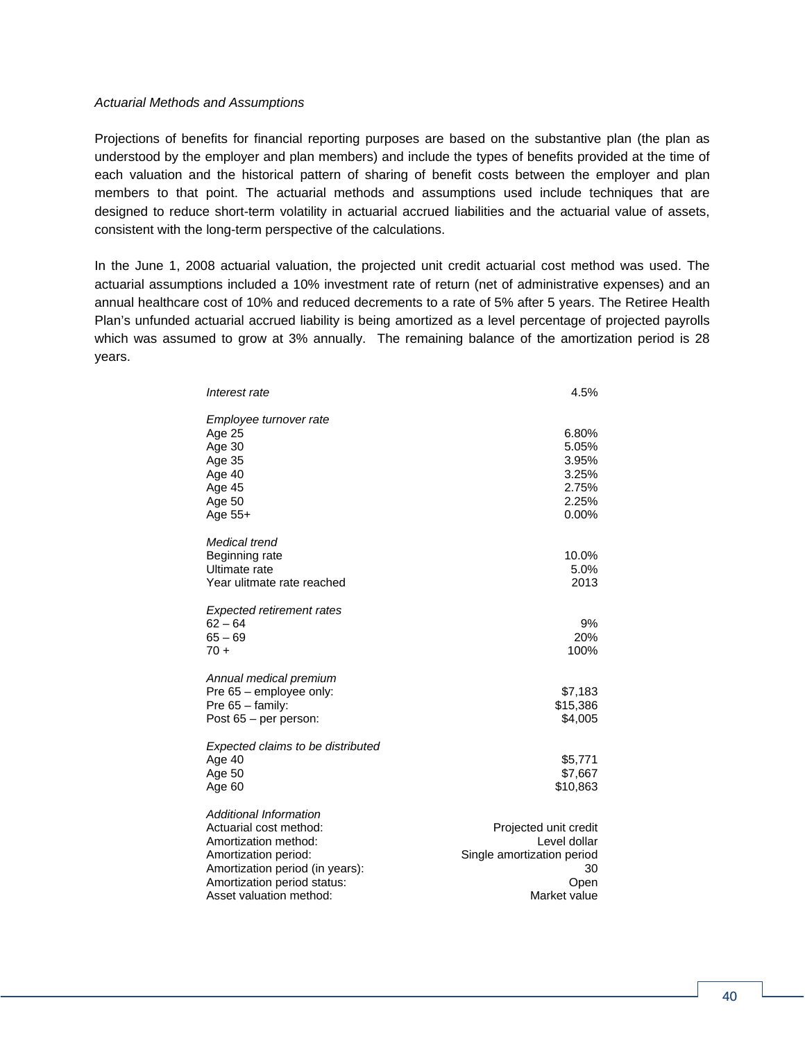*Actuarial Methods and Assumptions*

Projections of benefits for financial reporting purposes are based on the substantive plan (the plan as understood by the employer and plan members) and include the types of benefits provided at the time of each valuation and the historical pattern of sharing of benefit costs between the employer and plan members to that point. The actuarial methods and assumptions used include techniques that are designed to reduce short-term volatility in actuarial accrued liabilities and the actuarial value of assets, consistent with the long-term perspective of the calculations.

In the June 1, 2008 actuarial valuation, the projected unit credit actuarial cost method was used. The actuarial assumptions included a 10% investment rate of return (net of administrative expenses) and an annual healthcare cost of 10% and reduced decrements to a rate of 5% after 5 years. The Retiree Health Plan's unfunded actuarial accrued liability is being amortized as a level percentage of projected payrolls which was assumed to grow at 3% annually. The remaining balance of the amortization period is 28 years.

| | |
|---|---:|
| *Interest rate* | 4.5% |
| | |
| *Employee turnover rate* | |
| Age 25 | 6.80% |
| Age 30 | 5.05% |
| Age 35 | 3.95% |
| Age 40 | 3.25% |
| Age 45 | 2.75% |
| Age 50 | 2.25% |
| Age 55+ | 0.00% |
| | |
| *Medical trend* | |
| Beginning rate | 10.0% |
| Ultimate rate | 5.0% |
| Year ulitmate rate reached | 2013 |
| | |
| *Expected retirement rates* | |
| 62 – 64 | 9% |
| 65 – 69 | 20% |
| 70 + | 100% |
| | |
| *Annual medical premium* | |
| Pre 65 – employee only: | $7,183 |
| Pre 65 – family: | $15,386 |
| Post 65 – per person: | $4,005 |
| | |
| *Expected claims to be distributed* | |
| Age 40 | $5,771 |
| Age 50 | $7,667 |
| Age 60 | $10,863 |
| | |
| *Additional Information* | |
| Actuarial cost method: | Projected unit credit |
| Amortization method: | Level dollar |
| Amortization period: | Single amortization period |
| Amortization period (in years): | 30 |
| Amortization period status: | Open |
| Asset valuation method: | Market value |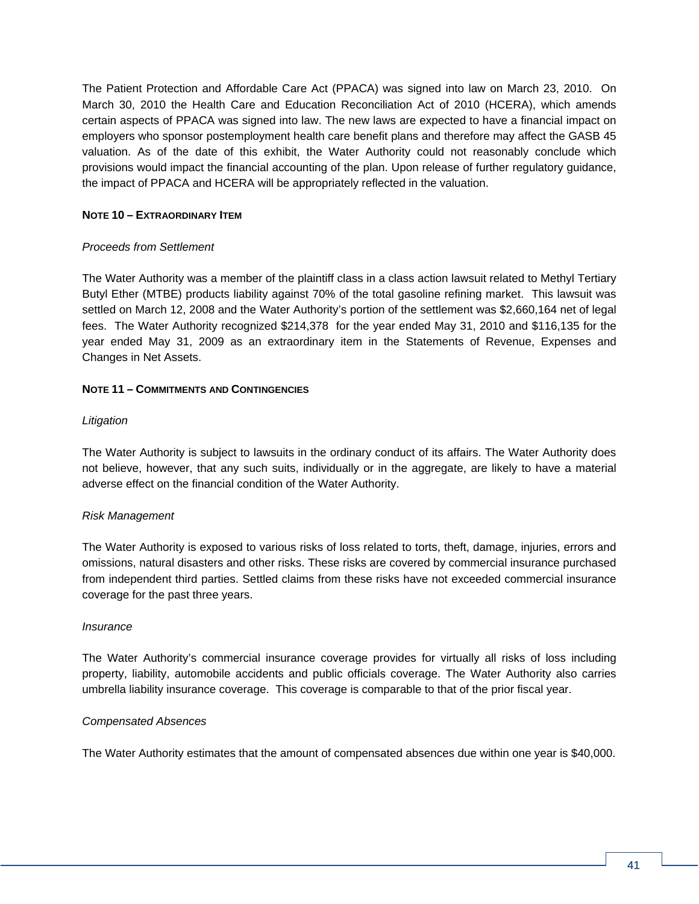The Patient Protection and Affordable Care Act (PPACA) was signed into law on March 23, 2010. On March 30, 2010 the Health Care and Education Reconciliation Act of 2010 (HCERA), which amends certain aspects of PPACA was signed into law. The new laws are expected to have a financial impact on employers who sponsor postemployment health care benefit plans and therefore may affect the GASB 45 valuation. As of the date of this exhibit, the Water Authority could not reasonably conclude which provisions would impact the financial accounting of the plan. Upon release of further regulatory guidance, the impact of PPACA and HCERA will be appropriately reflected in the valuation.

## NOTE 10 – EXTRAORDINARY ITEM

*Proceeds from Settlement*

The Water Authority was a member of the plaintiff class in a class action lawsuit related to Methyl Tertiary Butyl Ether (MTBE) products liability against 70% of the total gasoline refining market. This lawsuit was settled on March 12, 2008 and the Water Authority's portion of the settlement was $2,660,164 net of legal fees. The Water Authority recognized $214,378 for the year ended May 31, 2010 and $116,135 for the year ended May 31, 2009 as an extraordinary item in the Statements of Revenue, Expenses and Changes in Net Assets.

## NOTE 11 – COMMITMENTS AND CONTINGENCIES

*Litigation*

The Water Authority is subject to lawsuits in the ordinary conduct of its affairs. The Water Authority does not believe, however, that any such suits, individually or in the aggregate, are likely to have a material adverse effect on the financial condition of the Water Authority.

*Risk Management*

The Water Authority is exposed to various risks of loss related to torts, theft, damage, injuries, errors and omissions, natural disasters and other risks. These risks are covered by commercial insurance purchased from independent third parties. Settled claims from these risks have not exceeded commercial insurance coverage for the past three years.

*Insurance*

The Water Authority's commercial insurance coverage provides for virtually all risks of loss including property, liability, automobile accidents and public officials coverage. The Water Authority also carries umbrella liability insurance coverage. This coverage is comparable to that of the prior fiscal year.

*Compensated Absences*

The Water Authority estimates that the amount of compensated absences due within one year is $40,000.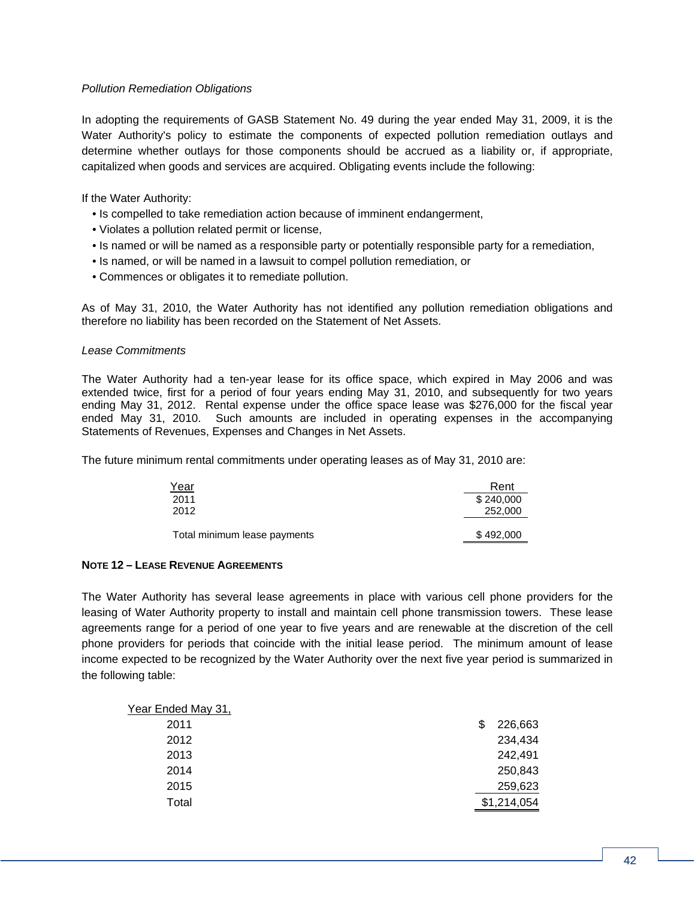*Pollution Remediation Obligations*

In adopting the requirements of GASB Statement No. 49 during the year ended May 31, 2009, it is the Water Authority's policy to estimate the components of expected pollution remediation outlays and determine whether outlays for those components should be accrued as a liability or, if appropriate, capitalized when goods and services are acquired. Obligating events include the following:

If the Water Authority:

- Is compelled to take remediation action because of imminent endangerment,
- Violates a pollution related permit or license,
- Is named or will be named as a responsible party or potentially responsible party for a remediation,
- Is named, or will be named in a lawsuit to compel pollution remediation, or
- Commences or obligates it to remediate pollution.

As of May 31, 2010, the Water Authority has not identified any pollution remediation obligations and therefore no liability has been recorded on the Statement of Net Assets.

*Lease Commitments*

The Water Authority had a ten-year lease for its office space, which expired in May 2006 and was extended twice, first for a period of four years ending May 31, 2010, and subsequently for two years ending May 31, 2012. Rental expense under the office space lease was $276,000 for the fiscal year ended May 31, 2010. Such amounts are included in operating expenses in the accompanying Statements of Revenues, Expenses and Changes in Net Assets.

The future minimum rental commitments under operating leases as of May 31, 2010 are:

| Year | Rent |
|---|---|
| 2011 | $ 240,000 |
| 2012 | 252,000 |
| Total minimum lease payments | $ 492,000 |

**NOTE 12 – LEASE REVENUE AGREEMENTS**

The Water Authority has several lease agreements in place with various cell phone providers for the leasing of Water Authority property to install and maintain cell phone transmission towers. These lease agreements range for a period of one year to five years and are renewable at the discretion of the cell phone providers for periods that coincide with the initial lease period. The minimum amount of lease income expected to be recognized by the Water Authority over the next five year period is summarized in the following table:

| Year Ended May 31, | |
|---|---|
| 2011 | $ 226,663 |
| 2012 | 234,434 |
| 2013 | 242,491 |
| 2014 | 250,843 |
| 2015 | 259,623 |
| Total | $1,214,054 |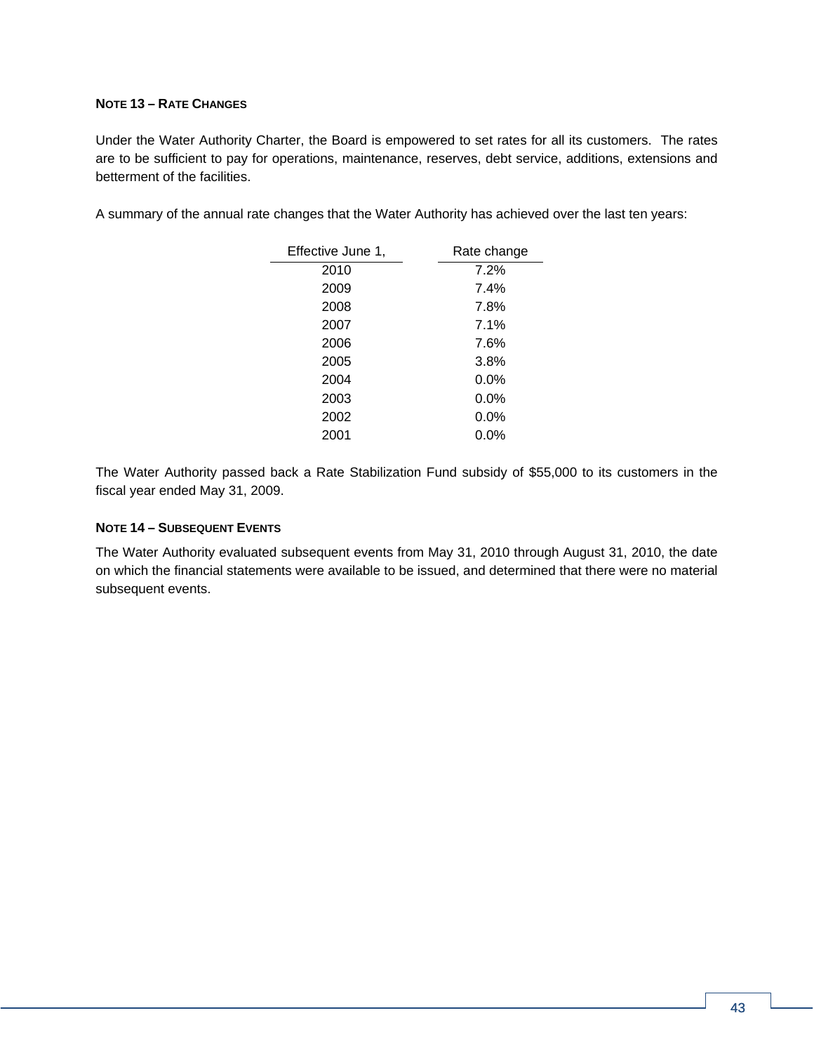**NOTE 13 – RATE CHANGES**

Under the Water Authority Charter, the Board is empowered to set rates for all its customers. The rates are to be sufficient to pay for operations, maintenance, reserves, debt service, additions, extensions and betterment of the facilities.

A summary of the annual rate changes that the Water Authority has achieved over the last ten years:

| Effective June 1, | Rate change |
|---|---|
| 2010 | 7.2% |
| 2009 | 7.4% |
| 2008 | 7.8% |
| 2007 | 7.1% |
| 2006 | 7.6% |
| 2005 | 3.8% |
| 2004 | 0.0% |
| 2003 | 0.0% |
| 2002 | 0.0% |
| 2001 | 0.0% |

The Water Authority passed back a Rate Stabilization Fund subsidy of $55,000 to its customers in the fiscal year ended May 31, 2009.

**NOTE 14 – SUBSEQUENT EVENTS**

The Water Authority evaluated subsequent events from May 31, 2010 through August 31, 2010, the date on which the financial statements were available to be issued, and determined that there were no material subsequent events.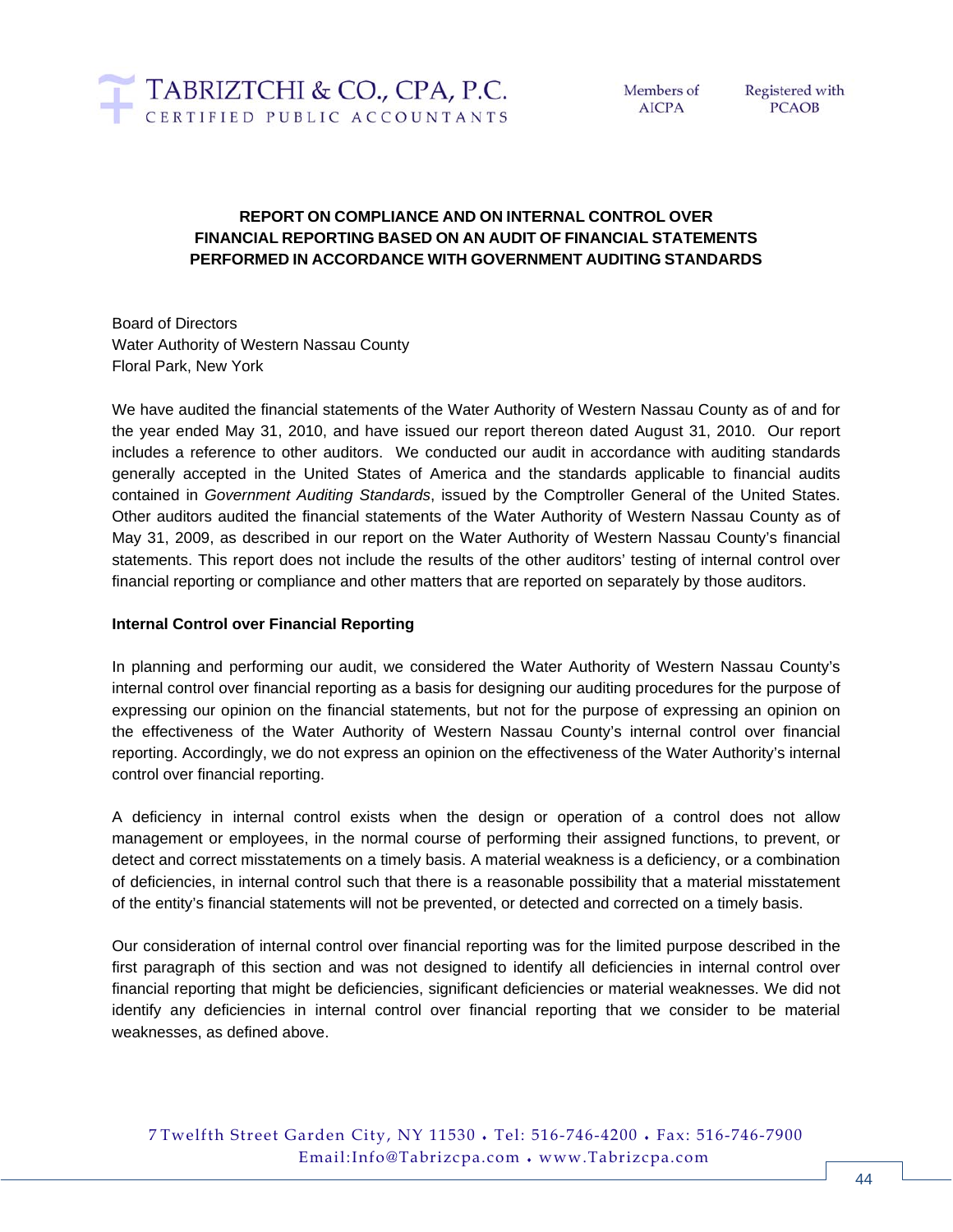TABRIZTCHI & CO., CPA, P.C.
CERTIFIED PUBLIC ACCOUNTANTS

Members of AICPA

Registered with PCAOB

## REPORT ON COMPLIANCE AND ON INTERNAL CONTROL OVER FINANCIAL REPORTING BASED ON AN AUDIT OF FINANCIAL STATEMENTS PERFORMED IN ACCORDANCE WITH GOVERNMENT AUDITING STANDARDS

Board of Directors
Water Authority of Western Nassau County
Floral Park, New York

We have audited the financial statements of the Water Authority of Western Nassau County as of and for the year ended May 31, 2010, and have issued our report thereon dated August 31, 2010. Our report includes a reference to other auditors. We conducted our audit in accordance with auditing standards generally accepted in the United States of America and the standards applicable to financial audits contained in *Government Auditing Standards*, issued by the Comptroller General of the United States. Other auditors audited the financial statements of the Water Authority of Western Nassau County as of May 31, 2009, as described in our report on the Water Authority of Western Nassau County's financial statements. This report does not include the results of the other auditors' testing of internal control over financial reporting or compliance and other matters that are reported on separately by those auditors.

**Internal Control over Financial Reporting**

In planning and performing our audit, we considered the Water Authority of Western Nassau County's internal control over financial reporting as a basis for designing our auditing procedures for the purpose of expressing our opinion on the financial statements, but not for the purpose of expressing an opinion on the effectiveness of the Water Authority of Western Nassau County's internal control over financial reporting. Accordingly, we do not express an opinion on the effectiveness of the Water Authority's internal control over financial reporting.

A deficiency in internal control exists when the design or operation of a control does not allow management or employees, in the normal course of performing their assigned functions, to prevent, or detect and correct misstatements on a timely basis. A material weakness is a deficiency, or a combination of deficiencies, in internal control such that there is a reasonable possibility that a material misstatement of the entity's financial statements will not be prevented, or detected and corrected on a timely basis.

Our consideration of internal control over financial reporting was for the limited purpose described in the first paragraph of this section and was not designed to identify all deficiencies in internal control over financial reporting that might be deficiencies, significant deficiencies or material weaknesses. We did not identify any deficiencies in internal control over financial reporting that we consider to be material weaknesses, as defined above.

7 Twelfth Street Garden City, NY 11530 • Tel: 516-746-4200 • Fax: 516-746-7900
Email:Info@Tabrizcpa.com • www.Tabrizcpa.com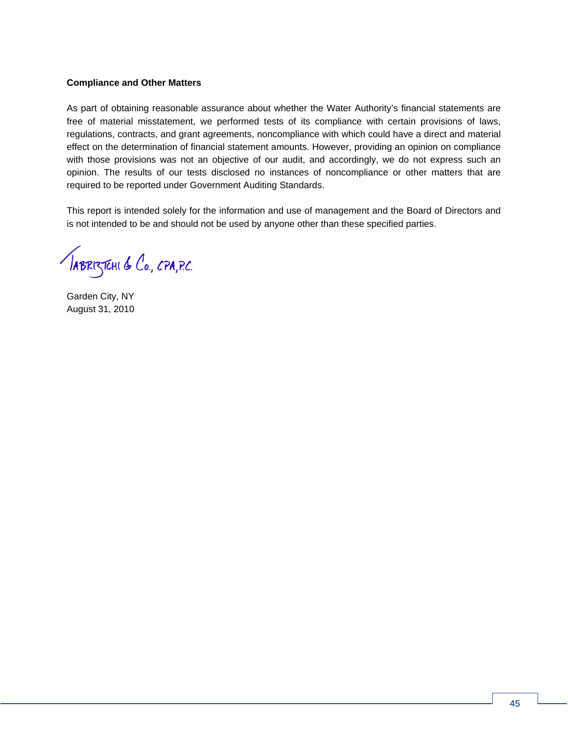**Compliance and Other Matters**

As part of obtaining reasonable assurance about whether the Water Authority's financial statements are free of material misstatement, we performed tests of its compliance with certain provisions of laws, regulations, contracts, and grant agreements, noncompliance with which could have a direct and material effect on the determination of financial statement amounts. However, providing an opinion on compliance with those provisions was not an objective of our audit, and accordingly, we do not express such an opinion. The results of our tests disclosed no instances of noncompliance or other matters that are required to be reported under Government Auditing Standards.

This report is intended solely for the information and use of management and the Board of Directors and is not intended to be and should not be used by anyone other than these specified parties.

Tabriztchi & Co., CPA, P.C.

Garden City, NY
August 31, 2010